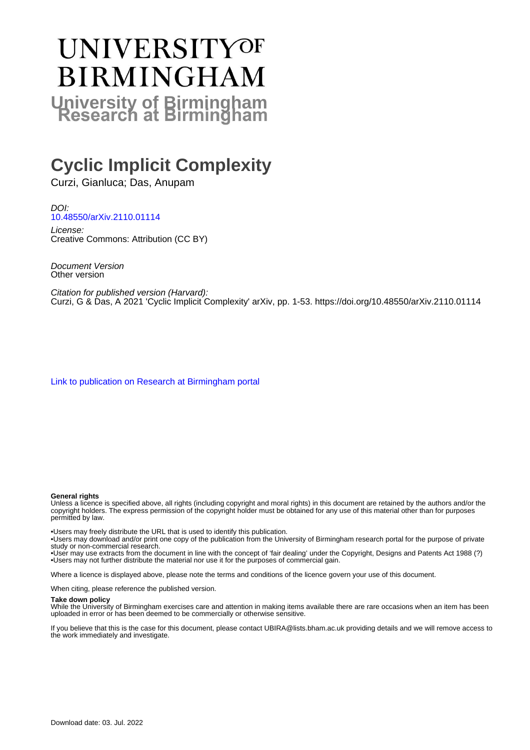# UNIVERSITY OF BIRMINGHAM

**University of Birmingham Research at Birmingham**

# Cyclic Implicit Complexity

Curzi, Gianluca; Das, Anupam

*DOI:*
10.48550/arXiv.2110.01114

*License:*
Creative Commons: Attribution (CC BY)

*Document Version*
Other version

*Citation for published version (Harvard):*
Curzi, G & Das, A 2021 'Cyclic Implicit Complexity' arXiv, pp. 1-53. https://doi.org/10.48550/arXiv.2110.01114

Link to publication on Research at Birmingham portal

**General rights**
Unless a licence is specified above, all rights (including copyright and moral rights) in this document are retained by the authors and/or the copyright holders. The express permission of the copyright holder must be obtained for any use of this material other than for purposes permitted by law.

•Users may freely distribute the URL that is used to identify this publication.
•Users may download and/or print one copy of the publication from the University of Birmingham research portal for the purpose of private study or non-commercial research.
•User may use extracts from the document in line with the concept of 'fair dealing' under the Copyright, Designs and Patents Act 1988 (?)
•Users may not further distribute the material nor use it for the purposes of commercial gain.

Where a licence is displayed above, please note the terms and conditions of the licence govern your use of this document.

When citing, please reference the published version.

**Take down policy**
While the University of Birmingham exercises care and attention in making items available there are rare occasions when an item has been uploaded in error or has been deemed to be commercially or otherwise sensitive.

If you believe that this is the case for this document, please contact UBIRA@lists.bham.ac.uk providing details and we will remove access to the work immediately and investigate.

Download date: 03. Jul. 2022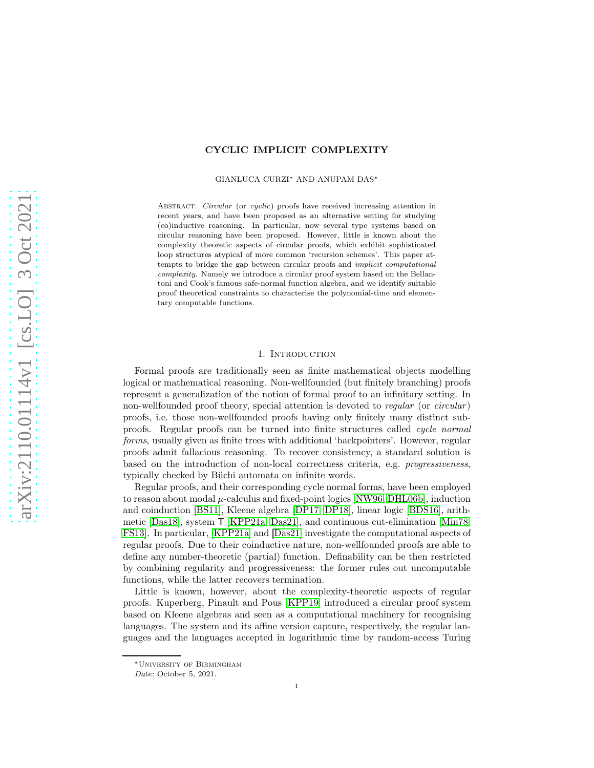**CYCLIC IMPLICIT COMPLEXITY**

GIANLUCA CURZI* AND ANUPAM DAS*

ABSTRACT. *Circular* (or *cyclic*) proofs have received increasing attention in recent years, and have been proposed as an alternative setting for studying (co)inductive reasoning. In particular, now several type systems based on circular reasoning have been proposed. However, little is known about the complexity theoretic aspects of circular proofs, which exhibit sophisticated loop structures atypical of more common 'recursion schemes'. This paper attempts to bridge the gap between circular proofs and *implicit computational complexity*. Namely we introduce a circular proof system based on the Bellantoni and Cook's famous safe-normal function algebra, and we identify suitable proof theoretical constraints to characterise the polynomial-time and elementary computable functions.

## 1. Introduction

Formal proofs are traditionally seen as finite mathematical objects modelling logical or mathematical reasoning. Non-wellfounded (but finitely branching) proofs represent a generalization of the notion of formal proof to an infinitary setting. In non-wellfounded proof theory, special attention is devoted to *regular* (or *circular*) proofs, i.e. those non-wellfounded proofs having only finitely many distinct subproofs. Regular proofs can be turned into finite structures called *cycle normal forms*, usually given as finite trees with additional 'backpointers'. However, regular proofs admit fallacious reasoning. To recover consistency, a standard solution is based on the introduction of non-local correctness criteria, e.g. *progressiveness*, typically checked by Büchi automata on infinite words.

Regular proofs, and their corresponding cycle normal forms, have been employed to reason about modal $\mu$-calculus and fixed-point logics [NW96, DHL06b], induction and coinduction [BS11], Kleene algebra [DP17, DP18], linear logic [BDS16], arithmetic [Das18], system T [KPP21a, Das21], and continuous cut-elimination [Min78, FS13]. In particular, [KPP21a] and [Das21] investigate the computational aspects of regular proofs. Due to their coinductive nature, non-wellfounded proofs are able to define any number-theoretic (partial) function. Definability can be then restricted by combining regularity and progressiveness: the former rules out uncomputable functions, while the latter recovers termination.

Little is known, however, about the complexity-theoretic aspects of regular proofs. Kuperberg, Pinault and Pous [KPP19] introduced a circular proof system based on Kleene algebras and seen as a computational machinery for recognising languages. The system and its affine version capture, respectively, the regular languages and the languages accepted in logarithmic time by random-access Turing

*University of Birmingham

*Date*: October 5, 2021.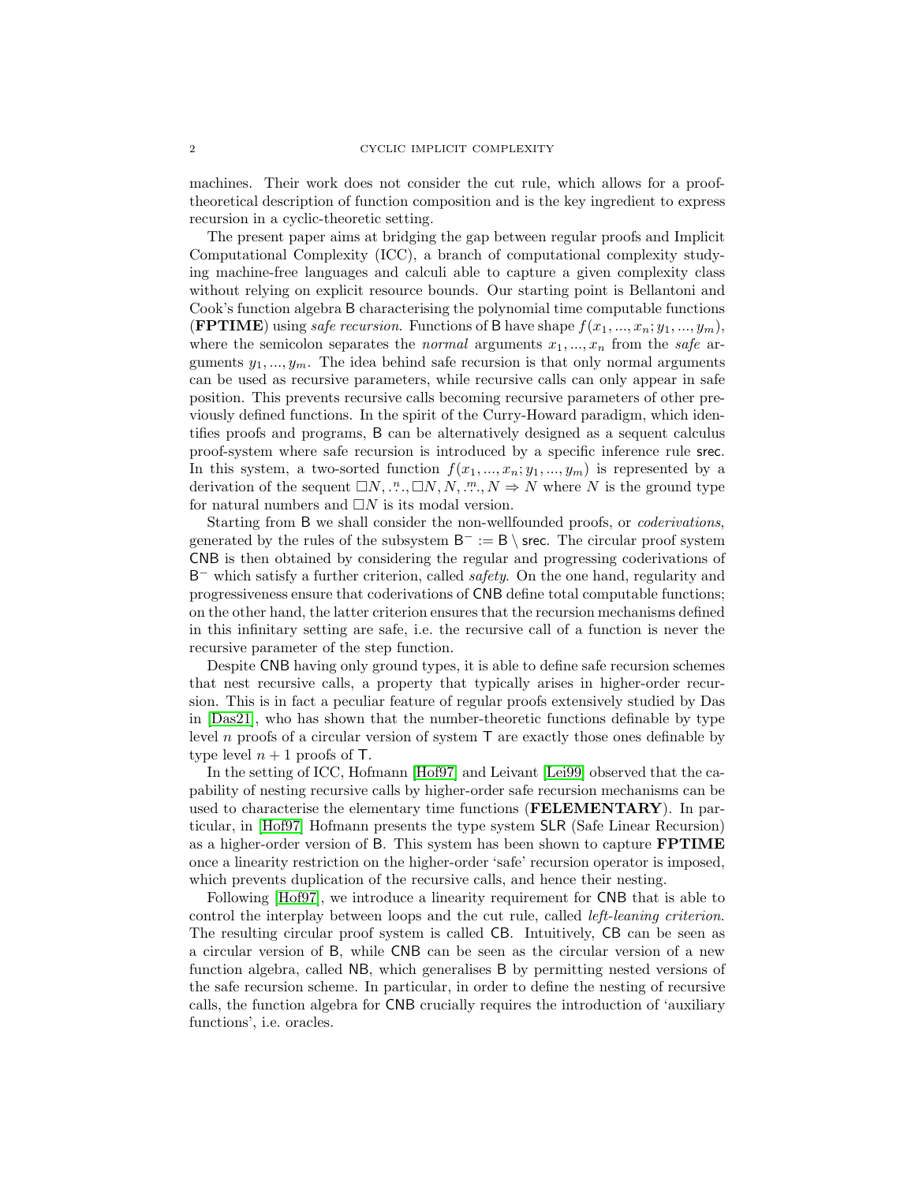machines. Their work does not consider the cut rule, which allows for a proof-theoretical description of function composition and is the key ingredient to express recursion in a cyclic-theoretic setting.

The present paper aims at bridging the gap between regular proofs and Implicit Computational Complexity (ICC), a branch of computational complexity studying machine-free languages and calculi able to capture a given complexity class without relying on explicit resource bounds. Our starting point is Bellantoni and Cook's function algebra $\mathsf{B}$ characterising the polynomial time computable functions (**FPTIME**) using *safe recursion*. Functions of $\mathsf{B}$ have shape $f(x_1, ..., x_n; y_1, ..., y_m)$, where the semicolon separates the *normal* arguments $x_1, ..., x_n$ from the *safe* arguments $y_1, ..., y_m$. The idea behind safe recursion is that only normal arguments can be used as recursive parameters, while recursive calls can only appear in safe position. This prevents recursive calls becoming recursive parameters of other previously defined functions. In the spirit of the Curry-Howard paradigm, which identifies proofs and programs, $\mathsf{B}$ can be alternatively designed as a sequent calculus proof-system where safe recursion is introduced by a specific inference rule $\mathsf{srec}$. In this system, a two-sorted function $f(x_1, ..., x_n; y_1, ..., y_m)$ is represented by a derivation of the sequent $\Box N, \overset{n}{\ldots}, \Box N, N, \overset{m}{\ldots}, N \Rightarrow N$ where $N$ is the ground type for natural numbers and $\Box N$ is its modal version.

Starting from $\mathsf{B}$ we shall consider the non-wellfounded proofs, or *coderivations*, generated by the rules of the subsystem $\mathsf{B}^- := \mathsf{B} \setminus \mathsf{srec}$. The circular proof system $\mathsf{CNB}$ is then obtained by considering the regular and progressing coderivations of $\mathsf{B}^-$ which satisfy a further criterion, called *safety*. On the one hand, regularity and progressiveness ensure that coderivations of $\mathsf{CNB}$ define total computable functions; on the other hand, the latter criterion ensures that the recursion mechanisms defined in this infinitary setting are safe, i.e. the recursive call of a function is never the recursive parameter of the step function.

Despite $\mathsf{CNB}$ having only ground types, it is able to define safe recursion schemes that nest recursive calls, a property that typically arises in higher-order recursion. This is in fact a peculiar feature of regular proofs extensively studied by Das in [Das21], who has shown that the number-theoretic functions definable by type level $n$ proofs of a circular version of system $\mathsf{T}$ are exactly those ones definable by type level $n+1$ proofs of $\mathsf{T}$.

In the setting of ICC, Hofmann [Hof97] and Leivant [Lei99] observed that the capability of nesting recursive calls by higher-order safe recursion mechanisms can be used to characterise the elementary time functions (**FELEMENTARY**). In particular, in [Hof97] Hofmann presents the type system $\mathsf{SLR}$ (Safe Linear Recursion) as a higher-order version of $\mathsf{B}$. This system has been shown to capture **FPTIME** once a linearity restriction on the higher-order 'safe' recursion operator is imposed, which prevents duplication of the recursive calls, and hence their nesting.

Following [Hof97], we introduce a linearity requirement for $\mathsf{CNB}$ that is able to control the interplay between loops and the cut rule, called *left-leaning criterion*. The resulting circular proof system is called $\mathsf{CB}$. Intuitively, $\mathsf{CB}$ can be seen as a circular version of $\mathsf{B}$, while $\mathsf{CNB}$ can be seen as the circular version of a new function algebra, called $\mathsf{NB}$, which generalises $\mathsf{B}$ by permitting nested versions of the safe recursion scheme. In particular, in order to define the nesting of recursive calls, the function algebra for $\mathsf{CNB}$ crucially requires the introduction of 'auxiliary functions', i.e. oracles.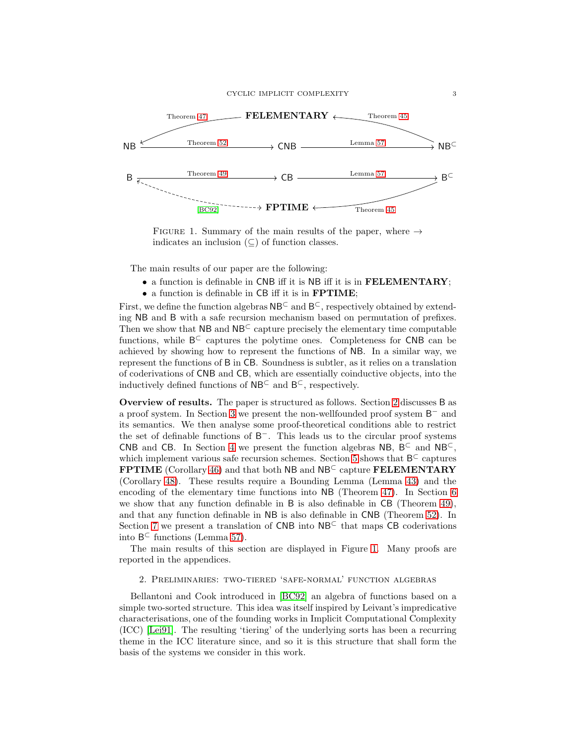Figure 1. Summary of the main results of the paper, where $\rightarrow$ indicates an inclusion ($\subseteq$) of function classes.

The main results of our paper are the following:

- a function is definable in CNB iff it is NB iff it is in **FELEMENTARY**;
- a function is definable in CB iff it is in **FPTIME**;

First, we define the function algebras $\mathsf{NB}^{\subset}$ and $\mathsf{B}^{\subset}$, respectively obtained by extending NB and B with a safe recursion mechanism based on permutation of prefixes. Then we show that NB and $\mathsf{NB}^{\subset}$ capture precisely the elementary time computable functions, while $\mathsf{B}^{\subset}$ captures the polytime ones. Completeness for CNB can be achieved by showing how to represent the functions of NB. In a similar way, we represent the functions of B in CB. Soundness is subtler, as it relies on a translation of coderivations of CNB and CB, which are essentially coinductive objects, into the inductively defined functions of $\mathsf{NB}^{\subset}$ and $\mathsf{B}^{\subset}$, respectively.

**Overview of results.** The paper is structured as follows. Section 2 discusses B as a proof system. In Section 3 we present the non-wellfounded proof system $\mathsf{B}^{-}$ and its semantics. We then analyse some proof-theoretical conditions able to restrict the set of definable functions of $\mathsf{B}^{-}$. This leads us to the circular proof systems CNB and CB. In Section 4 we present the function algebras NB, $\mathsf{B}^{\subset}$ and $\mathsf{NB}^{\subset}$, which implement various safe recursion schemes. Section 5 shows that $\mathsf{B}^{\subset}$ captures **FPTIME** (Corollary 46) and that both NB and $\mathsf{NB}^{\subset}$ capture **FELEMENTARY** (Corollary 48). These results require a Bounding Lemma (Lemma 43) and the encoding of the elementary time functions into NB (Theorem 47). In Section 6 we show that any function definable in B is also definable in CB (Theorem 49), and that any function definable in NB is also definable in CNB (Theorem 52). In Section 7 we present a translation of CNB into $\mathsf{NB}^{\subset}$ that maps CB coderivations into $\mathsf{B}^{\subset}$ functions (Lemma 57).

The main results of this section are displayed in Figure 1. Many proofs are reported in the appendices.

## 2. Preliminaries: two-tiered 'safe-normal' function algebras

Bellantoni and Cook introduced in [BC92] an algebra of functions based on a simple two-sorted structure. This idea was itself inspired by Leivant's impredicative characterisations, one of the founding works in Implicit Computational Complexity (ICC) [Lei91]. The resulting 'tiering' of the underlying sorts has been a recurring theme in the ICC literature since, and so it is this structure that shall form the basis of the systems we consider in this work.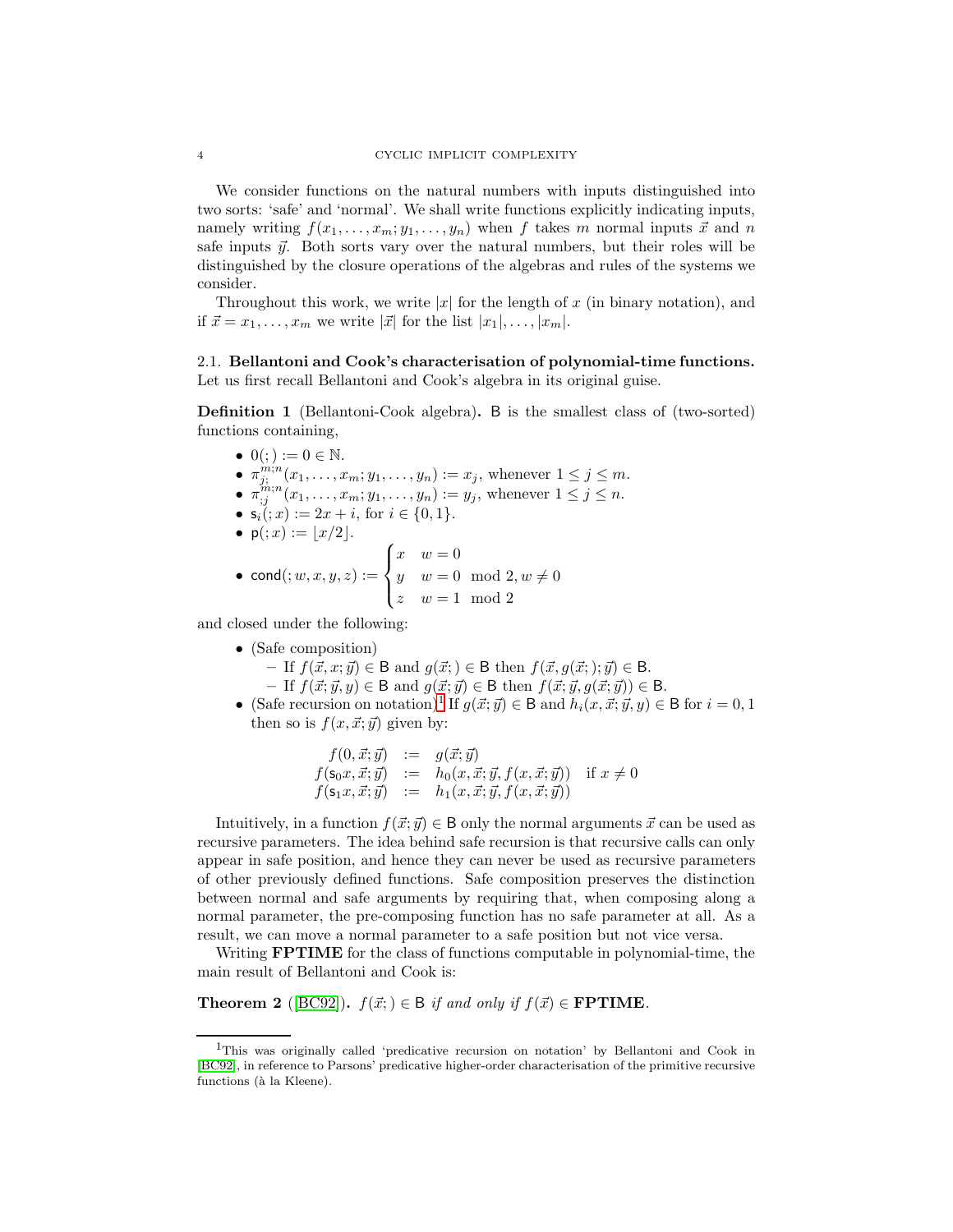We consider functions on the natural numbers with inputs distinguished into two sorts: 'safe' and 'normal'. We shall write functions explicitly indicating inputs, namely writing $f(x_1, \dots, x_m; y_1, \dots, y_n)$ when $f$ takes $m$ normal inputs $\vec{x}$ and $n$ safe inputs $\vec{y}$. Both sorts vary over the natural numbers, but their roles will be distinguished by the closure operations of the algebras and rules of the systems we consider.

Throughout this work, we write $|x|$ for the length of $x$ (in binary notation), and if $\vec{x} = x_1, \dots, x_m$ we write $|\vec{x}|$ for the list $|x_1|, \dots, |x_m|$.

### 2.1. Bellantoni and Cook's characterisation of polynomial-time functions.

Let us first recall Bellantoni and Cook's algebra in its original guise.

**Definition 1** (Bellantoni-Cook algebra)**.** $\mathsf{B}$ is the smallest class of (two-sorted) functions containing,

- $0(;) := 0 \in \mathbb{N}$.
- $\pi^{m;n}_{j;}(x_1, \dots, x_m; y_1, \dots, y_n) := x_j$, whenever $1 \leq j \leq m$.
- $\pi^{m;n}_{;j}(x_1, \dots, x_m; y_1, \dots, y_n) := y_j$, whenever $1 \leq j \leq n$.
- $\mathsf{s}_i(;x) := 2x + i$, for $i \in \{0, 1\}$.
- $\mathsf{p}(;x) := \lfloor x/2 \rfloor$.
- $\mathsf{cond}(;w, x, y, z) := \begin{cases} x & w = 0 \\ y & w = 0 \mod 2, w \neq 0 \\ z & w = 1 \mod 2 \end{cases}$

and closed under the following:

- (Safe composition)
  - If $f(\vec{x}, x; \vec{y}) \in \mathsf{B}$ and $g(\vec{x};) \in \mathsf{B}$ then $f(\vec{x}, g(\vec{x};); \vec{y}) \in \mathsf{B}$.
  - If $f(\vec{x}; \vec{y}, y) \in \mathsf{B}$ and $g(\vec{x}; \vec{y}) \in \mathsf{B}$ then $f(\vec{x}; \vec{y}, g(\vec{x}; \vec{y})) \in \mathsf{B}$.
- (Safe recursion on notation)[1] If $g(\vec{x}; \vec{y}) \in \mathsf{B}$ and $h_i(x, \vec{x}; \vec{y}, y) \in \mathsf{B}$ for $i = 0, 1$ then so is $f(x, \vec{x}; \vec{y})$ given by:

$$
\begin{array}{rcll}
f(0, \vec{x}; \vec{y}) & := & g(\vec{x}; \vec{y}) & \\
f(\mathsf{s}_0 x, \vec{x}; \vec{y}) & := & h_0(x, \vec{x}; \vec{y}, f(x, \vec{x}; \vec{y})) & \text{if } x \neq 0 \\
f(\mathsf{s}_1 x, \vec{x}; \vec{y}) & := & h_1(x, \vec{x}; \vec{y}, f(x, \vec{x}; \vec{y})) &
\end{array}
$$

Intuitively, in a function $f(\vec{x}; \vec{y}) \in \mathsf{B}$ only the normal arguments $\vec{x}$ can be used as recursive parameters. The idea behind safe recursion is that recursive calls can only appear in safe position, and hence they can never be used as recursive parameters of other previously defined functions. Safe composition preserves the distinction between normal and safe arguments by requiring that, when composing along a normal parameter, the pre-composing function has no safe parameter at all. As a result, we can move a normal parameter to a safe position but not vice versa.

Writing **FPTIME** for the class of functions computable in polynomial-time, the main result of Bellantoni and Cook is:

**Theorem 2** ([BC92])**.** *$f(\vec{x};) \in \mathsf{B}$ if and only if $f(\vec{x}) \in$* **FPTIME**.

[1] This was originally called 'predicative recursion on notation' by Bellantoni and Cook in [BC92], in reference to Parsons' predicative higher-order characterisation of the primitive recursive functions (à la Kleene).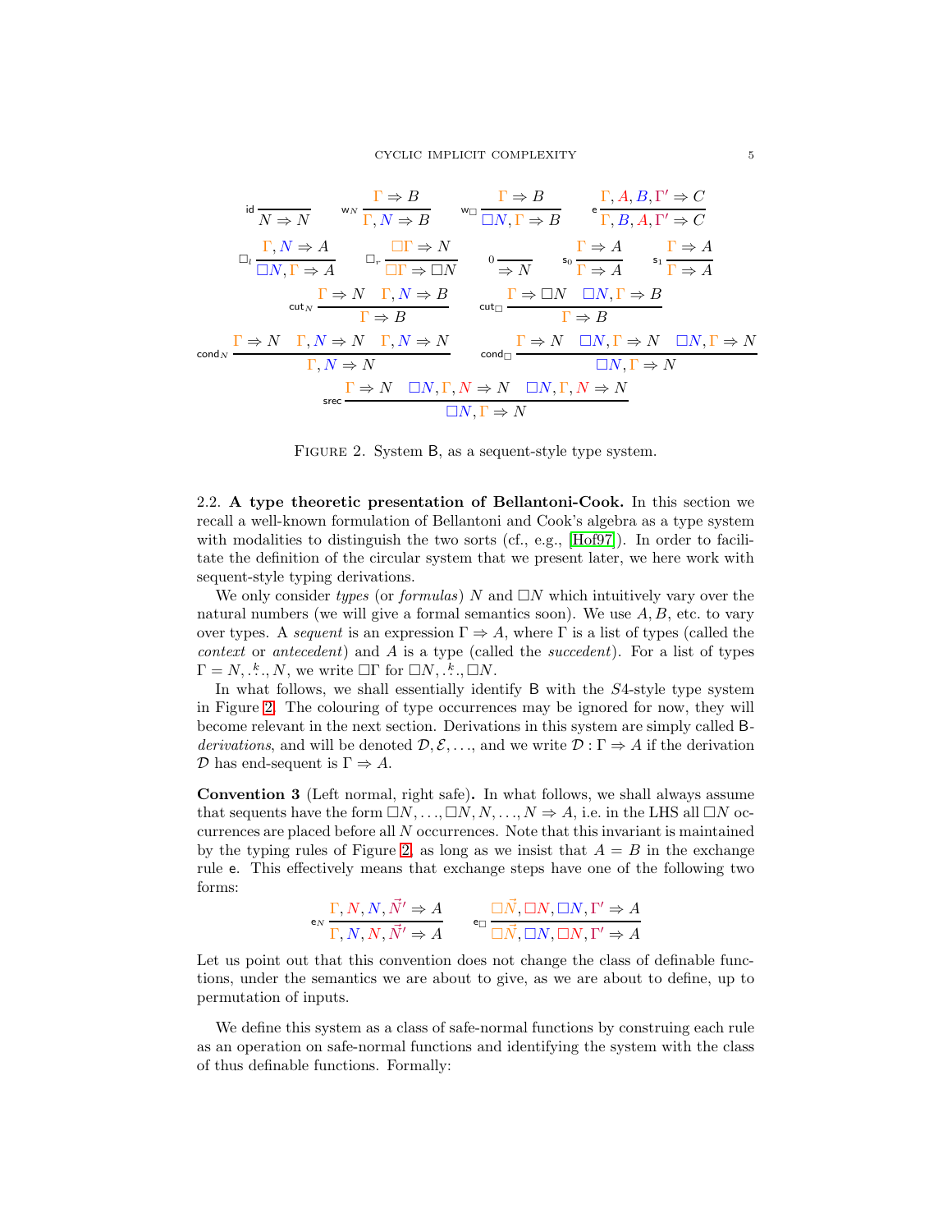$$
\mathsf{id}\,\frac{}{N \Rightarrow N}
\qquad
\mathsf{w}_N\,\frac{\Gamma \Rightarrow B}{\Gamma, N \Rightarrow B}
\qquad
\mathsf{w}_\Box\,\frac{\Gamma \Rightarrow B}{\Box N, \Gamma \Rightarrow B}
\qquad
\mathsf{e}\,\frac{\Gamma, A, B, \Gamma' \Rightarrow C}{\Gamma, B, A, \Gamma' \Rightarrow C}
$$

$$
\Box_l\,\frac{\Gamma, N \Rightarrow A}{\Box N, \Gamma \Rightarrow A}
\qquad
\Box_r\,\frac{\Box\Gamma \Rightarrow N}{\Box\Gamma \Rightarrow \Box N}
\qquad
0\,\frac{}{\Rightarrow N}
\qquad
\mathsf{s}_0\,\frac{\Gamma \Rightarrow A}{\Gamma \Rightarrow A}
\qquad
\mathsf{s}_1\,\frac{\Gamma \Rightarrow A}{\Gamma \Rightarrow A}
$$

$$
\mathsf{cut}_N\,\frac{\Gamma \Rightarrow N \quad \Gamma, N \Rightarrow B}{\Gamma \Rightarrow B}
\qquad
\mathsf{cut}_\Box\,\frac{\Gamma \Rightarrow \Box N \quad \Box N, \Gamma \Rightarrow B}{\Gamma \Rightarrow B}
$$

$$
\mathsf{cond}_N\,\frac{\Gamma \Rightarrow N \quad \Gamma, N \Rightarrow N \quad \Gamma, N \Rightarrow N}{\Gamma, N \Rightarrow N}
\qquad
\mathsf{cond}_\Box\,\frac{\Gamma \Rightarrow N \quad \Box N, \Gamma \Rightarrow N \quad \Box N, \Gamma \Rightarrow N}{\Box N, \Gamma \Rightarrow N}
$$

$$
\mathsf{srec}\,\frac{\Gamma \Rightarrow N \quad \Box N, \Gamma, N \Rightarrow N \quad \Box N, \Gamma, N \Rightarrow N}{\Box N, \Gamma \Rightarrow N}
$$

FIGURE 2. System $\mathsf{B}$, as a sequent-style type system.

### 2.2. A type theoretic presentation of Bellantoni-Cook.

In this section we recall a well-known formulation of Bellantoni and Cook's algebra as a type system with modalities to distinguish the two sorts (cf., e.g., [Hof97]). In order to facilitate the definition of the circular system that we present later, we here work with sequent-style typing derivations.

We only consider *types* (or *formulas*) $N$ and $\Box N$ which intuitively vary over the natural numbers (we will give a formal semantics soon). We use $A, B$, etc. to vary over types. A *sequent* is an expression $\Gamma \Rightarrow A$, where $\Gamma$ is a list of types (called the *context* or *antecedent*) and $A$ is a type (called the *succedent*). For a list of types $\Gamma = N, \overset{k}{\ldots}, N$, we write $\Box\Gamma$ for $\Box N, \overset{k}{\ldots}, \Box N$.

In what follows, we shall essentially identify $\mathsf{B}$ with the $S4$-style type system in Figure 2. The colouring of type occurrences may be ignored for now, they will become relevant in the next section. Derivations in this system are simply called $\mathsf{B}$-*derivations*, and will be denoted $\mathcal{D}, \mathcal{E}, \ldots$, and we write $\mathcal{D} : \Gamma \Rightarrow A$ if the derivation $\mathcal{D}$ has end-sequent is $\Gamma \Rightarrow A$.

**Convention 3** (Left normal, right safe)**.** In what follows, we shall always assume that sequents have the form $\Box N, \ldots, \Box N, N, \ldots, N \Rightarrow A$, i.e. in the LHS all $\Box N$ occurrences are placed before all $N$ occurrences. Note that this invariant is maintained by the typing rules of Figure 2, as long as we insist that $A = B$ in the exchange rule $\mathsf{e}$. This effectively means that exchange steps have one of the following two forms:

$$
\mathsf{e}_N\,\frac{\Gamma, N, N, \vec{N}' \Rightarrow A}{\Gamma, N, N, \vec{N}' \Rightarrow A}
\qquad
\mathsf{e}_\Box\,\frac{\Box\vec{N}, \Box N, \Box N, \Gamma' \Rightarrow A}{\Box\vec{N}, \Box N, \Box N, \Gamma' \Rightarrow A}
$$

Let us point out that this convention does not change the class of definable functions, under the semantics we are about to give, as we are about to define, up to permutation of inputs.

We define this system as a class of safe-normal functions by construing each rule as an operation on safe-normal functions and identifying the system with the class of thus definable functions. Formally: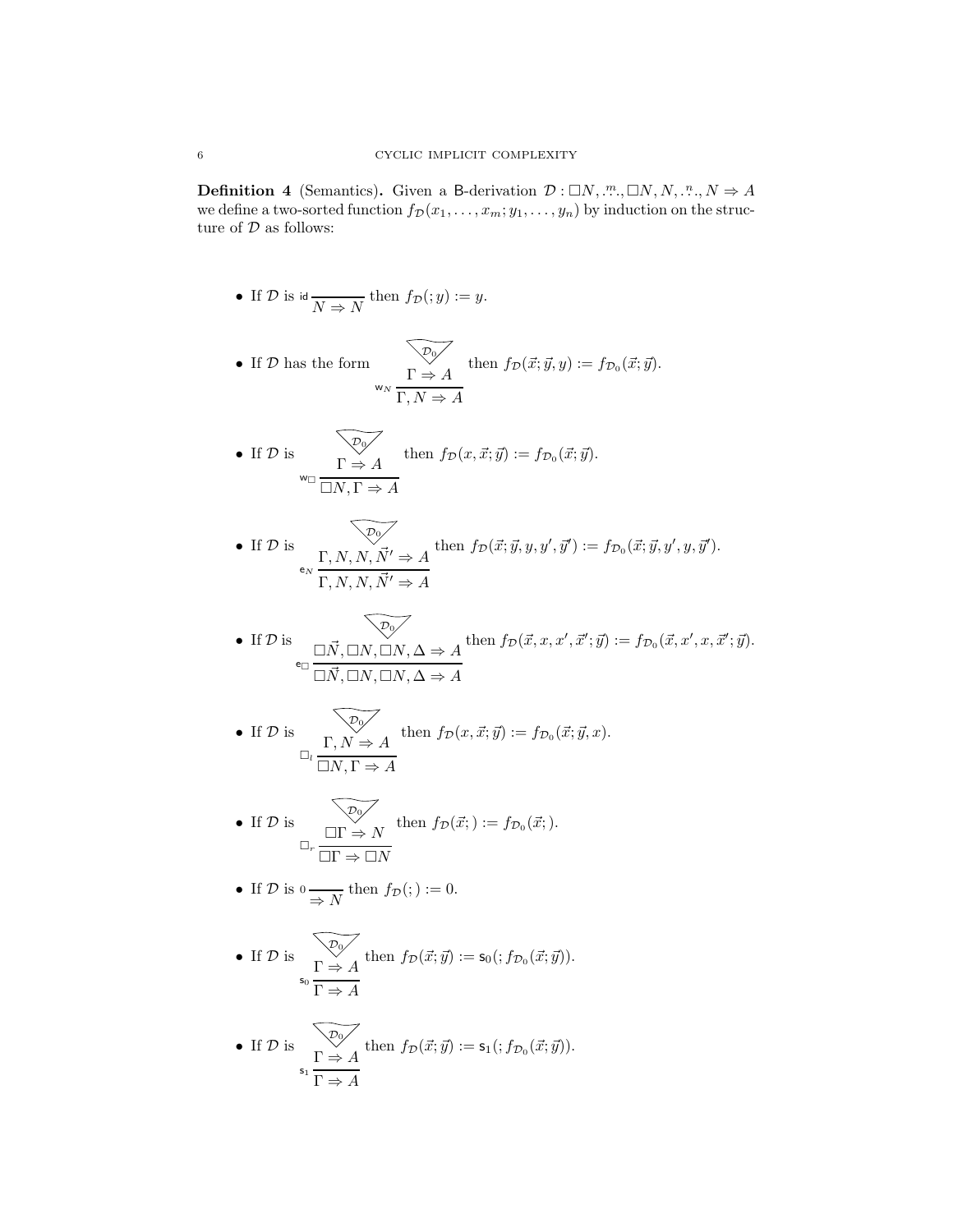**Definition 4** (Semantics)**.** Given a $\mathsf{B}$-derivation $\mathcal{D} : \Box N, \overset{m}{\ldots}, \Box N, N, \overset{n}{\ldots}, N \Rightarrow A$ we define a two-sorted function $f_{\mathcal{D}}(x_1, \ldots, x_m; y_1, \ldots, y_n)$ by induction on the structure of $\mathcal{D}$ as follows:

- If $\mathcal{D}$ is $\mathsf{id}\,\dfrac{}{N \Rightarrow N}$ then $f_{\mathcal{D}}(;y) := y$.

- If $\mathcal{D}$ has the form $\mathsf{w}_N\,\dfrac{\overset{\mathcal{D}_0}{\Gamma \Rightarrow A}}{\Gamma, N \Rightarrow A}$ then $f_{\mathcal{D}}(\vec{x}; \vec{y}, y) := f_{\mathcal{D}_0}(\vec{x}; \vec{y})$.

- If $\mathcal{D}$ is $\mathsf{w}_\Box\,\dfrac{\overset{\mathcal{D}_0}{\Gamma \Rightarrow A}}{\Box N, \Gamma \Rightarrow A}$ then $f_{\mathcal{D}}(x, \vec{x}; \vec{y}) := f_{\mathcal{D}_0}(\vec{x}; \vec{y})$.

- If $\mathcal{D}$ is $\mathsf{e}_N\,\dfrac{\overset{\mathcal{D}_0}{\Gamma, N, N, \vec{N}' \Rightarrow A}}{\Gamma, N, N, \vec{N}' \Rightarrow A}$ then $f_{\mathcal{D}}(\vec{x}; \vec{y}, y, y', \vec{y}') := f_{\mathcal{D}_0}(\vec{x}; \vec{y}, y', y, \vec{y}')$.

- If $\mathcal{D}$ is $\mathsf{e}_\Box\,\dfrac{\overset{\mathcal{D}_0}{\Box\vec{N}, \Box N, \Box N, \Delta \Rightarrow A}}{\Box\vec{N}, \Box N, \Box N, \Delta \Rightarrow A}$ then $f_{\mathcal{D}}(\vec{x}, x, x', \vec{x}'; \vec{y}) := f_{\mathcal{D}_0}(\vec{x}, x', x, \vec{x}'; \vec{y})$.

- If $\mathcal{D}$ is $\Box_l\,\dfrac{\overset{\mathcal{D}_0}{\Gamma, N \Rightarrow A}}{\Box N, \Gamma \Rightarrow A}$ then $f_{\mathcal{D}}(x, \vec{x}; \vec{y}) := f_{\mathcal{D}_0}(\vec{x}; \vec{y}, x)$.

- If $\mathcal{D}$ is $\Box_r\,\dfrac{\overset{\mathcal{D}_0}{\Box\Gamma \Rightarrow N}}{\Box\Gamma \Rightarrow \Box N}$ then $f_{\mathcal{D}}(\vec{x};) := f_{\mathcal{D}_0}(\vec{x};)$.

- If $\mathcal{D}$ is $0\,\dfrac{}{\Rightarrow N}$ then $f_{\mathcal{D}}(;) := 0$.

- If $\mathcal{D}$ is $\mathsf{s}_0\,\dfrac{\overset{\mathcal{D}_0}{\Gamma \Rightarrow A}}{\Gamma \Rightarrow A}$ then $f_{\mathcal{D}}(\vec{x}; \vec{y}) := \mathsf{s}_0(; f_{\mathcal{D}_0}(\vec{x}; \vec{y}))$.

- If $\mathcal{D}$ is $\mathsf{s}_1\,\dfrac{\overset{\mathcal{D}_0}{\Gamma \Rightarrow A}}{\Gamma \Rightarrow A}$ then $f_{\mathcal{D}}(\vec{x}; \vec{y}) := \mathsf{s}_1(; f_{\mathcal{D}_0}(\vec{x}; \vec{y}))$.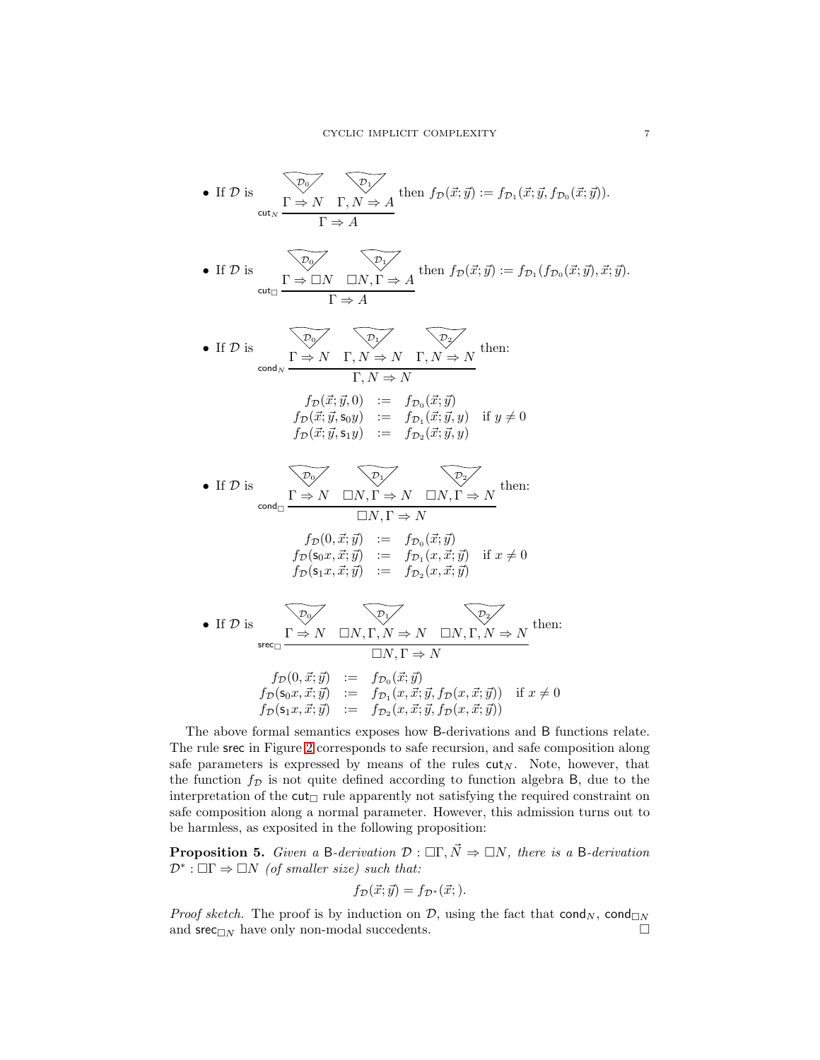- If $\mathcal{D}$ is
$$\mathsf{cut}_N \frac{\overset{\mathcal{D}_0}{\Gamma \Rightarrow N} \quad \overset{\mathcal{D}_1}{\Gamma, N \Rightarrow A}}{\Gamma \Rightarrow A}$$
then $f_{\mathcal{D}}(\vec{x};\vec{y}) := f_{\mathcal{D}_1}(\vec{x};\vec{y}, f_{\mathcal{D}_0}(\vec{x};\vec{y}))$.

- If $\mathcal{D}$ is
$$\mathsf{cut}_\Box \frac{\overset{\mathcal{D}_0}{\Gamma \Rightarrow \Box N} \quad \overset{\mathcal{D}_1}{\Box N, \Gamma \Rightarrow A}}{\Gamma \Rightarrow A}$$
then $f_{\mathcal{D}}(\vec{x};\vec{y}) := f_{\mathcal{D}_1}(f_{\mathcal{D}_0}(\vec{x};\vec{y}), \vec{x};\vec{y})$.

- If $\mathcal{D}$ is
$$\mathsf{cond}_N \frac{\overset{\mathcal{D}_0}{\Gamma \Rightarrow N} \quad \overset{\mathcal{D}_1}{\Gamma, N \Rightarrow N} \quad \overset{\mathcal{D}_2}{\Gamma, N \Rightarrow N}}{\Gamma, N \Rightarrow N}$$
then:
$$\begin{array}{rcll} f_{\mathcal{D}}(\vec{x};\vec{y},0) & := & f_{\mathcal{D}_0}(\vec{x};\vec{y}) & \\ f_{\mathcal{D}}(\vec{x};\vec{y},\mathsf{s}_0 y) & := & f_{\mathcal{D}_1}(\vec{x};\vec{y},y) & \text{if } y \neq 0 \\ f_{\mathcal{D}}(\vec{x};\vec{y},\mathsf{s}_1 y) & := & f_{\mathcal{D}_2}(\vec{x};\vec{y},y) & \end{array}$$

- If $\mathcal{D}$ is
$$\mathsf{cond}_\Box \frac{\overset{\mathcal{D}_0}{\Gamma \Rightarrow N} \quad \overset{\mathcal{D}_1}{\Box N, \Gamma \Rightarrow N} \quad \overset{\mathcal{D}_2}{\Box N, \Gamma \Rightarrow N}}{\Box N, \Gamma \Rightarrow N}$$
then:
$$\begin{array}{rcll} f_{\mathcal{D}}(0,\vec{x};\vec{y}) & := & f_{\mathcal{D}_0}(\vec{x};\vec{y}) & \\ f_{\mathcal{D}}(\mathsf{s}_0 x,\vec{x};\vec{y}) & := & f_{\mathcal{D}_1}(x,\vec{x};\vec{y}) & \text{if } x \neq 0 \\ f_{\mathcal{D}}(\mathsf{s}_1 x,\vec{x};\vec{y}) & := & f_{\mathcal{D}_2}(x,\vec{x};\vec{y}) & \end{array}$$

- If $\mathcal{D}$ is
$$\mathsf{srec}_\Box \frac{\overset{\mathcal{D}_0}{\Gamma \Rightarrow N} \quad \overset{\mathcal{D}_1}{\Box N, \Gamma, N \Rightarrow N} \quad \overset{\mathcal{D}_2}{\Box N, \Gamma, N \Rightarrow N}}{\Box N, \Gamma \Rightarrow N}$$
then:
$$\begin{array}{rcll} f_{\mathcal{D}}(0,\vec{x};\vec{y}) & := & f_{\mathcal{D}_0}(\vec{x};\vec{y}) & \\ f_{\mathcal{D}}(\mathsf{s}_0 x,\vec{x};\vec{y}) & := & f_{\mathcal{D}_1}(x,\vec{x};\vec{y}, f_{\mathcal{D}}(x,\vec{x};\vec{y})) & \text{if } x \neq 0 \\ f_{\mathcal{D}}(\mathsf{s}_1 x,\vec{x};\vec{y}) & := & f_{\mathcal{D}_2}(x,\vec{x};\vec{y}, f_{\mathcal{D}}(x,\vec{x};\vec{y})) & \end{array}$$

The above formal semantics exposes how $\mathsf{B}$-derivations and $\mathsf{B}$ functions relate. The rule $\mathsf{srec}$ in Figure 2 corresponds to safe recursion, and safe composition along safe parameters is expressed by means of the rules $\mathsf{cut}_N$. Note, however, that the function $f_{\mathcal{D}}$ is not quite defined according to function algebra $\mathsf{B}$, due to the interpretation of the $\mathsf{cut}_\Box$ rule apparently not satisfying the required constraint on safe composition along a normal parameter. However, this admission turns out to be harmless, as exposited in the following proposition:

**Proposition 5.** *Given a* $\mathsf{B}$*-derivation* $\mathcal{D} : \Box\Gamma, \vec{N} \Rightarrow \Box N$*, there is a* $\mathsf{B}$*-derivation* $\mathcal{D}^* : \Box\Gamma \Rightarrow \Box N$ *(of smaller size) such that:*
$$f_{\mathcal{D}}(\vec{x};\vec{y}) = f_{\mathcal{D}^*}(\vec{x};).$$

*Proof sketch.* The proof is by induction on $\mathcal{D}$, using the fact that $\mathsf{cond}_N$, $\mathsf{cond}_{\Box N}$ and $\mathsf{srec}_{\Box N}$ have only non-modal succedents. □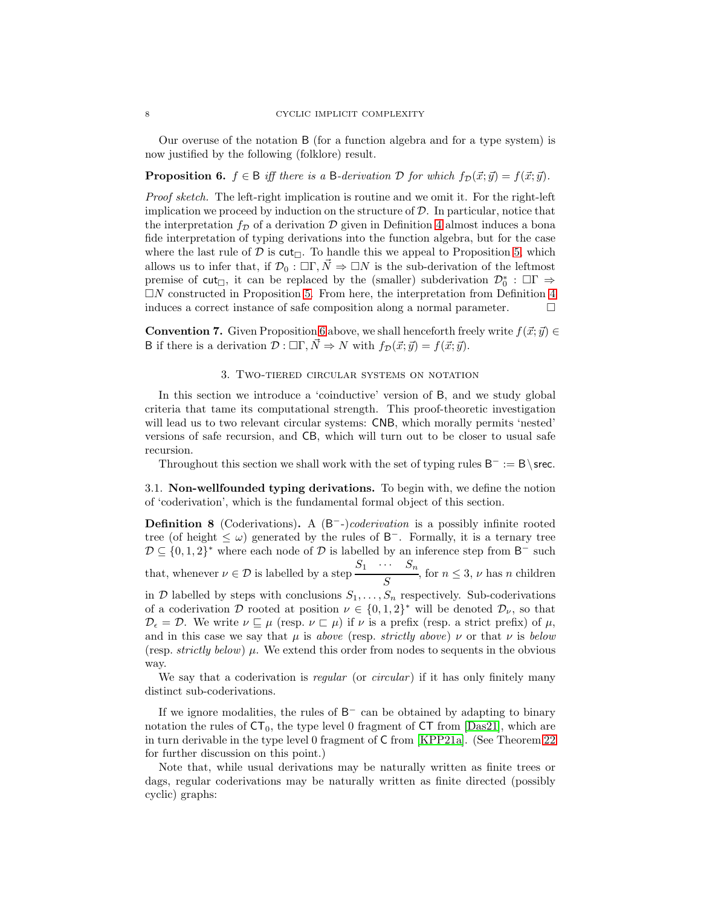Our overuse of the notation $\mathsf{B}$ (for a function algebra and for a type system) is now justified by the following (folklore) result.

**Proposition 6.** *$f \in \mathsf{B}$ iff there is a $\mathsf{B}$-derivation $\mathcal{D}$ for which $f_{\mathcal{D}}(\vec{x};\vec{y}) = f(\vec{x};\vec{y})$.*

*Proof sketch.* The left-right implication is routine and we omit it. For the right-left implication we proceed by induction on the structure of $\mathcal{D}$. In particular, notice that the interpretation $f_{\mathcal{D}}$ of a derivation $\mathcal{D}$ given in Definition 4 almost induces a bona fide interpretation of typing derivations into the function algebra, but for the case where the last rule of $\mathcal{D}$ is $\mathsf{cut}_\Box$. To handle this we appeal to Proposition 5, which allows us to infer that, if $\mathcal{D}_0 : \Box\Gamma, \vec{N} \Rightarrow \Box N$ is the sub-derivation of the leftmost premise of $\mathsf{cut}_\Box$, it can be replaced by the (smaller) subderivation $\mathcal{D}_0^* : \Box\Gamma \Rightarrow \Box N$ constructed in Proposition 5. From here, the interpretation from Definition 4 induces a correct instance of safe composition along a normal parameter. $\square$

**Convention 7.** Given Proposition 6 above, we shall henceforth freely write $f(\vec{x};\vec{y}) \in \mathsf{B}$ if there is a derivation $\mathcal{D} : \Box\Gamma, \vec{N} \Rightarrow N$ with $f_{\mathcal{D}}(\vec{x};\vec{y}) = f(\vec{x};\vec{y})$.

## 3. Two-tiered circular systems on notation

In this section we introduce a 'coinductive' version of $\mathsf{B}$, and we study global criteria that tame its computational strength. This proof-theoretic investigation will lead us to two relevant circular systems: $\mathsf{CNB}$, which morally permits 'nested' versions of safe recursion, and $\mathsf{CB}$, which will turn out to be closer to usual safe recursion.

Throughout this section we shall work with the set of typing rules $\mathsf{B}^- := \mathsf{B} \setminus \mathsf{srec}$.

### 3.1. Non-wellfounded typing derivations.

To begin with, we define the notion of 'coderivation', which is the fundamental formal object of this section.

**Definition 8** (Coderivations)**.** A ($\mathsf{B}^-$-)*coderivation* is a possibly infinite rooted tree (of height $\leq \omega$) generated by the rules of $\mathsf{B}^-$. Formally, it is a ternary tree $\mathcal{D} \subseteq \{0,1,2\}^*$ where each node of $\mathcal{D}$ is labelled by an inference step from $\mathsf{B}^-$ such that, whenever $\nu \in \mathcal{D}$ is labelled by a step $\dfrac{S_1 \quad \cdots \quad S_n}{S}$, for $n \leq 3$, $\nu$ has $n$ children in $\mathcal{D}$ labelled by steps with conclusions $S_1, \ldots, S_n$ respectively. Sub-coderivations of a coderivation $\mathcal{D}$ rooted at position $\nu \in \{0,1,2\}^*$ will be denoted $\mathcal{D}_\nu$, so that $\mathcal{D}_\epsilon = \mathcal{D}$. We write $\nu \sqsubseteq \mu$ (resp. $\nu \sqsubset \mu$) if $\nu$ is a prefix (resp. a strict prefix) of $\mu$, and in this case we say that $\mu$ is *above* (resp. *strictly above*) $\nu$ or that $\nu$ is *below* (resp. *strictly below*) $\mu$. We extend this order from nodes to sequents in the obvious way.

We say that a coderivation is *regular* (or *circular*) if it has only finitely many distinct sub-coderivations.

If we ignore modalities, the rules of $\mathsf{B}^-$ can be obtained by adapting to binary notation the rules of $\mathsf{CT}_0$, the type level 0 fragment of $\mathsf{CT}$ from [Das21], which are in turn derivable in the type level 0 fragment of $\mathsf{C}$ from [KPP21a]. (See Theorem 22 for further discussion on this point.)

Note that, while usual derivations may be naturally written as finite trees or dags, regular coderivations may be naturally written as finite directed (possibly cyclic) graphs: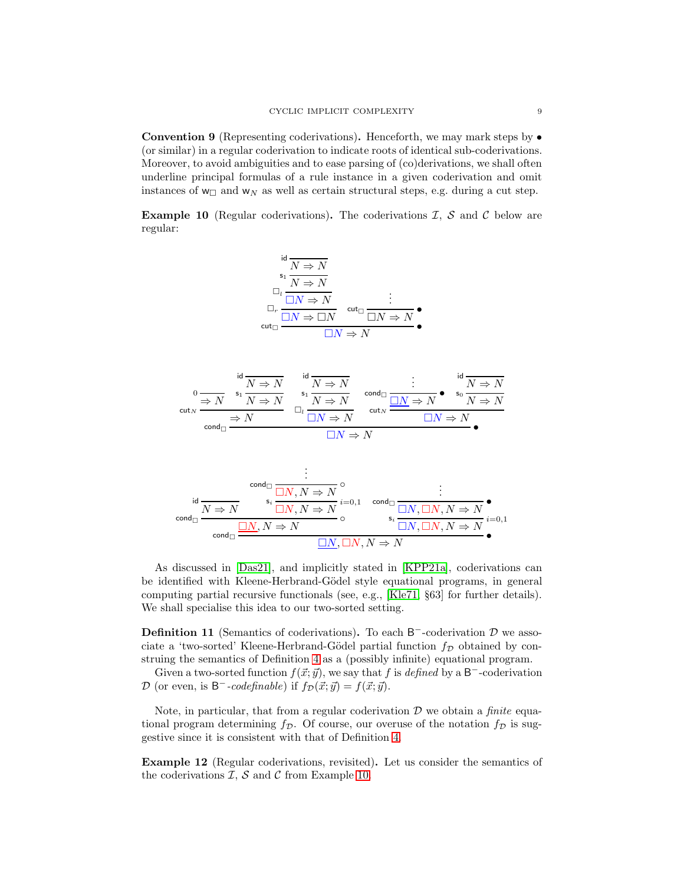**Convention 9** (Representing coderivations)**.** Henceforth, we may mark steps by $\bullet$ (or similar) in a regular coderivation to indicate roots of identical sub-coderivations. Moreover, to avoid ambiguities and to ease parsing of (co)derivations, we shall often underline principal formulas of a rule instance in a given coderivation and omit instances of $\mathsf{w}_\Box$ and $\mathsf{w}_N$ as well as certain structural steps, e.g. during a cut step.

**Example 10** (Regular coderivations)**.** The coderivations $\mathcal{I}$, $\mathcal{S}$ and $\mathcal{C}$ below are regular:

$$
\dfrac{
\dfrac{
\dfrac{
\dfrac{
\dfrac{}{N \Rightarrow N}\,\mathsf{id}
}{N \Rightarrow N}\,\mathsf{s}_1
}{\Box N \Rightarrow N}\,\Box_l
}{\Box N \Rightarrow \Box N}\,\Box_r
\qquad
\dfrac{\vdots}{\Box N \Rightarrow N}\,\mathsf{cut}_\Box\ \bullet
}{\Box N \Rightarrow N}\,\mathsf{cut}_\Box\ \bullet
$$

$$
\dfrac{
\dfrac{
\dfrac{}{\Rightarrow N}\,0
\qquad
\dfrac{\dfrac{}{N \Rightarrow N}\,\mathsf{id}}{N \Rightarrow N}\,\mathsf{s}_1
}{\Rightarrow N}\,\mathsf{cut}_N
\qquad
\dfrac{\dfrac{\dfrac{}{N \Rightarrow N}\,\mathsf{id}}{N \Rightarrow N}\,\mathsf{s}_1}{\Box N \Rightarrow N}\,\Box_l
\qquad
\dfrac{
\dfrac{\vdots}{\underline{\Box N} \Rightarrow N}\,\mathsf{cond}_\Box\ \bullet
\qquad
\dfrac{\dfrac{}{N \Rightarrow N}\,\mathsf{id}}{N \Rightarrow N}\,\mathsf{s}_0
}{\Box N \Rightarrow N}\,\mathsf{cut}_N
}{\Box N \Rightarrow N}\,\mathsf{cond}_\Box\ \bullet
$$

$$
\dfrac{
\dfrac{
\dfrac{}{N \Rightarrow N}\,\mathsf{id}
\qquad
\dfrac{
\dfrac{\vdots}{\Box N, N \Rightarrow N}\,\mathsf{cond}_\Box\ \circ
}{\Box N, N \Rightarrow N}\,\mathsf{s}_i\ {\scriptstyle i=0,1}
}{\underline{\Box N}, N \Rightarrow N}\,\mathsf{cond}_\Box\ \circ
\qquad
\dfrac{
\dfrac{\vdots}{\Box N, \Box N, N \Rightarrow N}\,\mathsf{cond}_\Box\ \bullet
}{\Box N, \Box N, N \Rightarrow N}\,\mathsf{s}_i\ {\scriptstyle i=0,1}
}{\underline{\Box N}, \Box N, N \Rightarrow N}\,\mathsf{cond}_\Box\ \bullet
$$

As discussed in [Das21], and implicitly stated in [KPP21a], coderivations can be identified with Kleene-Herbrand-Gödel style equational programs, in general computing partial recursive functionals (see, e.g., [Kle71, §63] for further details). We shall specialise this idea to our two-sorted setting.

**Definition 11** (Semantics of coderivations)**.** To each $\mathsf{B}^-$-coderivation $\mathcal{D}$ we associate a 'two-sorted' Kleene-Herbrand-Gödel partial function $f_\mathcal{D}$ obtained by construing the semantics of Definition 4 as a (possibly infinite) equational program.

Given a two-sorted function $f(\vec{x};\vec{y})$, we say that $f$ is *defined* by a $\mathsf{B}^-$-coderivation $\mathcal{D}$ (or even, is $\mathsf{B}^-$*-codefinable*) if $f_\mathcal{D}(\vec{x};\vec{y}) = f(\vec{x};\vec{y})$.

Note, in particular, that from a regular coderivation $\mathcal{D}$ we obtain a *finite* equational program determining $f_\mathcal{D}$. Of course, our overuse of the notation $f_\mathcal{D}$ is suggestive since it is consistent with that of Definition 4.

**Example 12** (Regular coderivations, revisited)**.** Let us consider the semantics of the coderivations $\mathcal{I}$, $\mathcal{S}$ and $\mathcal{C}$ from Example 10.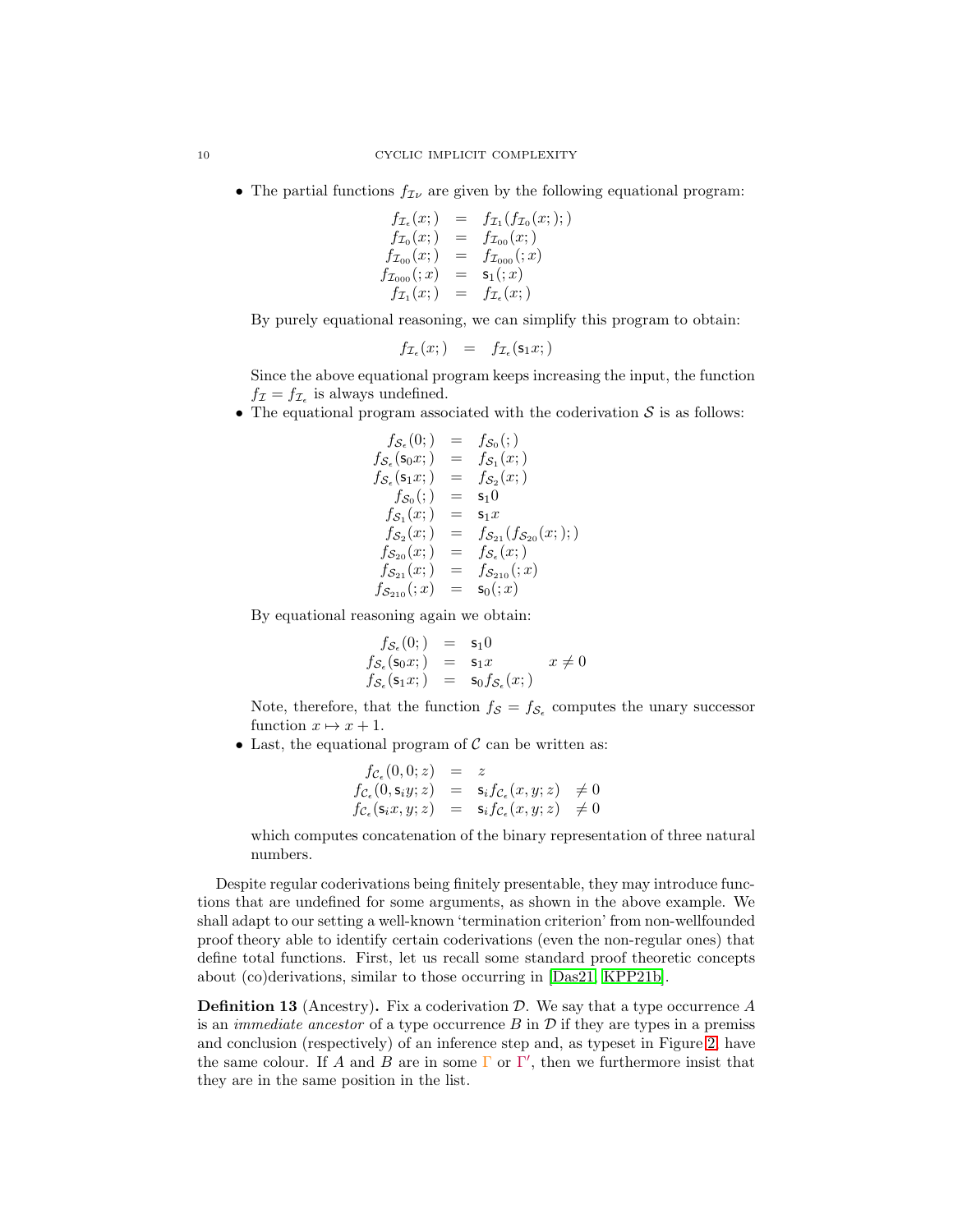- The partial functions $f_{\mathcal{I}\nu}$ are given by the following equational program:

$$
\begin{array}{rcl}
f_{\mathcal{I}_\epsilon}(x;) & = & f_{\mathcal{I}_1}(f_{\mathcal{I}_0}(x;);) \\
f_{\mathcal{I}_0}(x;) & = & f_{\mathcal{I}_{00}}(x;) \\
f_{\mathcal{I}_{00}}(x;) & = & f_{\mathcal{I}_{000}}(;x) \\
f_{\mathcal{I}_{000}}(;x) & = & \mathsf{s}_1(;x) \\
f_{\mathcal{I}_1}(x;) & = & f_{\mathcal{I}_\epsilon}(x;)
\end{array}
$$

  By purely equational reasoning, we can simplify this program to obtain:

$$
f_{\mathcal{I}_\epsilon}(x;) \quad = \quad f_{\mathcal{I}_\epsilon}(\mathsf{s}_1 x;)
$$

  Since the above equational program keeps increasing the input, the function $f_{\mathcal{I}} = f_{\mathcal{I}_\epsilon}$ is always undefined.

- The equational program associated with the coderivation $\mathcal{S}$ is as follows:

$$
\begin{array}{rcl}
f_{\mathcal{S}_\epsilon}(0;) & = & f_{\mathcal{S}_0}(;) \\
f_{\mathcal{S}_\epsilon}(\mathsf{s}_0 x;) & = & f_{\mathcal{S}_1}(x;) \\
f_{\mathcal{S}_\epsilon}(\mathsf{s}_1 x;) & = & f_{\mathcal{S}_2}(x;) \\
f_{\mathcal{S}_0}(;) & = & \mathsf{s}_1 0 \\
f_{\mathcal{S}_1}(x;) & = & \mathsf{s}_1 x \\
f_{\mathcal{S}_2}(x;) & = & f_{\mathcal{S}_{21}}(f_{\mathcal{S}_{20}}(x;);) \\
f_{\mathcal{S}_{20}}(x;) & = & f_{\mathcal{S}_\epsilon}(x;) \\
f_{\mathcal{S}_{21}}(x;) & = & f_{\mathcal{S}_{210}}(;x) \\
f_{\mathcal{S}_{210}}(;x) & = & \mathsf{s}_0(;x)
\end{array}
$$

  By equational reasoning again we obtain:

$$
\begin{array}{rcll}
f_{\mathcal{S}_\epsilon}(0;) & = & \mathsf{s}_1 0 & \\
f_{\mathcal{S}_\epsilon}(\mathsf{s}_0 x;) & = & \mathsf{s}_1 x & \quad x \neq 0 \\
f_{\mathcal{S}_\epsilon}(\mathsf{s}_1 x;) & = & \mathsf{s}_0 f_{\mathcal{S}_\epsilon}(x;) &
\end{array}
$$

  Note, therefore, that the function $f_{\mathcal{S}} = f_{\mathcal{S}_\epsilon}$ computes the unary successor function $x \mapsto x + 1$.

- Last, the equational program of $\mathcal{C}$ can be written as:

$$
\begin{array}{rcll}
f_{\mathcal{C}_\epsilon}(0, 0; z) & = & z & \\
f_{\mathcal{C}_\epsilon}(0, \mathsf{s}_i y; z) & = & \mathsf{s}_i f_{\mathcal{C}_\epsilon}(x, y; z) & \neq 0 \\
f_{\mathcal{C}_\epsilon}(\mathsf{s}_i x, y; z) & = & \mathsf{s}_i f_{\mathcal{C}_\epsilon}(x, y; z) & \neq 0
\end{array}
$$

  which computes concatenation of the binary representation of three natural numbers.

Despite regular coderivations being finitely presentable, they may introduce functions that are undefined for some arguments, as shown in the above example. We shall adapt to our setting a well-known 'termination criterion' from non-wellfounded proof theory able to identify certain coderivations (even the non-regular ones) that define total functions. First, let us recall some standard proof theoretic concepts about (co)derivations, similar to those occurring in [Das21, KPP21b].

**Definition 13** (Ancestry)**.** Fix a coderivation $\mathcal{D}$. We say that a type occurrence $A$ is an *immediate ancestor* of a type occurrence $B$ in $\mathcal{D}$ if they are types in a premiss and conclusion (respectively) of an inference step and, as typeset in Figure 2, have the same colour. If $A$ and $B$ are in some $\Gamma$ or $\Gamma'$, then we furthermore insist that they are in the same position in the list.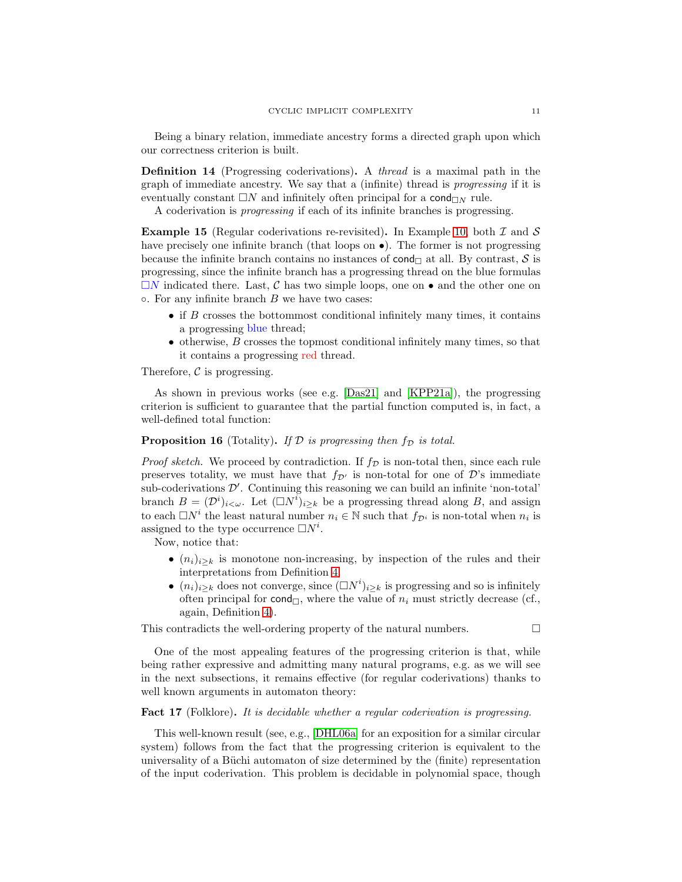Being a binary relation, immediate ancestry forms a directed graph upon which our correctness criterion is built.

**Definition 14** (Progressing coderivations)**.** A *thread* is a maximal path in the graph of immediate ancestry. We say that a (infinite) thread is *progressing* if it is eventually constant $\Box N$ and infinitely often principal for a $\mathsf{cond}_{\Box N}$ rule.

A coderivation is *progressing* if each of its infinite branches is progressing.

**Example 15** (Regular coderivations re-revisited)**.** In Example 10, both $\mathcal{I}$ and $\mathcal{S}$ have precisely one infinite branch (that loops on $\bullet$). The former is not progressing because the infinite branch contains no instances of $\mathsf{cond}_\Box$ at all. By contrast, $\mathcal{S}$ is progressing, since the infinite branch has a progressing thread on the blue formulas $\Box N$ indicated there. Last, $\mathcal{C}$ has two simple loops, one on $\bullet$ and the other one on $\circ$. For any infinite branch $B$ we have two cases:

- if $B$ crosses the bottommost conditional infinitely many times, it contains a progressing blue thread;
- otherwise, $B$ crosses the topmost conditional infinitely many times, so that it contains a progressing red thread.

Therefore, $\mathcal{C}$ is progressing.

As shown in previous works (see e.g. [Das21] and [KPP21a]), the progressing criterion is sufficient to guarantee that the partial function computed is, in fact, a well-defined total function:

**Proposition 16** (Totality)**.** *If $\mathcal{D}$ is progressing then $f_\mathcal{D}$ is total.*

*Proof sketch.* We proceed by contradiction. If $f_\mathcal{D}$ is non-total then, since each rule preserves totality, we must have that $f_{\mathcal{D}'}$ is non-total for one of $\mathcal{D}$'s immediate sub-coderivations $\mathcal{D}'$. Continuing this reasoning we can build an infinite 'non-total' branch $B = (\mathcal{D}^i)_{i<\omega}$. Let $(\Box N^i)_{i \geq k}$ be a progressing thread along $B$, and assign to each $\Box N^i$ the least natural number $n_i \in \mathbb{N}$ such that $f_{\mathcal{D}^i}$ is non-total when $n_i$ is assigned to the type occurrence $\Box N^i$.

Now, notice that:

- $(n_i)_{i \geq k}$ is monotone non-increasing, by inspection of the rules and their interpretations from Definition 4.
- $(n_i)_{i \geq k}$ does not converge, since $(\Box N^i)_{i \geq k}$ is progressing and so is infinitely often principal for $\mathsf{cond}_\Box$, where the value of $n_i$ must strictly decrease (cf., again, Definition 4).

This contradicts the well-ordering property of the natural numbers. $\square$

One of the most appealing features of the progressing criterion is that, while being rather expressive and admitting many natural programs, e.g. as we will see in the next subsections, it remains effective (for regular coderivations) thanks to well known arguments in automaton theory:

**Fact 17** (Folklore)**.** *It is decidable whether a regular coderivation is progressing.*

This well-known result (see, e.g., [DHL06a] for an exposition for a similar circular system) follows from the fact that the progressing criterion is equivalent to the universality of a Büchi automaton of size determined by the (finite) representation of the input coderivation. This problem is decidable in polynomial space, though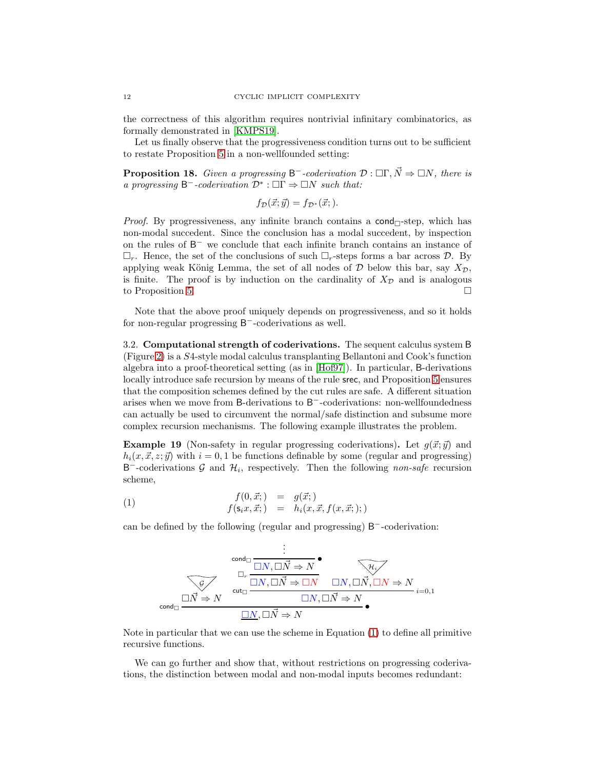the correctness of this algorithm requires nontrivial infinitary combinatorics, as formally demonstrated in [KMPS19].

Let us finally observe that the progressiveness condition turns out to be sufficient to restate Proposition 5 in a non-wellfounded setting:

**Proposition 18.** *Given a progressing $\mathsf{B}^-$-coderivation $\mathcal{D} : \Box\Gamma, \vec{N} \Rightarrow \Box N$, there is a progressing $\mathsf{B}^-$-coderivation $\mathcal{D}^* : \Box\Gamma \Rightarrow \Box N$ such that:*

$$f_{\mathcal{D}}(\vec{x}; \vec{y}) = f_{\mathcal{D}^*}(\vec{x};).$$

*Proof.* By progressiveness, any infinite branch contains a $\mathsf{cond}_\Box$-step, which has non-modal succedent. Since the conclusion has a modal succedent, by inspection on the rules of $\mathsf{B}^-$ we conclude that each infinite branch contains an instance of $\Box_r$. Hence, the set of the conclusions of such $\Box_r$-steps forms a bar across $\mathcal{D}$. By applying weak König Lemma, the set of all nodes of $\mathcal{D}$ below this bar, say $X_{\mathcal{D}}$, is finite. The proof is by induction on the cardinality of $X_{\mathcal{D}}$ and is analogous to Proposition 5. $\Box$

Note that the above proof uniquely depends on progressiveness, and so it holds for non-regular progressing $\mathsf{B}^-$-coderivations as well.

### 3.2. Computational strength of coderivations.

The sequent calculus system $\mathsf{B}$ (Figure 2) is a $S4$-style modal calculus transplanting Bellantoni and Cook's function algebra into a proof-theoretical setting (as in [Hof97]). In particular, $\mathsf{B}$-derivations locally introduce safe recursion by means of the rule $\mathsf{srec}$, and Proposition 5 ensures that the composition schemes defined by the cut rules are safe. A different situation arises when we move from $\mathsf{B}$-derivations to $\mathsf{B}^-$-coderivations: non-wellfoundedness can actually be used to circumvent the normal/safe distinction and subsume more complex recursion mechanisms. The following example illustrates the problem.

**Example 19** (Non-safety in regular progressing coderivations)**.** Let $g(\vec{x}; \vec{y})$ and $h_i(x, \vec{x}, z; \vec{y})$ with $i = 0, 1$ be functions definable by some (regular and progressing) $\mathsf{B}^-$-coderivations $\mathcal{G}$ and $\mathcal{H}_i$, respectively. Then the following *non-safe* recursion scheme,

$$\begin{array}{rcl} f(0, \vec{x};) & = & g(\vec{x};) \\ f(\mathsf{s}_i x, \vec{x};) & = & h_i(x, \vec{x}, f(x, \vec{x};);) \end{array} \tag{1}$$

can be defined by the following (regular and progressing) $\mathsf{B}^-$-coderivation:

$$\dfrac{\dfrac{}{\Box\vec{N} \Rightarrow N}\mathcal{G} \qquad \dfrac{\dfrac{\dfrac{\vdots}{\Box N, \Box\vec{N} \Rightarrow N}\mathsf{cond}_\Box\ \bullet}{\Box N, \Box\vec{N} \Rightarrow \Box N}\Box_r \qquad \dfrac{}{\Box N, \Box\vec{N}, \Box N \Rightarrow N}\mathcal{H}_i}{\Box N, \Box\vec{N} \Rightarrow N}\mathsf{cut}_\Box\ {\scriptstyle i=0,1}}{\underline{\Box N}, \Box\vec{N} \Rightarrow N}\mathsf{cond}_\Box\ \bullet$$

Note in particular that we can use the scheme in Equation (1) to define all primitive recursive functions.

We can go further and show that, without restrictions on progressing coderivations, the distinction between modal and non-modal inputs becomes redundant: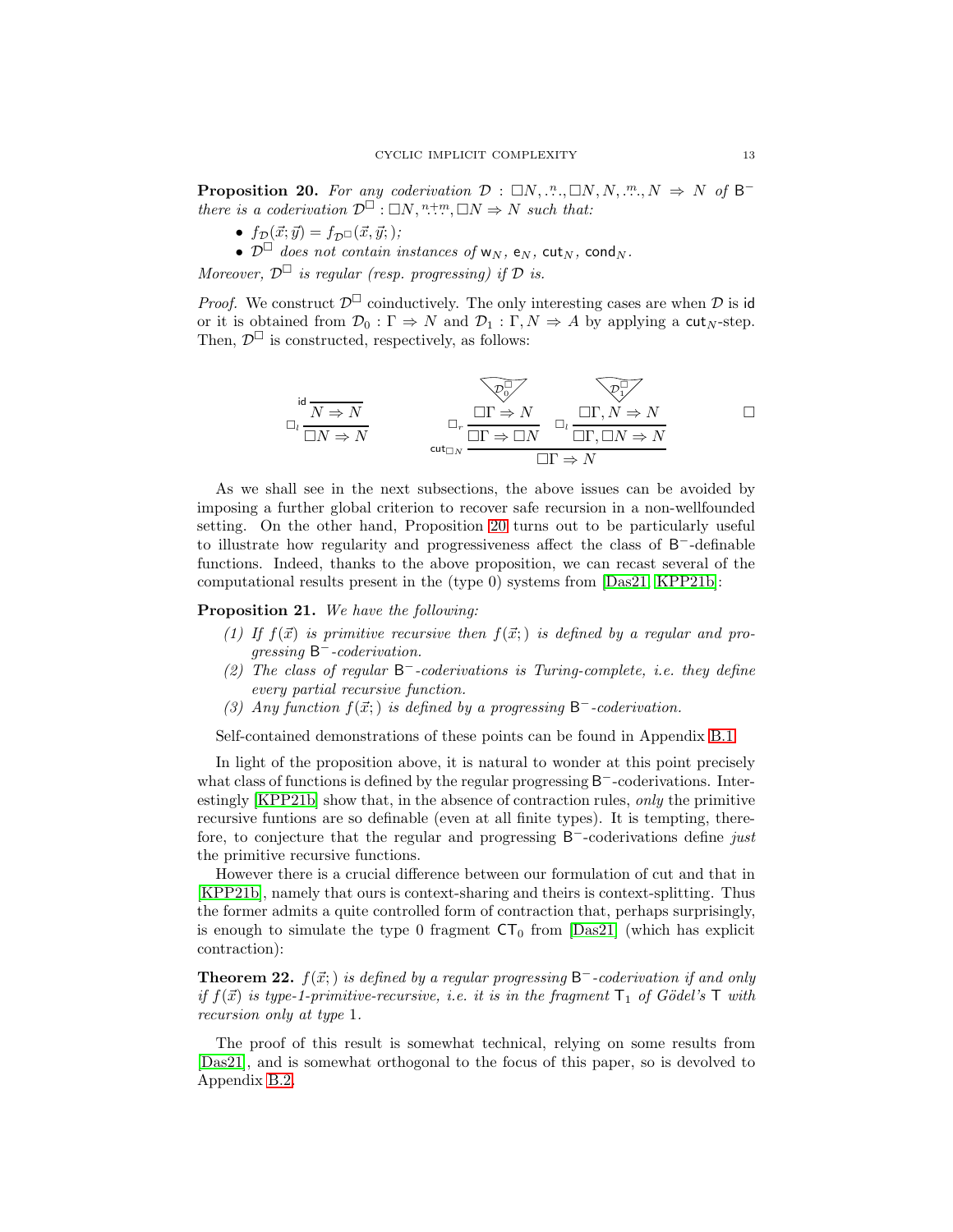**Proposition 20.** *For any coderivation $\mathcal{D} : \Box N, \overset{n}{\ldots}, \Box N, N, \overset{m}{\ldots}, N \Rightarrow N$ of $\mathsf{B}^-$ there is a coderivation $\mathcal{D}^\Box : \Box N, \overset{n+m}{\ldots}, \Box N \Rightarrow N$ such that:*

- *$f_\mathcal{D}(\vec{x}; \vec{y}) = f_{\mathcal{D}^\Box}(\vec{x}, \vec{y};)$;*
- *$\mathcal{D}^\Box$ does not contain instances of $\mathsf{w}_N$, $\mathsf{e}_N$, $\mathsf{cut}_N$, $\mathsf{cond}_N$.*

*Moreover, $\mathcal{D}^\Box$ is regular (resp. progressing) if $\mathcal{D}$ is.*

*Proof.* We construct $\mathcal{D}^\Box$ coinductively. The only interesting cases are when $\mathcal{D}$ is $\mathsf{id}$ or it is obtained from $\mathcal{D}_0 : \Gamma \Rightarrow N$ and $\mathcal{D}_1 : \Gamma, N \Rightarrow A$ by applying a $\mathsf{cut}_N$-step. Then, $\mathcal{D}^\Box$ is constructed, respectively, as follows:

$$
\dfrac{\dfrac{}{N \Rightarrow N}\,\mathsf{id}}{\Box N \Rightarrow N}\,\Box_l
\qquad\qquad
\dfrac{\dfrac{\dfrac{\mathcal{D}_0^\Box}{\Box \Gamma \Rightarrow N}}{\Box\Gamma \Rightarrow \Box N}\,\Box_r \qquad \dfrac{\dfrac{\mathcal{D}_1^\Box}{\Box\Gamma, N \Rightarrow N}}{\Box \Gamma, \Box N \Rightarrow N}\,\Box_l}{\Box\Gamma \Rightarrow N}\,\mathsf{cut}_{\Box N}
$$

□

As we shall see in the next subsections, the above issues can be avoided by imposing a further global criterion to recover safe recursion in a non-wellfounded setting. On the other hand, Proposition 20 turns out to be particularly useful to illustrate how regularity and progressiveness affect the class of $\mathsf{B}^-$-definable functions. Indeed, thanks to the above proposition, we can recast several of the computational results present in the (type 0) systems from [Das21, KPP21b]:

**Proposition 21.** *We have the following:*

1. *If $f(\vec{x})$ is primitive recursive then $f(\vec{x};)$ is defined by a regular and progressing $\mathsf{B}^-$-coderivation.*
2. *The class of regular $\mathsf{B}^-$-coderivations is Turing-complete, i.e. they define every partial recursive function.*
3. *Any function $f(\vec{x};)$ is defined by a progressing $\mathsf{B}^-$-coderivation.*

Self-contained demonstrations of these points can be found in Appendix B.1.

In light of the proposition above, it is natural to wonder at this point precisely what class of functions is defined by the regular progressing $\mathsf{B}^-$-coderivations. Interestingly [KPP21b] show that, in the absence of contraction rules, *only* the primitive recursive funtions are so definable (even at all finite types). It is tempting, therefore, to conjecture that the regular and progressing $\mathsf{B}^-$-coderivations define *just* the primitive recursive functions.

However there is a crucial difference between our formulation of cut and that in [KPP21b], namely that ours is context-sharing and theirs is context-splitting. Thus the former admits a quite controlled form of contraction that, perhaps surprisingly, is enough to simulate the type 0 fragment $\mathsf{CT}_0$ from [Das21] (which has explicit contraction):

**Theorem 22.** *$f(\vec{x};)$ is defined by a regular progressing $\mathsf{B}^-$-coderivation if and only if $f(\vec{x})$ is type-1-primitive-recursive, i.e. it is in the fragment $\mathsf{T}_1$ of Gödel's $\mathsf{T}$ with recursion only at type 1.*

The proof of this result is somewhat technical, relying on some results from [Das21], and is somewhat orthogonal to the focus of this paper, so is devolved to Appendix B.2.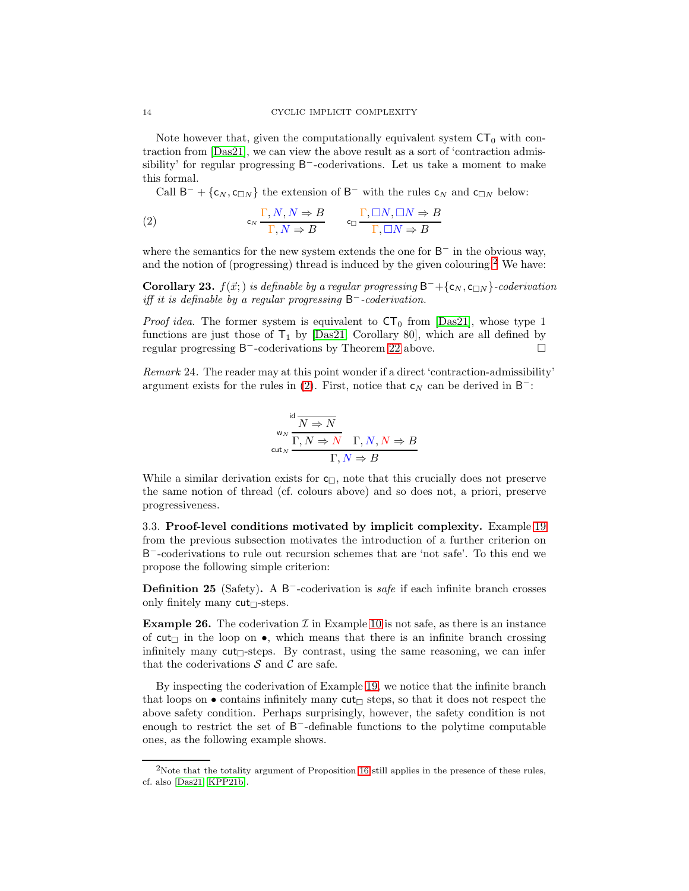Note however that, given the computationally equivalent system $\mathsf{CT}_0$ with contraction from [Das21], we can view the above result as a sort of 'contraction admissibility' for regular progressing $\mathsf{B}^-$-coderivations. Let us take a moment to make this formal.

Call $\mathsf{B}^- + \{\mathsf{c}_N, \mathsf{c}_{\Box N}\}$ the extension of $\mathsf{B}^-$ with the rules $\mathsf{c}_N$ and $\mathsf{c}_{\Box N}$ below:

$$
\text{(2)} \qquad \mathsf{c}_N \frac{\Gamma, N, N \Rightarrow B}{\Gamma, N \Rightarrow B} \qquad \mathsf{c}_\Box \frac{\Gamma, \Box N, \Box N \Rightarrow B}{\Gamma, \Box N \Rightarrow B}
$$

where the semantics for the new system extends the one for $\mathsf{B}^-$ in the obvious way, and the notion of (progressing) thread is induced by the given colouring.[2] We have:

**Corollary 23.** *$f(\vec{x};)$ is definable by a regular progressing $\mathsf{B}^- + \{\mathsf{c}_N, \mathsf{c}_{\Box N}\}$-coderivation iff it is definable by a regular progressing $\mathsf{B}^-$-coderivation.*

*Proof idea.* The former system is equivalent to $\mathsf{CT}_0$ from [Das21], whose type 1 functions are just those of $\mathsf{T}_1$ by [Das21, Corollary 80], which are all defined by regular progressing $\mathsf{B}^-$-coderivations by Theorem 22 above. □

*Remark* 24. The reader may at this point wonder if a direct 'contraction-admissibility' argument exists for the rules in (2). First, notice that $\mathsf{c}_N$ can be derived in $\mathsf{B}^-$:

$$
\mathsf{cut}_N \frac{\mathsf{w}_N \dfrac{\mathsf{id} \dfrac{}{N \Rightarrow N}}{\Gamma, N \Rightarrow N} \qquad \Gamma, N, N \Rightarrow B}{\Gamma, N \Rightarrow B}
$$

While a similar derivation exists for $\mathsf{c}_\Box$, note that this crucially does not preserve the same notion of thread (cf. colours above) and so does not, a priori, preserve progressiveness.

### 3.3. Proof-level conditions motivated by implicit complexity.

Example 19 from the previous subsection motivates the introduction of a further criterion on $\mathsf{B}^-$-coderivations to rule out recursion schemes that are 'not safe'. To this end we propose the following simple criterion:

**Definition 25** (Safety)**.** A $\mathsf{B}^-$-coderivation is *safe* if each infinite branch crosses only finitely many $\mathsf{cut}_\Box$-steps.

**Example 26.** The coderivation $\mathcal{I}$ in Example 10 is not safe, as there is an instance of $\mathsf{cut}_\Box$ in the loop on $\bullet$, which means that there is an infinite branch crossing infinitely many $\mathsf{cut}_\Box$-steps. By contrast, using the same reasoning, we can infer that the coderivations $\mathcal{S}$ and $\mathcal{C}$ are safe.

By inspecting the coderivation of Example 19, we notice that the infinite branch that loops on $\bullet$ contains infinitely many $\mathsf{cut}_\Box$ steps, so that it does not respect the above safety condition. Perhaps surprisingly, however, the safety condition is not enough to restrict the set of $\mathsf{B}^-$-definable functions to the polytime computable ones, as the following example shows.

[2] Note that the totality argument of Proposition 16 still applies in the presence of these rules, cf. also [Das21, KPP21b].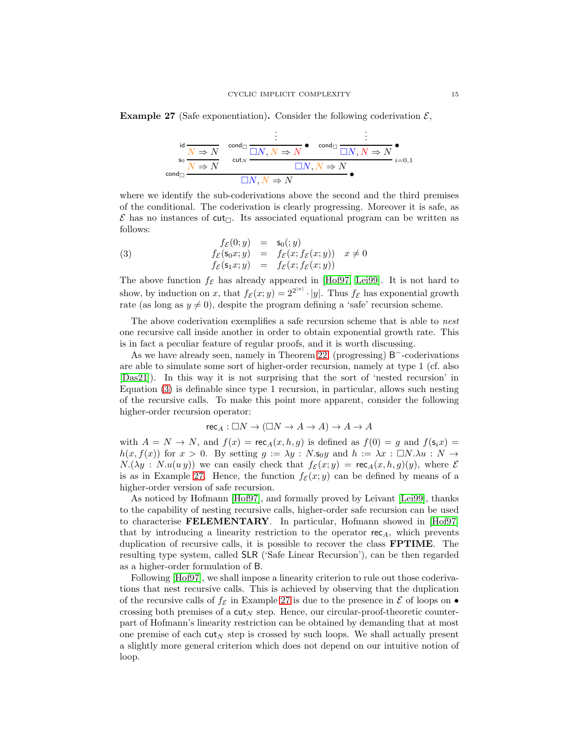**Example 27** (Safe exponentiation)**.** Consider the following coderivation $\mathcal{E}$,

$$
\dfrac{\dfrac{\dfrac{}{N \Rightarrow N}\,\mathsf{id}}{N \Rightarrow N}\,\mathsf{s}_0 \qquad \dfrac{\dfrac{\vdots}{\square N, N \Rightarrow N}\,\mathsf{cond}_\square\,\bullet \qquad \dfrac{\vdots}{\square N, N \Rightarrow N}\,\mathsf{cond}_\square\,\bullet}{\square N, N \Rightarrow N}\,\mathsf{cut}_N\ {}_{i=0,1}}{\square N, N \Rightarrow N}\,\mathsf{cond}_\square\,\bullet
$$

where we identify the sub-coderivations above the second and the third premises of the conditional. The coderivation is clearly progressing. Moreover it is safe, as $\mathcal{E}$ has no instances of $\mathsf{cut}_\square$. Its associated equational program can be written as follows:

$$
\begin{array}{rcll}
f_{\mathcal{E}}(0;y) & = & \mathsf{s}_0(;y) & \\
f_{\mathcal{E}}(\mathsf{s}_0 x;y) & = & f_{\mathcal{E}}(x; f_{\mathcal{E}}(x;y)) & x \neq 0 \\
f_{\mathcal{E}}(\mathsf{s}_1 x;y) & = & f_{\mathcal{E}}(x; f_{\mathcal{E}}(x;y)) &
\end{array} \tag{3}
$$

The above function $f_{\mathcal{E}}$ has already appeared in [Hof97, Lei99]. It is not hard to show, by induction on $x$, that $f_{\mathcal{E}}(x;y) = 2^{2^{|x|}} \cdot |y|$. Thus $f_{\mathcal{E}}$ has exponential growth rate (as long as $y \neq 0$), despite the program defining a 'safe' recursion scheme.

The above coderivation exemplifies a safe recursion scheme that is able to *nest* one recursive call inside another in order to obtain exponential growth rate. This is in fact a peculiar feature of regular proofs, and it is worth discussing.

As we have already seen, namely in Theorem 22, (progressing) $\mathsf{B}^-$-coderivations are able to simulate some sort of higher-order recursion, namely at type 1 (cf. also [Das21]). In this way it is not surprising that the sort of 'nested recursion' in Equation (3) is definable since type 1 recursion, in particular, allows such nesting of the recursive calls. To make this point more apparent, consider the following higher-order recursion operator:

$$
\mathsf{rec}_A : \square N \to (\square N \to A \to A) \to A \to A
$$

with $A = N \to N$, and $f(x) = \mathsf{rec}_A(x, h, g)$ is defined as $f(0) = g$ and $f(\mathsf{s}_i x) = h(x, f(x))$ for $x > 0$. By setting $g := \lambda y : N.\mathsf{s}_0 y$ and $h := \lambda x : \square N.\lambda u : N \to N.(\lambda y : N.u(u\,y))$ we can easily check that $f_{\mathcal{E}}(x;y) = \mathsf{rec}_A(x,h,g)(y)$, where $\mathcal{E}$ is as in Example 27. Hence, the function $f_{\mathcal{E}}(x;y)$ can be defined by means of a higher-order version of safe recursion.

As noticed by Hofmann [Hof97], and formally proved by Leivant [Lei99], thanks to the capability of nesting recursive calls, higher-order safe recursion can be used to characterise **FELEMENTARY**. In particular, Hofmann showed in [Hof97] that by introducing a linearity restriction to the operator $\mathsf{rec}_A$, which prevents duplication of recursive calls, it is possible to recover the class **FPTIME**. The resulting type system, called $\mathsf{SLR}$ ('Safe Linear Recursion'), can be then regarded as a higher-order formulation of $\mathsf{B}$.

Following [Hof97], we shall impose a linearity criterion to rule out those coderivations that nest recursive calls. This is achieved by observing that the duplication of the recursive calls of $f_{\mathcal{E}}$ in Example 27 is due to the presence in $\mathcal{E}$ of loops on $\bullet$ crossing both premises of a $\mathsf{cut}_N$ step. Hence, our circular-proof-theoretic counterpart of Hofmann's linearity restriction can be obtained by demanding that at most one premise of each $\mathsf{cut}_N$ step is crossed by such loops. We shall actually present a slightly more general criterion which does not depend on our intuitive notion of loop.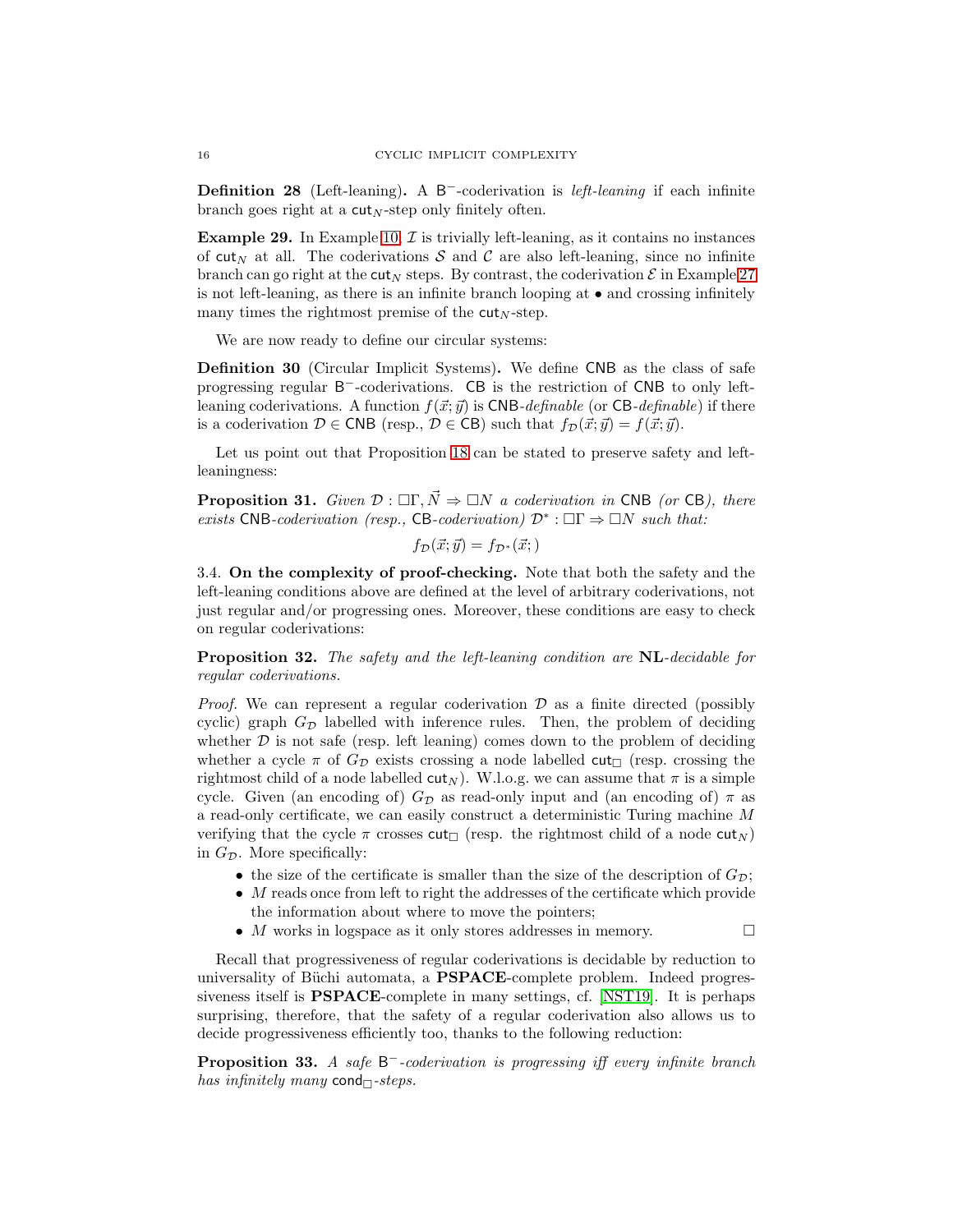**Definition 28** (Left-leaning)**.** A $\mathsf{B}^-$-coderivation is *left-leaning* if each infinite branch goes right at a $\mathsf{cut}_N$-step only finitely often.

**Example 29.** In Example 10, $\mathcal{I}$ is trivially left-leaning, as it contains no instances of $\mathsf{cut}_N$ at all. The coderivations $\mathcal{S}$ and $\mathcal{C}$ are also left-leaning, since no infinite branch can go right at the $\mathsf{cut}_N$ steps. By contrast, the coderivation $\mathcal{E}$ in Example 27 is not left-leaning, as there is an infinite branch looping at $\bullet$ and crossing infinitely many times the rightmost premise of the $\mathsf{cut}_N$-step.

We are now ready to define our circular systems:

**Definition 30** (Circular Implicit Systems)**.** We define $\mathsf{CNB}$ as the class of safe progressing regular $\mathsf{B}^-$-coderivations. $\mathsf{CB}$ is the restriction of $\mathsf{CNB}$ to only left-leaning coderivations. A function $f(\vec{x};\vec{y})$ is $\mathsf{CNB}$-*definable* (or $\mathsf{CB}$-*definable*) if there is a coderivation $\mathcal{D} \in \mathsf{CNB}$ (resp., $\mathcal{D} \in \mathsf{CB}$) such that $f_{\mathcal{D}}(\vec{x};\vec{y}) = f(\vec{x};\vec{y})$.

Let us point out that Proposition 18 can be stated to preserve safety and left-leaningness:

**Proposition 31.** *Given $\mathcal{D} : \Box\Gamma, \vec{N} \Rightarrow \Box N$ a coderivation in $\mathsf{CNB}$ (or $\mathsf{CB}$), there exists $\mathsf{CNB}$-coderivation (resp., $\mathsf{CB}$-coderivation) $\mathcal{D}^* : \Box\Gamma \Rightarrow \Box N$ such that:*

$$f_{\mathcal{D}}(\vec{x};\vec{y}) = f_{\mathcal{D}^*}(\vec{x};)$$

### 3.4. On the complexity of proof-checking.

Note that both the safety and the left-leaning conditions above are defined at the level of arbitrary coderivations, not just regular and/or progressing ones. Moreover, these conditions are easy to check on regular coderivations:

**Proposition 32.** *The safety and the left-leaning condition are* **NL**-*decidable for regular coderivations.*

*Proof.* We can represent a regular coderivation $\mathcal{D}$ as a finite directed (possibly cyclic) graph $G_{\mathcal{D}}$ labelled with inference rules. Then, the problem of deciding whether $\mathcal{D}$ is not safe (resp. left leaning) comes down to the problem of deciding whether a cycle $\pi$ of $G_{\mathcal{D}}$ exists crossing a node labelled $\mathsf{cut}_\Box$ (resp. crossing the rightmost child of a node labelled $\mathsf{cut}_N$). W.l.o.g. we can assume that $\pi$ is a simple cycle. Given (an encoding of) $G_{\mathcal{D}}$ as read-only input and (an encoding of) $\pi$ as a read-only certificate, we can easily construct a deterministic Turing machine $M$ verifying that the cycle $\pi$ crosses $\mathsf{cut}_\Box$ (resp. the rightmost child of a node $\mathsf{cut}_N$) in $G_{\mathcal{D}}$. More specifically:

- the size of the certificate is smaller than the size of the description of $G_{\mathcal{D}}$;
- $M$ reads once from left to right the addresses of the certificate which provide the information about where to move the pointers;
- $M$ works in logspace as it only stores addresses in memory. □

Recall that progressiveness of regular coderivations is decidable by reduction to universality of Büchi automata, a **PSPACE**-complete problem. Indeed progressiveness itself is **PSPACE**-complete in many settings, cf. [NST19]. It is perhaps surprising, therefore, that the safety of a regular coderivation also allows us to decide progressiveness efficiently too, thanks to the following reduction:

**Proposition 33.** *A safe $\mathsf{B}^-$-coderivation is progressing iff every infinite branch has infinitely many $\mathsf{cond}_\Box$-steps.*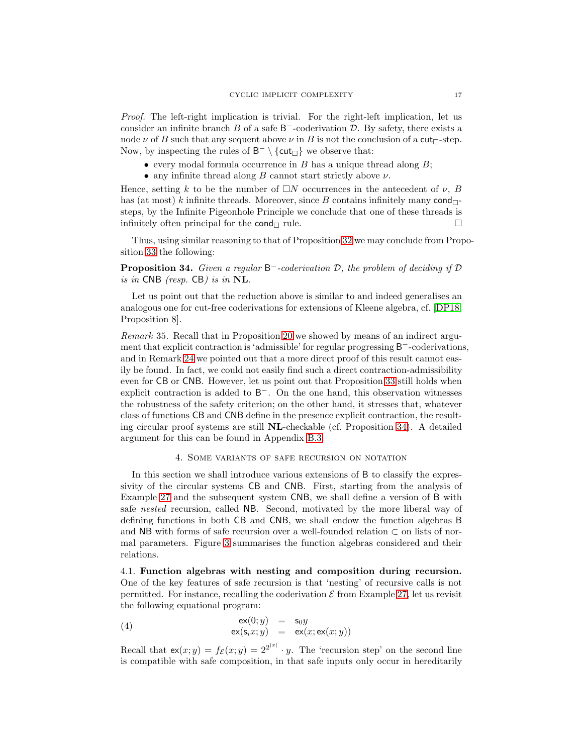*Proof.* The left-right implication is trivial. For the right-left implication, let us consider an infinite branch $B$ of a safe $\mathsf{B}^-$-coderivation $\mathcal{D}$. By safety, there exists a node $\nu$ of $B$ such that any sequent above $\nu$ in $B$ is not the conclusion of a $\mathsf{cut}_\Box$-step. Now, by inspecting the rules of $\mathsf{B}^- \setminus \{\mathsf{cut}_\Box\}$ we observe that:

- every modal formula occurrence in $B$ has a unique thread along $B$;
- any infinite thread along $B$ cannot start strictly above $\nu$.

Hence, setting $k$ to be the number of $\Box N$ occurrences in the antecedent of $\nu$, $B$ has (at most) $k$ infinite threads. Moreover, since $B$ contains infinitely many $\mathsf{cond}_\Box$-steps, by the Infinite Pigeonhole Principle we conclude that one of these threads is infinitely often principal for the $\mathsf{cond}_\Box$ rule. □

Thus, using similar reasoning to that of Proposition 32 we may conclude from Proposition 33 the following:

**Proposition 34.** *Given a regular* $\mathsf{B}^-$*-coderivation* $\mathcal{D}$*, the problem of deciding if* $\mathcal{D}$ *is in* $\mathsf{CNB}$ *(resp.* $\mathsf{CB}$*) is in* $\mathbf{NL}$*.*

Let us point out that the reduction above is similar to and indeed generalises an analogous one for cut-free coderivations for extensions of Kleene algebra, cf. [DP18, Proposition 8].

*Remark* 35. Recall that in Proposition 20 we showed by means of an indirect argument that explicit contraction is 'admissible' for regular progressing $\mathsf{B}^-$-coderivations, and in Remark 24 we pointed out that a more direct proof of this result cannot easily be found. In fact, we could not easily find such a direct contraction-admissibility even for $\mathsf{CB}$ or $\mathsf{CNB}$. However, let us point out that Proposition 33 still holds when explicit contraction is added to $\mathsf{B}^-$. On the one hand, this observation witnesses the robustness of the safety criterion; on the other hand, it stresses that, whatever class of functions $\mathsf{CB}$ and $\mathsf{CNB}$ define in the presence explicit contraction, the resulting circular proof systems are still $\mathbf{NL}$-checkable (cf. Proposition 34). A detailed argument for this can be found in Appendix B.3.

## 4. Some variants of safe recursion on notation

In this section we shall introduce various extensions of $\mathsf{B}$ to classify the expressivity of the circular systems $\mathsf{CB}$ and $\mathsf{CNB}$. First, starting from the analysis of Example 27 and the subsequent system $\mathsf{CNB}$, we shall define a version of $\mathsf{B}$ with safe *nested* recursion, called $\mathsf{NB}$. Second, motivated by the more liberal way of defining functions in both $\mathsf{CB}$ and $\mathsf{CNB}$, we shall endow the function algebras $\mathsf{B}$ and $\mathsf{NB}$ with forms of safe recursion over a well-founded relation $\subset$ on lists of normal parameters. Figure 3 summarises the function algebras considered and their relations.

### 4.1. Function algebras with nesting and composition during recursion.

One of the key features of safe recursion is that 'nesting' of recursive calls is not permitted. For instance, recalling the coderivation $\mathcal{E}$ from Example 27, let us revisit the following equational program:

$$
\begin{array}{rcl}
\mathsf{ex}(0;y) & = & \mathsf{s}_0 y \\
\mathsf{ex}(\mathsf{s}_i x;y) & = & \mathsf{ex}(x;\mathsf{ex}(x;y))
\end{array}
\tag{4}
$$

Recall that $\mathsf{ex}(x;y) = f_{\mathcal{E}}(x;y) = 2^{2^{|x|}} \cdot y$. The 'recursion step' on the second line is compatible with safe composition, in that safe inputs only occur in hereditarily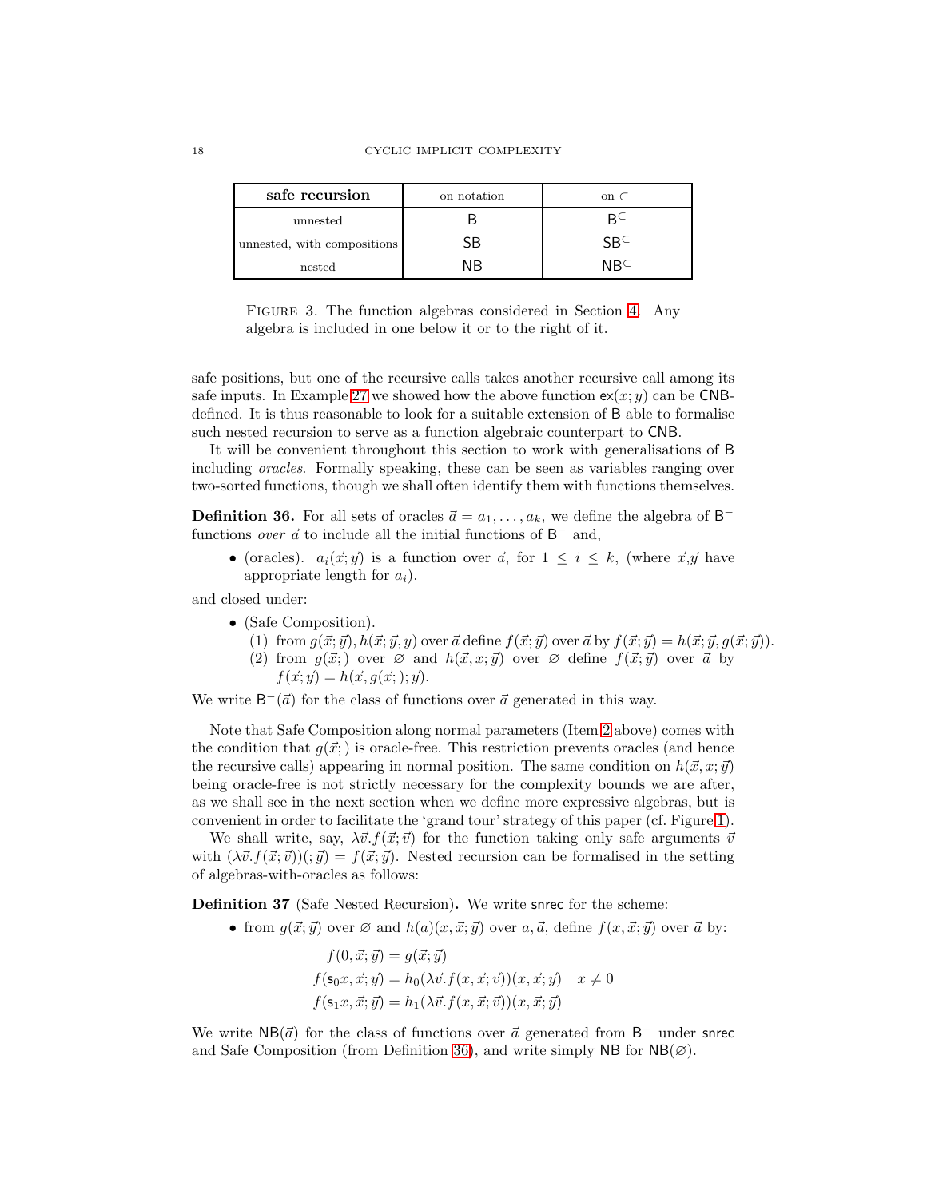| **safe recursion** | on notation | on $\subset$ |
|---|---|---|
| unnested | $\mathsf{B}$ | $\mathsf{B}^{\subset}$ |
| unnested, with compositions | $\mathsf{SB}$ | $\mathsf{SB}^{\subset}$ |
| nested | $\mathsf{NB}$ | $\mathsf{NB}^{\subset}$ |

FIGURE 3. The function algebras considered in Section 4. Any algebra is included in one below it or to the right of it.

safe positions, but one of the recursive calls takes another recursive call among its safe inputs. In Example 27 we showed how the above function $\mathsf{ex}(x;y)$ can be $\mathsf{CNB}$-defined. It is thus reasonable to look for a suitable extension of $\mathsf{B}$ able to formalise such nested recursion to serve as a function algebraic counterpart to $\mathsf{CNB}$.

It will be convenient throughout this section to work with generalisations of $\mathsf{B}$ including *oracles*. Formally speaking, these can be seen as variables ranging over two-sorted functions, though we shall often identify them with functions themselves.

**Definition 36.** For all sets of oracles $\vec{a} = a_1, \dots, a_k$, we define the algebra of $\mathsf{B}^-$ functions *over* $\vec{a}$ to include all the initial functions of $\mathsf{B}^-$ and,

- (oracles). $a_i(\vec{x};\vec{y})$ is a function over $\vec{a}$, for $1 \leq i \leq k$, (where $\vec{x}$,$\vec{y}$ have appropriate length for $a_i$).

and closed under:

- (Safe Composition).
  (1) from $g(\vec{x};\vec{y}), h(\vec{x};\vec{y},y)$ over $\vec{a}$ define $f(\vec{x};\vec{y})$ over $\vec{a}$ by $f(\vec{x};\vec{y}) = h(\vec{x};\vec{y},g(\vec{x};\vec{y}))$.
  (2) from $g(\vec{x};)$ over $\varnothing$ and $h(\vec{x},x;\vec{y})$ over $\varnothing$ define $f(\vec{x};\vec{y})$ over $\vec{a}$ by $f(\vec{x};\vec{y}) = h(\vec{x},g(\vec{x};);\vec{y})$.

We write $\mathsf{B}^-(\vec{a})$ for the class of functions over $\vec{a}$ generated in this way.

Note that Safe Composition along normal parameters (Item 2 above) comes with the condition that $g(\vec{x};)$ is oracle-free. This restriction prevents oracles (and hence the recursive calls) appearing in normal position. The same condition on $h(\vec{x},x;\vec{y})$ being oracle-free is not strictly necessary for the complexity bounds we are after, as we shall see in the next section when we define more expressive algebras, but is convenient in order to facilitate the 'grand tour' strategy of this paper (cf. Figure 1).

We shall write, say, $\lambda\vec{v}.f(\vec{x};\vec{v})$ for the function taking only safe arguments $\vec{v}$ with $(\lambda\vec{v}.f(\vec{x};\vec{v}))(;\vec{y}) = f(\vec{x};\vec{y})$. Nested recursion can be formalised in the setting of algebras-with-oracles as follows:

**Definition 37** (Safe Nested Recursion)**.** We write $\mathsf{snrec}$ for the scheme:

- from $g(\vec{x};\vec{y})$ over $\varnothing$ and $h(a)(x,\vec{x};\vec{y})$ over $a,\vec{a}$, define $f(x,\vec{x};\vec{y})$ over $\vec{a}$ by:

$$
\begin{aligned}
f(0,\vec{x};\vec{y}) &= g(\vec{x};\vec{y}) \\
f(\mathsf{s}_0 x,\vec{x};\vec{y}) &= h_0(\lambda\vec{v}.f(x,\vec{x};\vec{v}))(x,\vec{x};\vec{y}) \quad x \neq 0 \\
f(\mathsf{s}_1 x,\vec{x};\vec{y}) &= h_1(\lambda\vec{v}.f(x,\vec{x};\vec{v}))(x,\vec{x};\vec{y})
\end{aligned}
$$

We write $\mathsf{NB}(\vec{a})$ for the class of functions over $\vec{a}$ generated from $\mathsf{B}^-$ under $\mathsf{snrec}$ and Safe Composition (from Definition 36), and write simply $\mathsf{NB}$ for $\mathsf{NB}(\varnothing)$.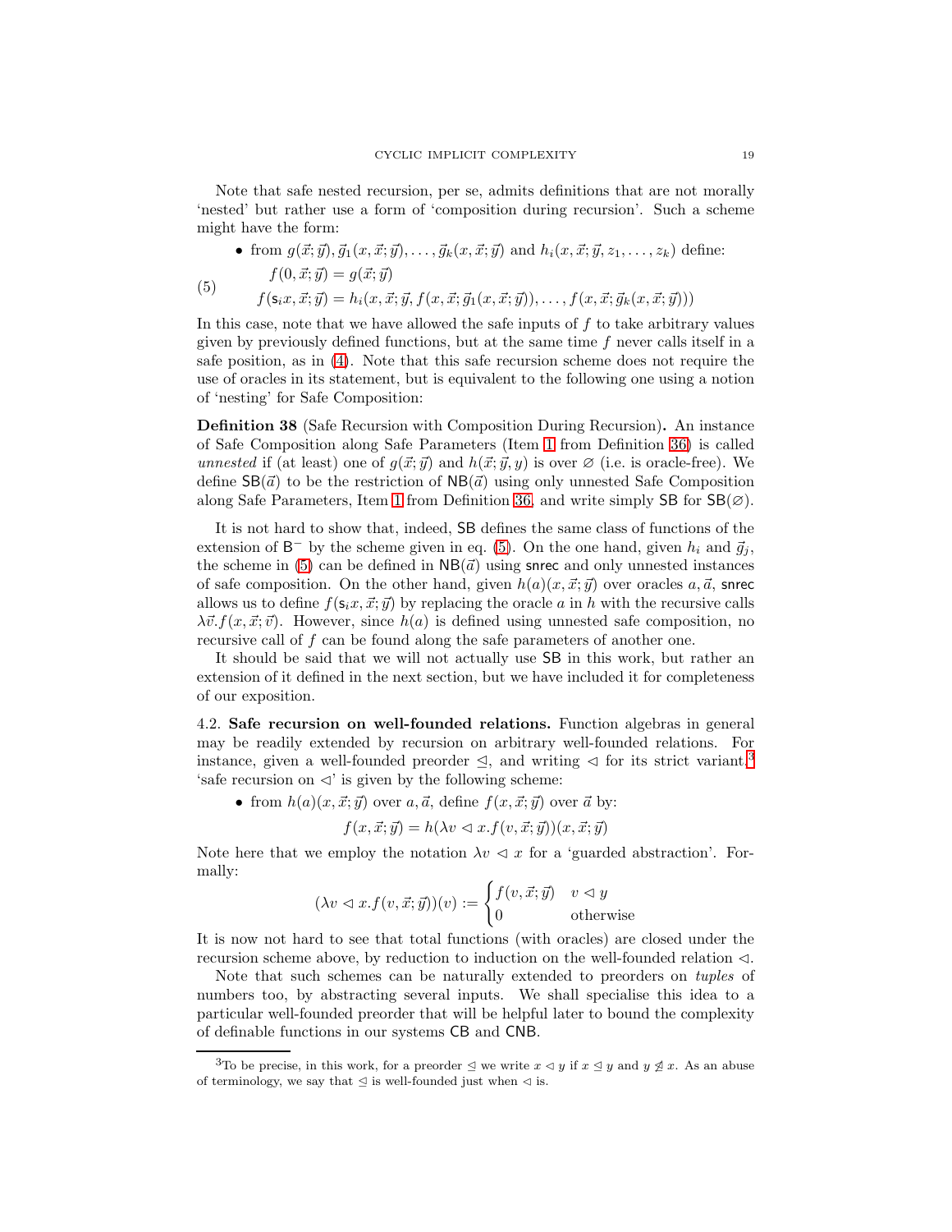Note that safe nested recursion, per se, admits definitions that are not morally 'nested' but rather use a form of 'composition during recursion'. Such a scheme might have the form:

- from $g(\vec{x};\vec{y}), \vec{g}_1(x,\vec{x};\vec{y}), \dots, \vec{g}_k(x,\vec{x};\vec{y})$ and $h_i(x,\vec{x};\vec{y},z_1,\dots,z_k)$ define:

$$
\begin{aligned}
&f(0,\vec{x};\vec{y}) = g(\vec{x};\vec{y}) \\
&f(\mathsf{s}_i x,\vec{x};\vec{y}) = h_i(x,\vec{x};\vec{y}, f(x,\vec{x};\vec{g}_1(x,\vec{x};\vec{y})),\dots, f(x,\vec{x};\vec{g}_k(x,\vec{x};\vec{y})))
\end{aligned} \tag{5}
$$

In this case, note that we have allowed the safe inputs of $f$ to take arbitrary values given by previously defined functions, but at the same time $f$ never calls itself in a safe position, as in (4). Note that this safe recursion scheme does not require the use of oracles in its statement, but is equivalent to the following one using a notion of 'nesting' for Safe Composition:

**Definition 38** (Safe Recursion with Composition During Recursion)**.** An instance of Safe Composition along Safe Parameters (Item 1 from Definition 36) is called *unnested* if (at least) one of $g(\vec{x};\vec{y})$ and $h(\vec{x};\vec{y},y)$ is over $\varnothing$ (i.e. is oracle-free). We define $\mathsf{SB}(\vec{a})$ to be the restriction of $\mathsf{NB}(\vec{a})$ using only unnested Safe Composition along Safe Parameters, Item 1 from Definition 36, and write simply $\mathsf{SB}$ for $\mathsf{SB}(\varnothing)$.

It is not hard to show that, indeed, $\mathsf{SB}$ defines the same class of functions of the extension of $\mathsf{B}^-$ by the scheme given in eq. (5). On the one hand, given $h_i$ and $\vec{g}_j$, the scheme in (5) can be defined in $\mathsf{NB}(\vec{a})$ using $\mathsf{snrec}$ and only unnested instances of safe composition. On the other hand, given $h(a)(x,\vec{x};\vec{y})$ over oracles $a,\vec{a}$, $\mathsf{snrec}$ allows us to define $f(\mathsf{s}_i x,\vec{x};\vec{y})$ by replacing the oracle $a$ in $h$ with the recursive calls $\lambda\vec{v}.f(x,\vec{x};\vec{v})$. However, since $h(a)$ is defined using unnested safe composition, no recursive call of $f$ can be found along the safe parameters of another one.

It should be said that we will not actually use $\mathsf{SB}$ in this work, but rather an extension of it defined in the next section, but we have included it for completeness of our exposition.

### 4.2. Safe recursion on well-founded relations.

Function algebras in general may be readily extended by recursion on arbitrary well-founded relations. For instance, given a well-founded preorder $\trianglelefteq$, and writing $\triangleleft$ for its strict variant,[3] 'safe recursion on $\triangleleft$' is given by the following scheme:

- from $h(a)(x,\vec{x};\vec{y})$ over $a,\vec{a}$, define $f(x,\vec{x};\vec{y})$ over $\vec{a}$ by:

$$
f(x,\vec{x};\vec{y}) = h(\lambda v \triangleleft x. f(v,\vec{x};\vec{y}))(x,\vec{x};\vec{y})
$$

Note here that we employ the notation $\lambda v \triangleleft x$ for a 'guarded abstraction'. Formally:

$$
(\lambda v \triangleleft x. f(v,\vec{x};\vec{y}))(v) := \begin{cases} f(v,\vec{x};\vec{y}) & v \triangleleft y \\ 0 & \text{otherwise} \end{cases}
$$

It is now not hard to see that total functions (with oracles) are closed under the recursion scheme above, by reduction to induction on the well-founded relation $\triangleleft$.

Note that such schemes can be naturally extended to preorders on *tuples* of numbers too, by abstracting several inputs. We shall specialise this idea to a particular well-founded preorder that will be helpful later to bound the complexity of definable functions in our systems $\mathsf{CB}$ and $\mathsf{CNB}$.

---

[3] To be precise, in this work, for a preorder $\trianglelefteq$ we write $x \triangleleft y$ if $x \trianglelefteq y$ and $y \ntrianglelefteq x$. As an abuse of terminology, we say that $\trianglelefteq$ is well-founded just when $\triangleleft$ is.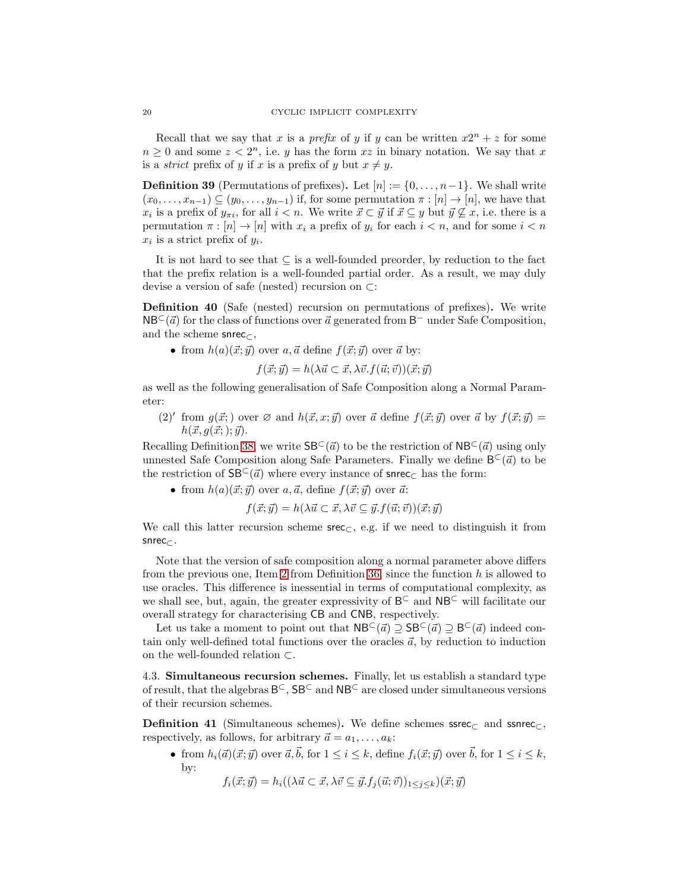Recall that we say that $x$ is a *prefix* of $y$ if $y$ can be written $x2^n + z$ for some $n \geq 0$ and some $z < 2^n$, i.e. $y$ has the form $xz$ in binary notation. We say that $x$ is a *strict* prefix of $y$ if $x$ is a prefix of $y$ but $x \neq y$.

**Definition 39** (Permutations of prefixes)**.** Let $[n] := \{0, \ldots, n-1\}$. We shall write $(x_0, \ldots, x_{n-1}) \subseteq (y_0, \ldots, y_{n-1})$ if, for some permutation $\pi : [n] \to [n]$, we have that $x_i$ is a prefix of $y_{\pi i}$, for all $i < n$. We write $\vec{x} \subset \vec{y}$ if $\vec{x} \subseteq y$ but $\vec{y} \not\subseteq x$, i.e. there is a permutation $\pi : [n] \to [n]$ with $x_i$ a prefix of $y_i$ for each $i < n$, and for some $i < n$ $x_i$ is a strict prefix of $y_i$.

It is not hard to see that $\subseteq$ is a well-founded preorder, by reduction to the fact that the prefix relation is a well-founded partial order. As a result, we may duly devise a version of safe (nested) recursion on $\subset$:

**Definition 40** (Safe (nested) recursion on permutations of prefixes)**.** We write $\mathsf{NB}^{\subset}(\vec{a})$ for the class of functions over $\vec{a}$ generated from $\mathsf{B}^-$ under Safe Composition, and the scheme $\mathsf{snrec}_{\subset}$,

- from $h(a)(\vec{x};\vec{y})$ over $a, \vec{a}$ define $f(\vec{x};\vec{y})$ over $\vec{a}$ by:
$$f(\vec{x};\vec{y}) = h(\lambda \vec{u} \subset \vec{x}, \lambda \vec{v}. f(\vec{u};\vec{v}))(\vec{x};\vec{y})$$

as well as the following generalisation of Safe Composition along a Normal Parameter:

$(2)'$ from $g(\vec{x};)$ over $\varnothing$ and $h(\vec{x}, x;\vec{y})$ over $\vec{a}$ define $f(\vec{x};\vec{y})$ over $\vec{a}$ by $f(\vec{x};\vec{y}) = h(\vec{x}, g(\vec{x};);\vec{y})$.

Recalling Definition 38, we write $\mathsf{SB}^{\subset}(\vec{a})$ to be the restriction of $\mathsf{NB}^{\subset}(\vec{a})$ using only unnested Safe Composition along Safe Parameters. Finally we define $\mathsf{B}^{\subset}(\vec{a})$ to be the restriction of $\mathsf{SB}^{\subset}(\vec{a})$ where every instance of $\mathsf{snrec}_{\subset}$ has the form:

- from $h(a)(\vec{x};\vec{y})$ over $a, \vec{a}$, define $f(\vec{x};\vec{y})$ over $\vec{a}$:
$$f(\vec{x};\vec{y}) = h(\lambda \vec{u} \subset \vec{x}, \lambda \vec{v} \subseteq \vec{y}. f(\vec{u};\vec{v}))(\vec{x};\vec{y})$$

We call this latter recursion scheme $\mathsf{srec}_{\subset}$, e.g. if we need to distinguish it from $\mathsf{snrec}_{\subset}$.

Note that the version of safe composition along a normal parameter above differs from the previous one, Item 2 from Definition 36, since the function $h$ is allowed to use oracles. This difference is inessential in terms of computational complexity, as we shall see, but, again, the greater expressivity of $\mathsf{B}^{\subset}$ and $\mathsf{NB}^{\subset}$ will facilitate our overall strategy for characterising $\mathsf{CB}$ and $\mathsf{CNB}$, respectively.

Let us take a moment to point out that $\mathsf{NB}^{\subset}(\vec{a}) \supseteq \mathsf{SB}^{\subset}(\vec{a}) \supseteq \mathsf{B}^{\subset}(\vec{a})$ indeed contain only well-defined total functions over the oracles $\vec{a}$, by reduction to induction on the well-founded relation $\subset$.

4.3. **Simultaneous recursion schemes.** Finally, let us establish a standard type of result, that the algebras $\mathsf{B}^{\subset}$, $\mathsf{SB}^{\subset}$ and $\mathsf{NB}^{\subset}$ are closed under simultaneous versions of their recursion schemes.

**Definition 41** (Simultaneous schemes)**.** We define schemes $\mathsf{ssrec}_{\subset}$ and $\mathsf{ssnrec}_{\subset}$, respectively, as follows, for arbitrary $\vec{a} = a_1, \ldots, a_k$:

- from $h_i(\vec{a})(\vec{x};\vec{y})$ over $\vec{a}, \vec{b}$, for $1 \leq i \leq k$, define $f_i(\vec{x};\vec{y})$ over $\vec{b}$, for $1 \leq i \leq k$, by:
$$f_i(\vec{x};\vec{y}) = h_i((\lambda \vec{u} \subset \vec{x}, \lambda \vec{v} \subseteq \vec{y}. f_j(\vec{u};\vec{v}))_{1 \leq j \leq k})(\vec{x};\vec{y})$$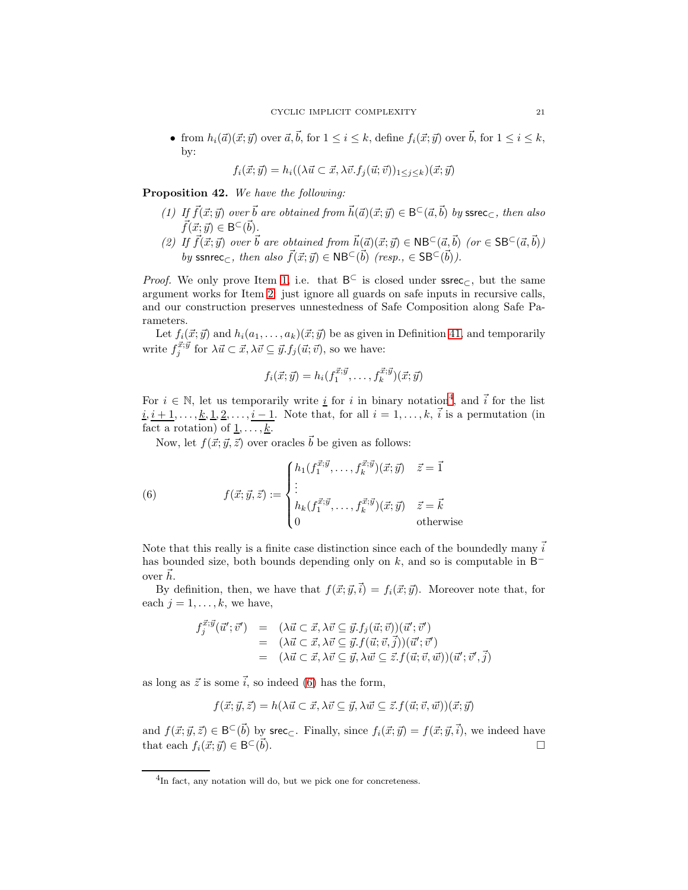- from $h_i(\vec{a})(\vec{x};\vec{y})$ over $\vec{a},\vec{b}$, for $1 \le i \le k$, define $f_i(\vec{x};\vec{y})$ over $\vec{b}$, for $1 \le i \le k$, by:

$$f_i(\vec{x};\vec{y}) = h_i((\lambda\vec{u} \subset \vec{x}, \lambda\vec{v}.f_j(\vec{u};\vec{v}))_{1\le j\le k})(\vec{x};\vec{y})$$

**Proposition 42.** *We have the following:*

1. *If $\vec{f}(\vec{x};\vec{y})$ over $\vec{b}$ are obtained from $\vec{h}(\vec{a})(\vec{x};\vec{y}) \in \mathsf{B}^{\subset}(\vec{a},\vec{b})$ by $\mathsf{ssrec}_{\subset}$, then also $\vec{f}(\vec{x};\vec{y}) \in \mathsf{B}^{\subset}(\vec{b})$.*
2. *If $\vec{f}(\vec{x};\vec{y})$ over $\vec{b}$ are obtained from $\vec{h}(\vec{a})(\vec{x};\vec{y}) \in \mathsf{NB}^{\subset}(\vec{a},\vec{b})$ (or $\in \mathsf{SB}^{\subset}(\vec{a},\vec{b})$) by $\mathsf{ssnrec}_{\subset}$, then also $\vec{f}(\vec{x};\vec{y}) \in \mathsf{NB}^{\subset}(\vec{b})$ (resp., $\in \mathsf{SB}^{\subset}(\vec{b})$).*

*Proof.* We only prove Item 1, i.e. that $\mathsf{B}^{\subset}$ is closed under $\mathsf{ssrec}_{\subset}$, but the same argument works for Item 2: just ignore all guards on safe inputs in recursive calls, and our construction preserves unnestedness of Safe Composition along Safe Parameters.

Let $f_i(\vec{x};\vec{y})$ and $h_i(a_1,\ldots,a_k)(\vec{x};\vec{y})$ be as given in Definition 41, and temporarily write $f_j^{\vec{x};\vec{y}}$ for $\lambda\vec{u} \subset \vec{x}, \lambda\vec{v} \subseteq \vec{y}.f_j(\vec{u};\vec{v})$, so we have:

$$f_i(\vec{x};\vec{y}) = h_i(f_1^{\vec{x};\vec{y}},\ldots,f_k^{\vec{x};\vec{y}})(\vec{x};\vec{y})$$

For $i \in \mathbb{N}$, let us temporarily write $\underline{i}$ for $i$ in binary notation[4], and $\vec{i}$ for the list $\underline{i},\underline{i+1},\ldots,\underline{k},\underline{1},\underline{2},\ldots,\underline{i-1}$. Note that, for all $i = 1,\ldots,k$, $\vec{i}$ is a permutation (in fact a rotation) of $\underline{1},\ldots,\underline{k}$.

Now, let $f(\vec{x};\vec{y},\vec{z})$ over oracles $\vec{b}$ be given as follows:

$$f(\vec{x};\vec{y},\vec{z}) := \begin{cases} h_1(f_1^{\vec{x};\vec{y}},\ldots,f_k^{\vec{x};\vec{y}})(\vec{x};\vec{y}) & \vec{z} = \vec{1} \\ \vdots & \\ h_k(f_1^{\vec{x};\vec{y}},\ldots,f_k^{\vec{x};\vec{y}})(\vec{x};\vec{y}) & \vec{z} = \vec{k} \\ 0 & \text{otherwise} \end{cases} \tag{6}$$

Note that this really is a finite case distinction since each of the boundedly many $\vec{i}$ has bounded size, both bounds depending only on $k$, and so is computable in $\mathsf{B}^{-}$ over $\vec{h}$.

By definition, then, we have that $f(\vec{x};\vec{y},\vec{i}) = f_i(\vec{x};\vec{y})$. Moreover note that, for each $j = 1,\ldots,k$, we have,

$$\begin{aligned} f_j^{\vec{x};\vec{y}}(\vec{u}';\vec{v}') &= (\lambda\vec{u} \subset \vec{x}, \lambda\vec{v} \subseteq \vec{y}.f_j(\vec{u};\vec{v}))(\vec{u}';\vec{v}') \\ &= (\lambda\vec{u} \subset \vec{x}, \lambda\vec{v} \subseteq \vec{y}.f(\vec{u};\vec{v},\vec{j}))(\vec{u}';\vec{v}') \\ &= (\lambda\vec{u} \subset \vec{x}, \lambda\vec{v} \subseteq \vec{y}, \lambda\vec{w} \subseteq \vec{z}.f(\vec{u};\vec{v},\vec{w}))(\vec{u}';\vec{v}',\vec{j}) \end{aligned}$$

as long as $\vec{z}$ is some $\vec{i}$, so indeed (6) has the form,

$$f(\vec{x};\vec{y},\vec{z}) = h(\lambda\vec{u} \subset \vec{x}, \lambda\vec{v} \subseteq \vec{y}, \lambda\vec{w} \subseteq \vec{z}.f(\vec{u};\vec{v},\vec{w}))(\vec{x};\vec{y})$$

and $f(\vec{x};\vec{y},\vec{z}) \in \mathsf{B}^{\subset}(\vec{b})$ by $\mathsf{srec}_{\subset}$. Finally, since $f_i(\vec{x};\vec{y}) = f(\vec{x};\vec{y},\vec{i})$, we indeed have that each $f_i(\vec{x};\vec{y}) \in \mathsf{B}^{\subset}(\vec{b})$. □

[4] In fact, any notation will do, but we pick one for concreteness.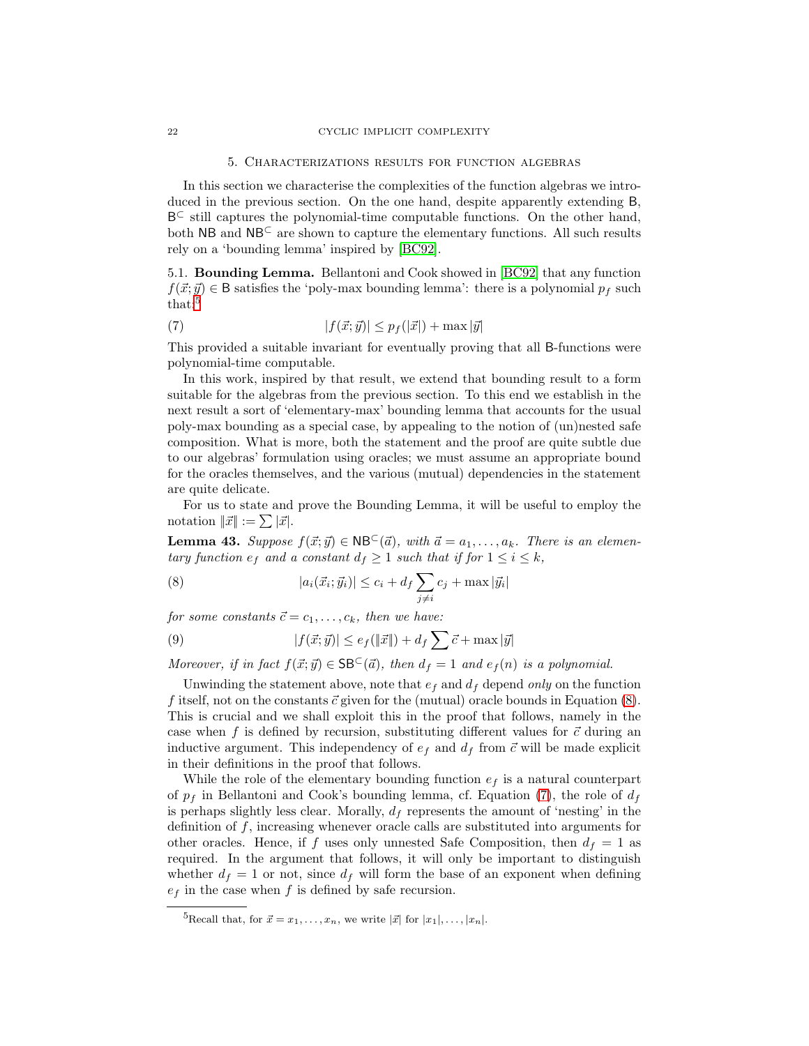## 5. Characterizations results for function algebras

In this section we characterise the complexities of the function algebras we introduced in the previous section. On the one hand, despite apparently extending $\mathsf{B}$, $\mathsf{B}^{\subset}$ still captures the polynomial-time computable functions. On the other hand, both $\mathsf{NB}$ and $\mathsf{NB}^{\subset}$ are shown to capture the elementary functions. All such results rely on a 'bounding lemma' inspired by [BC92].

5.1. **Bounding Lemma.** Bellantoni and Cook showed in [BC92] that any function $f(\vec{x};\vec{y}) \in \mathsf{B}$ satisfies the 'poly-max bounding lemma': there is a polynomial $p_f$ such that:[5]

$$|f(\vec{x};\vec{y})| \leq p_f(|\vec{x}|) + \max|\vec{y}| \tag{7}$$

This provided a suitable invariant for eventually proving that all $\mathsf{B}$-functions were polynomial-time computable.

In this work, inspired by that result, we extend that bounding result to a form suitable for the algebras from the previous section. To this end we establish in the next result a sort of 'elementary-max' bounding lemma that accounts for the usual poly-max bounding as a special case, by appealing to the notion of (un)nested safe composition. What is more, both the statement and the proof are quite subtle due to our algebras' formulation using oracles; we must assume an appropriate bound for the oracles themselves, and the various (mutual) dependencies in the statement are quite delicate.

For us to state and prove the Bounding Lemma, it will be useful to employ the notation $\|\vec{x}\| := \sum|\vec{x}|$.

**Lemma 43.** *Suppose $f(\vec{x};\vec{y}) \in \mathsf{NB}^{\subset}(\vec{a})$, with $\vec{a} = a_1, \ldots, a_k$. There is an elementary function $e_f$ and a constant $d_f \geq 1$ such that if for $1 \leq i \leq k$,*

$$|a_i(\vec{x}_i;\vec{y}_i)| \leq c_i + d_f \sum_{j \neq i} c_j + \max|\vec{y}_i| \tag{8}$$

*for some constants $\vec{c} = c_1, \ldots, c_k$, then we have:*

$$|f(\vec{x};\vec{y})| \leq e_f(\|\vec{x}\|) + d_f \sum \vec{c} + \max|\vec{y}| \tag{9}$$

*Moreover, if in fact $f(\vec{x};\vec{y}) \in \mathsf{SB}^{\subset}(\vec{a})$, then $d_f = 1$ and $e_f(n)$ is a polynomial.*

Unwinding the statement above, note that $e_f$ and $d_f$ depend *only* on the function $f$ itself, not on the constants $\vec{c}$ given for the (mutual) oracle bounds in Equation (8). This is crucial and we shall exploit this in the proof that follows, namely in the case when $f$ is defined by recursion, substituting different values for $\vec{c}$ during an inductive argument. This independency of $e_f$ and $d_f$ from $\vec{c}$ will be made explicit in their definitions in the proof that follows.

While the role of the elementary bounding function $e_f$ is a natural counterpart of $p_f$ in Bellantoni and Cook's bounding lemma, cf. Equation (7), the role of $d_f$ is perhaps slightly less clear. Morally, $d_f$ represents the amount of 'nesting' in the definition of $f$, increasing whenever oracle calls are substituted into arguments for other oracles. Hence, if $f$ uses only unnested Safe Composition, then $d_f = 1$ as required. In the argument that follows, it will only be important to distinguish whether $d_f = 1$ or not, since $d_f$ will form the base of an exponent when defining $e_f$ in the case when $f$ is defined by safe recursion.

---

[5] Recall that, for $\vec{x} = x_1, \ldots, x_n$, we write $|\vec{x}|$ for $|x_1|, \ldots, |x_n|$.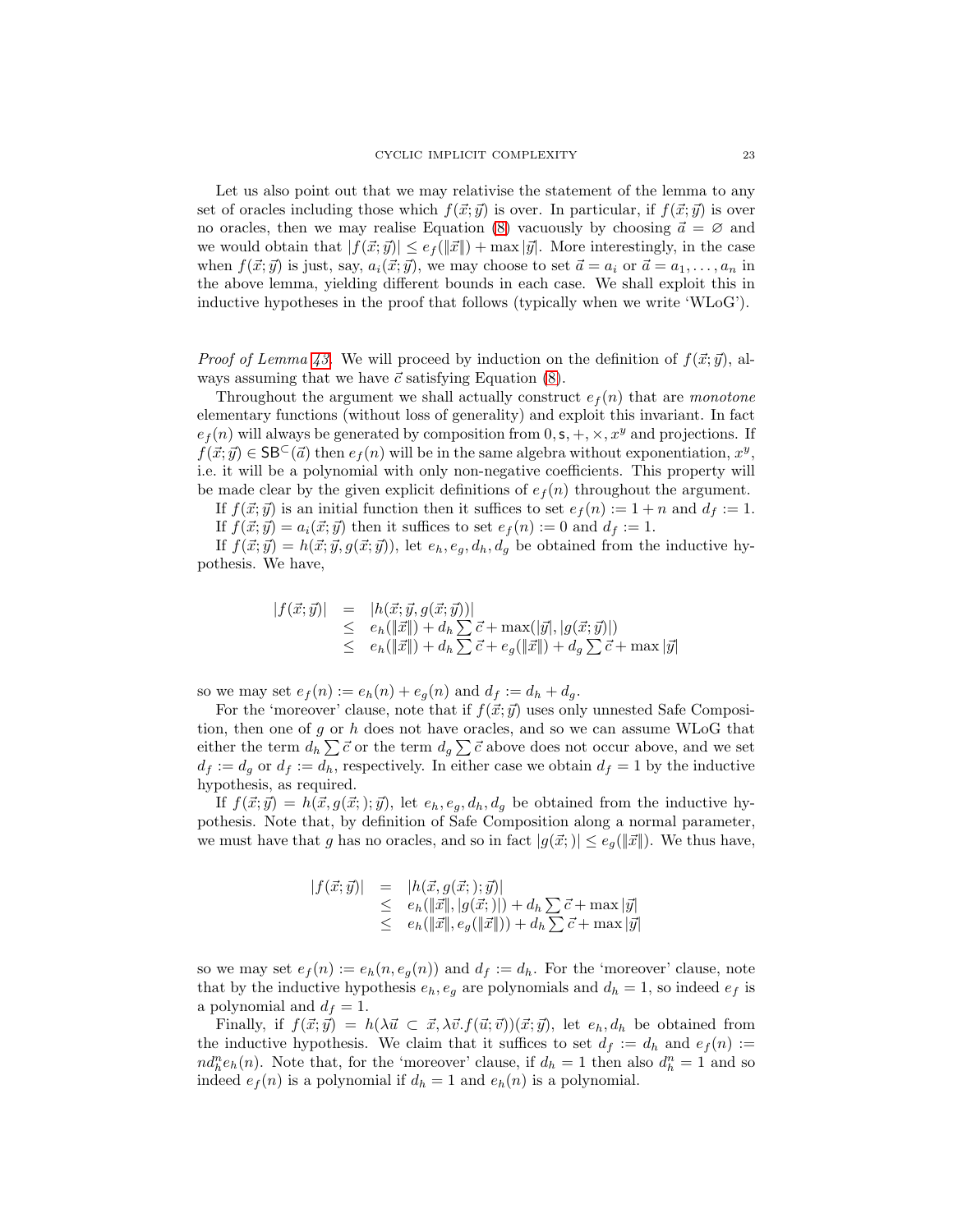Let us also point out that we may relativise the statement of the lemma to any set of oracles including those which $f(\vec{x};\vec{y})$ is over. In particular, if $f(\vec{x};\vec{y})$ is over no oracles, then we may realise Equation (8) vacuously by choosing $\vec{a} = \varnothing$ and we would obtain that $|f(\vec{x};\vec{y})| \leq e_f(\|\vec{x}\|) + \max|\vec{y}|$. More interestingly, in the case when $f(\vec{x};\vec{y})$ is just, say, $a_i(\vec{x};\vec{y})$, we may choose to set $\vec{a} = a_i$ or $\vec{a} = a_1, \ldots, a_n$ in the above lemma, yielding different bounds in each case. We shall exploit this in inductive hypotheses in the proof that follows (typically when we write 'WLoG').

*Proof of Lemma 43.* We will proceed by induction on the definition of $f(\vec{x};\vec{y})$, always assuming that we have $\vec{c}$ satisfying Equation (8).

Throughout the argument we shall actually construct $e_f(n)$ that are *monotone* elementary functions (without loss of generality) and exploit this invariant. In fact $e_f(n)$ will always be generated by composition from $0, \mathsf{s}, +, \times, x^y$ and projections. If $f(\vec{x};\vec{y}) \in \mathsf{SB}^{\subset}(\vec{a})$ then $e_f(n)$ will be in the same algebra without exponentiation, $x^y$, i.e. it will be a polynomial with only non-negative coefficients. This property will be made clear by the given explicit definitions of $e_f(n)$ throughout the argument.

If $f(\vec{x};\vec{y})$ is an initial function then it suffices to set $e_f(n) := 1 + n$ and $d_f := 1$.

If $f(\vec{x};\vec{y}) = a_i(\vec{x};\vec{y})$ then it suffices to set $e_f(n) := 0$ and $d_f := 1$.

If $f(\vec{x};\vec{y}) = h(\vec{x};\vec{y}, g(\vec{x};\vec{y}))$, let $e_h, e_g, d_h, d_g$ be obtained from the inductive hypothesis. We have,

$$
\begin{array}{rcl}
|f(\vec{x};\vec{y})| & = & |h(\vec{x};\vec{y}, g(\vec{x};\vec{y}))| \\
& \leq & e_h(\|\vec{x}\|) + d_h \sum \vec{c} + \max(|\vec{y}|, |g(\vec{x};\vec{y})|) \\
& \leq & e_h(\|\vec{x}\|) + d_h \sum \vec{c} + e_g(\|\vec{x}\|) + d_g \sum \vec{c} + \max|\vec{y}|
\end{array}
$$

so we may set $e_f(n) := e_h(n) + e_g(n)$ and $d_f := d_h + d_g$.

For the 'moreover' clause, note that if $f(\vec{x};\vec{y})$ uses only unnested Safe Composition, then one of $g$ or $h$ does not have oracles, and so we can assume WLoG that either the term $d_h \sum \vec{c}$ or the term $d_g \sum \vec{c}$ above does not occur above, and we set $d_f := d_g$ or $d_f := d_h$, respectively. In either case we obtain $d_f = 1$ by the inductive hypothesis, as required.

If $f(\vec{x};\vec{y}) = h(\vec{x}, g(\vec{x};);\vec{y})$, let $e_h, e_g, d_h, d_g$ be obtained from the inductive hypothesis. Note that, by definition of Safe Composition along a normal parameter, we must have that $g$ has no oracles, and so in fact $|g(\vec{x};)| \leq e_g(\|\vec{x}\|)$. We thus have,

$$
\begin{array}{rcl}
|f(\vec{x};\vec{y})| & = & |h(\vec{x}, g(\vec{x};);\vec{y})| \\
& \leq & e_h(\|\vec{x}\|, |g(\vec{x};)|) + d_h \sum \vec{c} + \max|\vec{y}| \\
& \leq & e_h(\|\vec{x}\|, e_g(\|\vec{x}\|)) + d_h \sum \vec{c} + \max|\vec{y}|
\end{array}
$$

so we may set $e_f(n) := e_h(n, e_g(n))$ and $d_f := d_h$. For the 'moreover' clause, note that by the inductive hypothesis $e_h, e_g$ are polynomials and $d_h = 1$, so indeed $e_f$ is a polynomial and $d_f = 1$.

Finally, if $f(\vec{x};\vec{y}) = h(\lambda\vec{u} \subset \vec{x}, \lambda\vec{v}.f(\vec{u};\vec{v}))(\vec{x};\vec{y})$, let $e_h, d_h$ be obtained from the inductive hypothesis. We claim that it suffices to set $d_f := d_h$ and $e_f(n) := n d_h^n e_h(n)$. Note that, for the 'moreover' clause, if $d_h = 1$ then also $d_h^n = 1$ and so indeed $e_f(n)$ is a polynomial if $d_h = 1$ and $e_h(n)$ is a polynomial.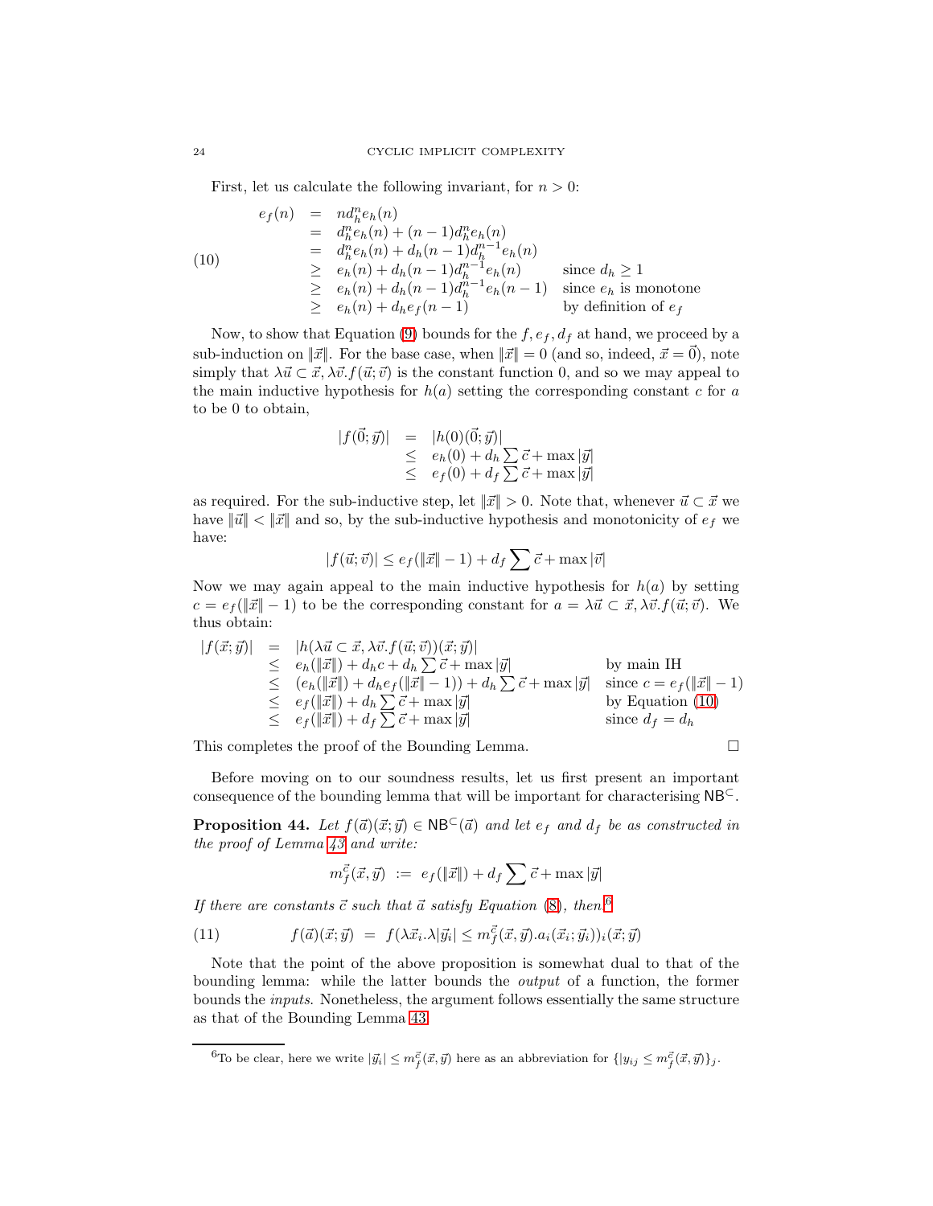First, let us calculate the following invariant, for $n > 0$:

$$
\begin{array}{rcll}
e_f(n) & = & n d_h^n e_h(n) & \\
& = & d_h^n e_h(n) + (n-1) d_h^n e_h(n) & \\
& = & d_h^n e_h(n) + d_h (n-1) d_h^{n-1} e_h(n) & \\
& \geq & e_h(n) + d_h (n-1) d_h^{n-1} e_h(n) & \text{since } d_h \geq 1 \\
& \geq & e_h(n) + d_h (n-1) d_h^{n-1} e_h(n-1) & \text{since } e_h \text{ is monotone} \\
& \geq & e_h(n) + d_h e_f(n-1) & \text{by definition of } e_f
\end{array} \tag{10}
$$

Now, to show that Equation (9) bounds for the $f, e_f, d_f$ at hand, we proceed by a sub-induction on $\|\vec{x}\|$. For the base case, when $\|\vec{x}\| = 0$ (and so, indeed, $\vec{x} = \vec{0}$), note simply that $\lambda \vec{u} \subset \vec{x}, \lambda \vec{v}. f(\vec{u}; \vec{v})$ is the constant function 0, and so we may appeal to the main inductive hypothesis for $h(a)$ setting the corresponding constant $c$ for $a$ to be 0 to obtain,

$$
\begin{array}{rcl}
|f(\vec{0}; \vec{y})| & = & |h(0)(\vec{0}; \vec{y})| \\
& \leq & e_h(0) + d_h \sum \vec{c} + \max |\vec{y}| \\
& \leq & e_f(0) + d_f \sum \vec{c} + \max |\vec{y}|
\end{array}
$$

as required. For the sub-inductive step, let $\|\vec{x}\| > 0$. Note that, whenever $\vec{u} \subset \vec{x}$ we have $\|\vec{u}\| < \|\vec{x}\|$ and so, by the sub-inductive hypothesis and monotonicity of $e_f$ we have:

$$
|f(\vec{u}; \vec{v})| \leq e_f(\|\vec{x}\| - 1) + d_f \sum \vec{c} + \max |\vec{v}|
$$

Now we may again appeal to the main inductive hypothesis for $h(a)$ by setting $c = e_f(\|\vec{x}\| - 1)$ to be the corresponding constant for $a = \lambda \vec{u} \subset \vec{x}, \lambda \vec{v}. f(\vec{u}; \vec{v})$. We thus obtain:

$$
\begin{array}{rcll}
|f(\vec{x}; \vec{y})| & = & |h(\lambda \vec{u} \subset \vec{x}, \lambda \vec{v}. f(\vec{u}; \vec{v}))(\vec{x}; \vec{y})| & \\
& \leq & e_h(\|\vec{x}\|) + d_h c + d_h \sum \vec{c} + \max |\vec{y}| & \text{by main IH} \\
& \leq & (e_h(\|\vec{x}\|) + d_h e_f(\|\vec{x}\| - 1)) + d_h \sum \vec{c} + \max |\vec{y}| & \text{since } c = e_f(\|\vec{x}\| - 1) \\
& \leq & e_f(\|\vec{x}\|) + d_h \sum \vec{c} + \max |\vec{y}| & \text{by Equation (10)} \\
& \leq & e_f(\|\vec{x}\|) + d_f \sum \vec{c} + \max |\vec{y}| & \text{since } d_f = d_h
\end{array}
$$

This completes the proof of the Bounding Lemma. □

Before moving on to our soundness results, let us first present an important consequence of the bounding lemma that will be important for characterising $\mathsf{NB}^{\subset}$.

**Proposition 44.** *Let $f(\vec{a})(\vec{x}; \vec{y}) \in \mathsf{NB}^{\subset}(\vec{a})$ and let $e_f$ and $d_f$ be as constructed in the proof of Lemma 43 and write:*

$$
m_f^{\vec{c}}(\vec{x}, \vec{y}) \;:=\; e_f(\|\vec{x}\|) + d_f \sum \vec{c} + \max |\vec{y}|
$$

*If there are constants $\vec{c}$ such that $\vec{a}$ satisfy Equation (8), then*[6]

$$
f(\vec{a})(\vec{x}; \vec{y}) \;=\; f(\lambda \vec{x}_i . \lambda |\vec{y}_i| \leq m_f^{\vec{c}}(\vec{x}, \vec{y}). a_i(\vec{x}_i; \vec{y}_i))_i(\vec{x}; \vec{y}) \tag{11}
$$

Note that the point of the above proposition is somewhat dual to that of the bounding lemma: while the latter bounds the *output* of a function, the former bounds the *inputs*. Nonetheless, the argument follows essentially the same structure as that of the Bounding Lemma 43.

[6]To be clear, here we write $|\vec{y}_i| \leq m_f^{\vec{c}}(\vec{x}, \vec{y})$ here as an abbreviation for $\{|y_{ij} \leq m_f^{\vec{c}}(\vec{x}, \vec{y})\}_j$.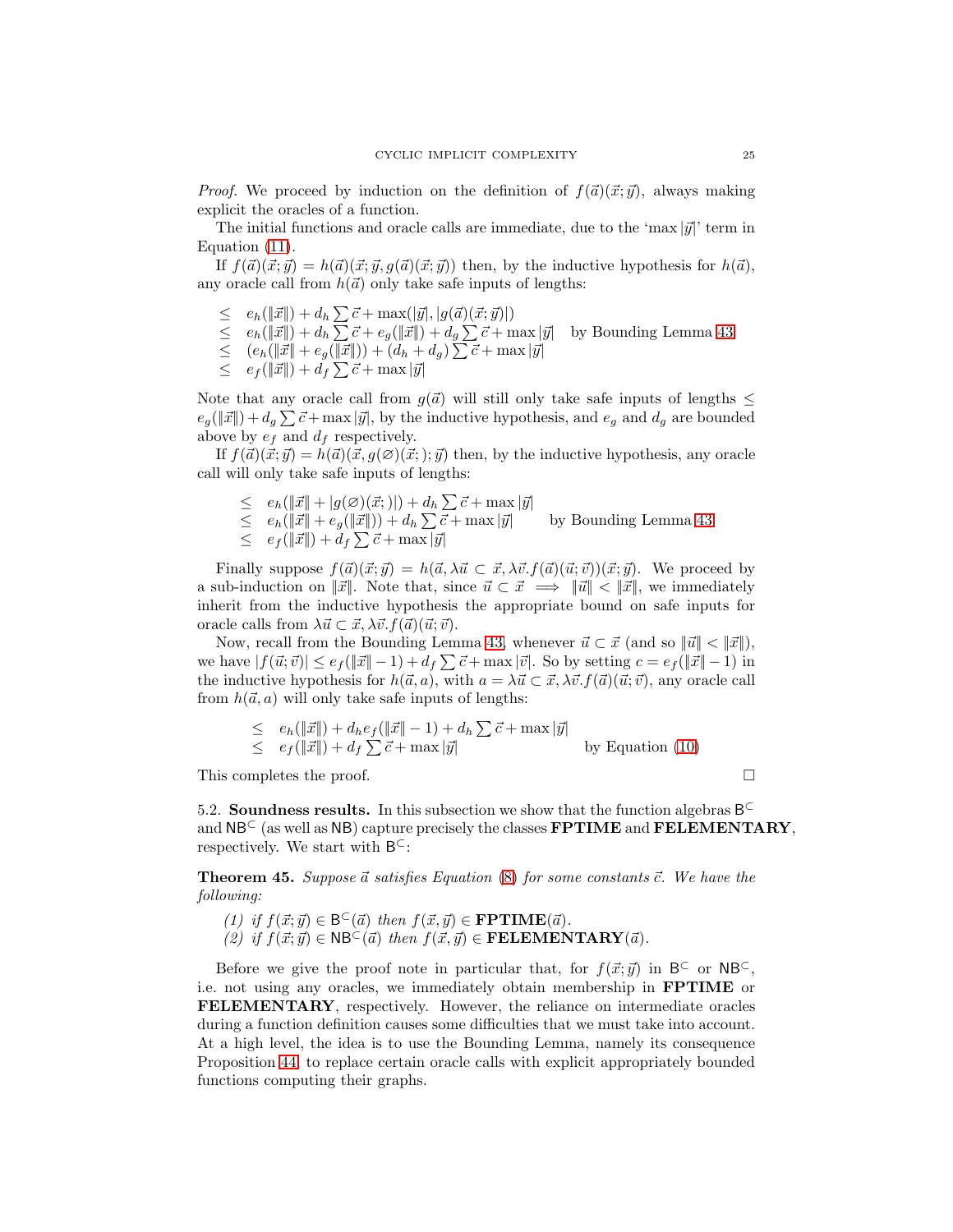*Proof.* We proceed by induction on the definition of $f(\vec{a})(\vec{x};\vec{y})$, always making explicit the oracles of a function.

The initial functions and oracle calls are immediate, due to the '$\max|\vec{y}|$' term in Equation (11).

If $f(\vec{a})(\vec{x};\vec{y}) = h(\vec{a})(\vec{x};\vec{y}, g(\vec{a})(\vec{x};\vec{y}))$ then, by the inductive hypothesis for $h(\vec{a})$, any oracle call from $h(\vec{a})$ only take safe inputs of lengths:

$$
\begin{array}{ll}
\leq & e_h(\|\vec{x}\|) + d_h \sum \vec{c} + \max(|\vec{y}|, |g(\vec{a})(\vec{x};\vec{y})|) \\
\leq & e_h(\|\vec{x}\|) + d_h \sum \vec{c} + e_g(\|\vec{x}\|) + d_g \sum \vec{c} + \max|\vec{y}| \quad \text{by Bounding Lemma 43} \\
\leq & (e_h(\|\vec{x}\| + e_g(\|\vec{x}\|)) + (d_h + d_g) \sum \vec{c} + \max|\vec{y}| \\
\leq & e_f(\|\vec{x}\|) + d_f \sum \vec{c} + \max|\vec{y}|
\end{array}
$$

Note that any oracle call from $g(\vec{a})$ will still only take safe inputs of lengths $\leq e_g(\|\vec{x}\|) + d_g \sum \vec{c} + \max|\vec{y}|$, by the inductive hypothesis, and $e_g$ and $d_g$ are bounded above by $e_f$ and $d_f$ respectively.

If $f(\vec{a})(\vec{x};\vec{y}) = h(\vec{a})(\vec{x}, g(\varnothing)(\vec{x};);\vec{y})$ then, by the inductive hypothesis, any oracle call will only take safe inputs of lengths:

$$
\begin{array}{ll}
\leq & e_h(\|\vec{x}\| + |g(\varnothing)(\vec{x};)|) + d_h \sum \vec{c} + \max|\vec{y}| \\
\leq & e_h(\|\vec{x}\| + e_g(\|\vec{x}\|)) + d_h \sum \vec{c} + \max|\vec{y}| \qquad \text{by Bounding Lemma 43} \\
\leq & e_f(\|\vec{x}\|) + d_f \sum \vec{c} + \max|\vec{y}|
\end{array}
$$

Finally suppose $f(\vec{a})(\vec{x};\vec{y}) = h(\vec{a}, \lambda\vec{u} \subset \vec{x}, \lambda\vec{v}.f(\vec{a})(\vec{u};\vec{v}))(\vec{x};\vec{y})$. We proceed by a sub-induction on $\|\vec{x}\|$. Note that, since $\vec{u} \subset \vec{x} \implies \|\vec{u}\| < \|\vec{x}\|$, we immediately inherit from the inductive hypothesis the appropriate bound on safe inputs for oracle calls from $\lambda\vec{u} \subset \vec{x}, \lambda\vec{v}.f(\vec{a})(\vec{u};\vec{v})$.

Now, recall from the Bounding Lemma 43, whenever $\vec{u} \subset \vec{x}$ (and so $\|\vec{u}\| < \|\vec{x}\|$), we have $|f(\vec{u};\vec{v})| \leq e_f(\|\vec{x}\| - 1) + d_f \sum \vec{c} + \max|\vec{v}|$. So by setting $c = e_f(\|\vec{x}\| - 1)$ in the inductive hypothesis for $h(\vec{a}, a)$, with $a = \lambda\vec{u} \subset \vec{x}, \lambda\vec{v}.f(\vec{a})(\vec{u};\vec{v})$, any oracle call from $h(\vec{a}, a)$ will only take safe inputs of lengths:

$$
\begin{array}{ll}
\leq & e_h(\|\vec{x}\|) + d_h e_f(\|\vec{x}\| - 1) + d_h \sum \vec{c} + \max|\vec{y}| \\
\leq & e_f(\|\vec{x}\|) + d_f \sum \vec{c} + \max|\vec{y}| \qquad \text{by Equation (10)}
\end{array}
$$

This completes the proof. $\square$

**5.2. Soundness results.** In this subsection we show that the function algebras $\mathsf{B}^{\subset}$ and $\mathsf{NB}^{\subset}$ (as well as $\mathsf{NB}$) capture precisely the classes **FPTIME** and **FELEMENTARY**, respectively. We start with $\mathsf{B}^{\subset}$:

**Theorem 45.** *Suppose $\vec{a}$ satisfies Equation (8) for some constants $\vec{c}$. We have the following:*

*(1) if $f(\vec{x};\vec{y}) \in \mathsf{B}^{\subset}(\vec{a})$ then $f(\vec{x},\vec{y}) \in$ **FPTIME**$(\vec{a})$.*
*(2) if $f(\vec{x};\vec{y}) \in \mathsf{NB}^{\subset}(\vec{a})$ then $f(\vec{x},\vec{y}) \in$ **FELEMENTARY**$(\vec{a})$.*

Before we give the proof note in particular that, for $f(\vec{x};\vec{y})$ in $\mathsf{B}^{\subset}$ or $\mathsf{NB}^{\subset}$, i.e. not using any oracles, we immediately obtain membership in **FPTIME** or **FELEMENTARY**, respectively. However, the reliance on intermediate oracles during a function definition causes some difficulties that we must take into account. At a high level, the idea is to use the Bounding Lemma, namely its consequence Proposition 44, to replace certain oracle calls with explicit appropriately bounded functions computing their graphs.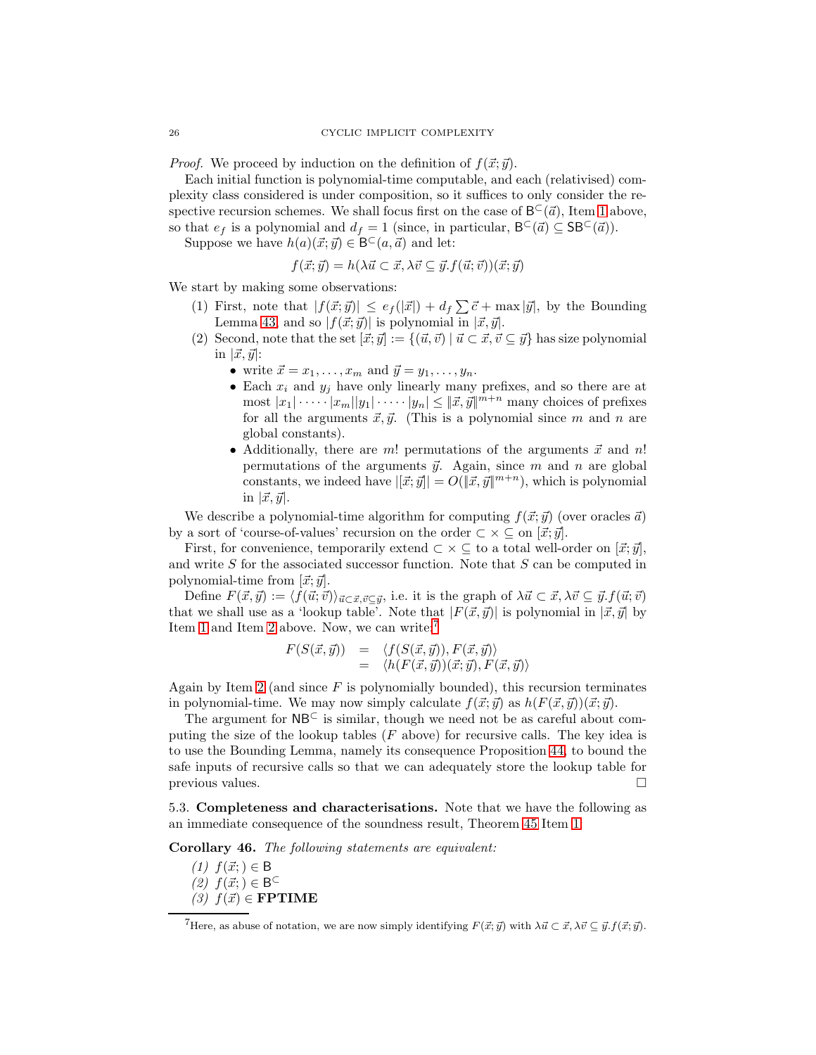*Proof.* We proceed by induction on the definition of $f(\vec{x};\vec{y})$.

Each initial function is polynomial-time computable, and each (relativised) complexity class considered is under composition, so it suffices to only consider the respective recursion schemes. We shall focus first on the case of $\mathsf{B}^{\subset}(\vec{a})$, Item 1 above, so that $e_f$ is a polynomial and $d_f = 1$ (since, in particular, $\mathsf{B}^{\subset}(\vec{a}) \subseteq \mathsf{SB}^{\subset}(\vec{a})$).

Suppose we have $h(a)(\vec{x};\vec{y}) \in \mathsf{B}^{\subset}(a,\vec{a})$ and let:

$$f(\vec{x};\vec{y}) = h(\lambda \vec{u} \subset \vec{x}, \lambda \vec{v} \subseteq \vec{y}. f(\vec{u};\vec{v}))(\vec{x};\vec{y})$$

We start by making some observations:

1. First, note that $|f(\vec{x};\vec{y})| \leq e_f(|\vec{x}|) + d_f \sum \vec{c} + \max |\vec{y}|$, by the Bounding Lemma 43, and so $|f(\vec{x};\vec{y})|$ is polynomial in $|\vec{x},\vec{y}|$.
2. Second, note that the set $[\vec{x};\vec{y}] := \{(\vec{u},\vec{v}) \mid \vec{u} \subset \vec{x}, \vec{v} \subseteq \vec{y}\}$ has size polynomial in $|\vec{x},\vec{y}|$:
   - write $\vec{x} = x_1, \dots, x_m$ and $\vec{y} = y_1, \dots, y_n$.
   - Each $x_i$ and $y_j$ have only linearly many prefixes, and so there are at most $|x_1| \cdot \dots \cdot |x_m||y_1| \cdot \dots \cdot |y_n| \leq \|\vec{x},\vec{y}\|^{m+n}$ many choices of prefixes for all the arguments $\vec{x},\vec{y}$. (This is a polynomial since $m$ and $n$ are global constants).
   - Additionally, there are $m!$ permutations of the arguments $\vec{x}$ and $n!$ permutations of the arguments $\vec{y}$. Again, since $m$ and $n$ are global constants, we indeed have $|[\vec{x};\vec{y}]| = O(\|\vec{x},\vec{y}\|^{m+n})$, which is polynomial in $|\vec{x},\vec{y}|$.

We describe a polynomial-time algorithm for computing $f(\vec{x};\vec{y})$ (over oracles $\vec{a}$) by a sort of 'course-of-values' recursion on the order $\subset \times \subseteq$ on $[\vec{x};\vec{y}]$.

First, for convenience, temporarily extend $\subset \times \subseteq$ to a total well-order on $[\vec{x};\vec{y}]$, and write $S$ for the associated successor function. Note that $S$ can be computed in polynomial-time from $[\vec{x};\vec{y}]$.

Define $F(\vec{x},\vec{y}) := \langle f(\vec{u};\vec{v})\rangle_{\vec{u}\subset\vec{x},\vec{v}\subseteq\vec{y}}$, i.e. it is the graph of $\lambda \vec{u} \subset \vec{x}, \lambda \vec{v} \subseteq \vec{y}. f(\vec{u};\vec{v})$ that we shall use as a 'lookup table'. Note that $|F(\vec{x},\vec{y})|$ is polynomial in $|\vec{x},\vec{y}|$ by Item 1 and Item 2 above. Now, we can write:[7]

$$\begin{aligned} F(S(\vec{x},\vec{y})) &= \langle f(S(\vec{x},\vec{y})), F(\vec{x},\vec{y})\rangle \\ &= \langle h(F(\vec{x},\vec{y}))(\vec{x};\vec{y}), F(\vec{x},\vec{y})\rangle \end{aligned}$$

Again by Item 2 (and since $F$ is polynomially bounded), this recursion terminates in polynomial-time. We may now simply calculate $f(\vec{x};\vec{y})$ as $h(F(\vec{x},\vec{y}))(\vec{x};\vec{y})$.

The argument for $\mathsf{NB}^{\subset}$ is similar, though we need not be as careful about computing the size of the lookup tables ($F$ above) for recursive calls. The key idea is to use the Bounding Lemma, namely its consequence Proposition 44, to bound the safe inputs of recursive calls so that we can adequately store the lookup table for previous values. $\square$

### 5.3. Completeness and characterisations.

Note that we have the following as an immediate consequence of the soundness result, Theorem 45 Item 1.

**Corollary 46.** *The following statements are equivalent:*

1. $f(\vec{x};) \in \mathsf{B}$
2. $f(\vec{x};) \in \mathsf{B}^{\subset}$
3. $f(\vec{x}) \in$ **FPTIME**

[7] Here, as abuse of notation, we are now simply identifying $F(\vec{x};\vec{y})$ with $\lambda \vec{u} \subset \vec{x}, \lambda \vec{v} \subseteq \vec{y}. f(\vec{x};\vec{y})$.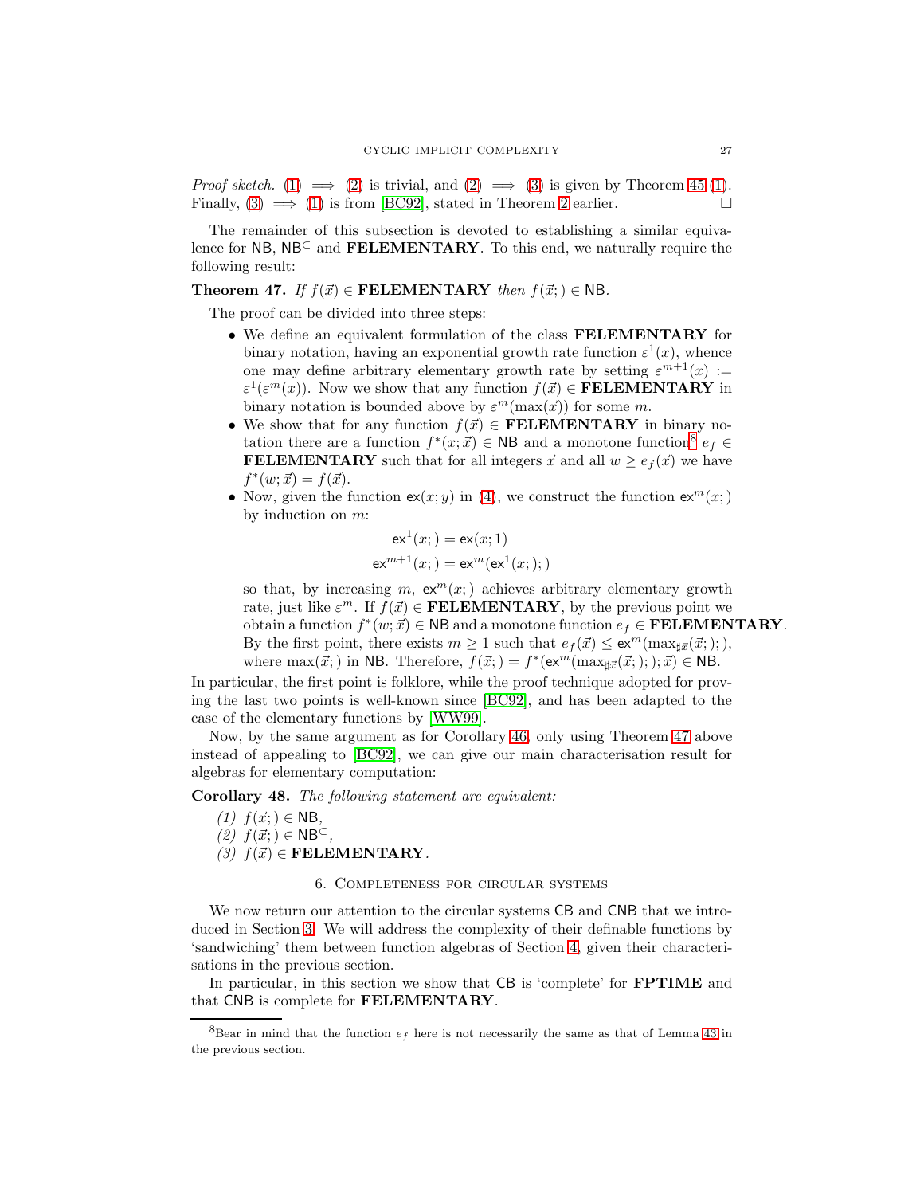*Proof sketch.* (1) $\implies$ (2) is trivial, and (2) $\implies$ (3) is given by Theorem 45.(1). Finally, (3) $\implies$ (1) is from [BC92], stated in Theorem 2 earlier. □

The remainder of this subsection is devoted to establishing a similar equivalence for $\mathsf{NB}$, $\mathsf{NB}^{\subset}$ and **FELEMENTARY**. To this end, we naturally require the following result:

**Theorem 47.** *If $f(\vec{x}) \in$ **FELEMENTARY** then $f(\vec{x};) \in \mathsf{NB}$.*

The proof can be divided into three steps:

- We define an equivalent formulation of the class **FELEMENTARY** for binary notation, having an exponential growth rate function $\varepsilon^1(x)$, whence one may define arbitrary elementary growth rate by setting $\varepsilon^{m+1}(x) := \varepsilon^1(\varepsilon^m(x))$. Now we show that any function $f(\vec{x}) \in$ **FELEMENTARY** in binary notation is bounded above by $\varepsilon^m(\max(\vec{x}))$ for some $m$.
- We show that for any function $f(\vec{x}) \in$ **FELEMENTARY** in binary notation there are a function $f^*(x;\vec{x}) \in \mathsf{NB}$ and a monotone function[8] $e_f \in$ **FELEMENTARY** such that for all integers $\vec{x}$ and all $w \geq e_f(\vec{x})$ we have $f^*(w;\vec{x}) = f(\vec{x})$.
- Now, given the function $\mathsf{ex}(x;y)$ in (4), we construct the function $\mathsf{ex}^m(x;)$ by induction on $m$:

$$\mathsf{ex}^1(x;) = \mathsf{ex}(x;1)$$
$$\mathsf{ex}^{m+1}(x;) = \mathsf{ex}^m(\mathsf{ex}^1(x;);)$$

  so that, by increasing $m$, $\mathsf{ex}^m(x;)$ achieves arbitrary elementary growth rate, just like $\varepsilon^m$. If $f(\vec{x}) \in$ **FELEMENTARY**, by the previous point we obtain a function $f^*(w;\vec{x}) \in \mathsf{NB}$ and a monotone function $e_f \in$ **FELEMENTARY**. By the first point, there exists $m \geq 1$ such that $e_f(\vec{x}) \leq \mathsf{ex}^m(\max_{\sharp\vec{x}}(\vec{x};);)$, where $\max(\vec{x};)$ in $\mathsf{NB}$. Therefore, $f(\vec{x};) = f^*(\mathsf{ex}^m(\max_{\sharp\vec{x}}(\vec{x};);); \vec{x}) \in \mathsf{NB}$.

In particular, the first point is folklore, while the proof technique adopted for proving the last two points is well-known since [BC92], and has been adapted to the case of the elementary functions by [WW99].

Now, by the same argument as for Corollary 46, only using Theorem 47 above instead of appealing to [BC92], we can give our main characterisation result for algebras for elementary computation:

**Corollary 48.** *The following statement are equivalent:*

*(1)* $f(\vec{x};) \in \mathsf{NB}$,
*(2)* $f(\vec{x};) \in \mathsf{NB}^{\subset}$,
*(3)* $f(\vec{x}) \in$ **FELEMENTARY**.

## 6. Completeness for circular systems

We now return our attention to the circular systems $\mathsf{CB}$ and $\mathsf{CNB}$ that we introduced in Section 3. We will address the complexity of their definable functions by 'sandwiching' them between function algebras of Section 4, given their characterisations in the previous section.

In particular, in this section we show that $\mathsf{CB}$ is 'complete' for **FPTIME** and that $\mathsf{CNB}$ is complete for **FELEMENTARY**.

[8] Bear in mind that the function $e_f$ here is not necessarily the same as that of Lemma 43 in the previous section.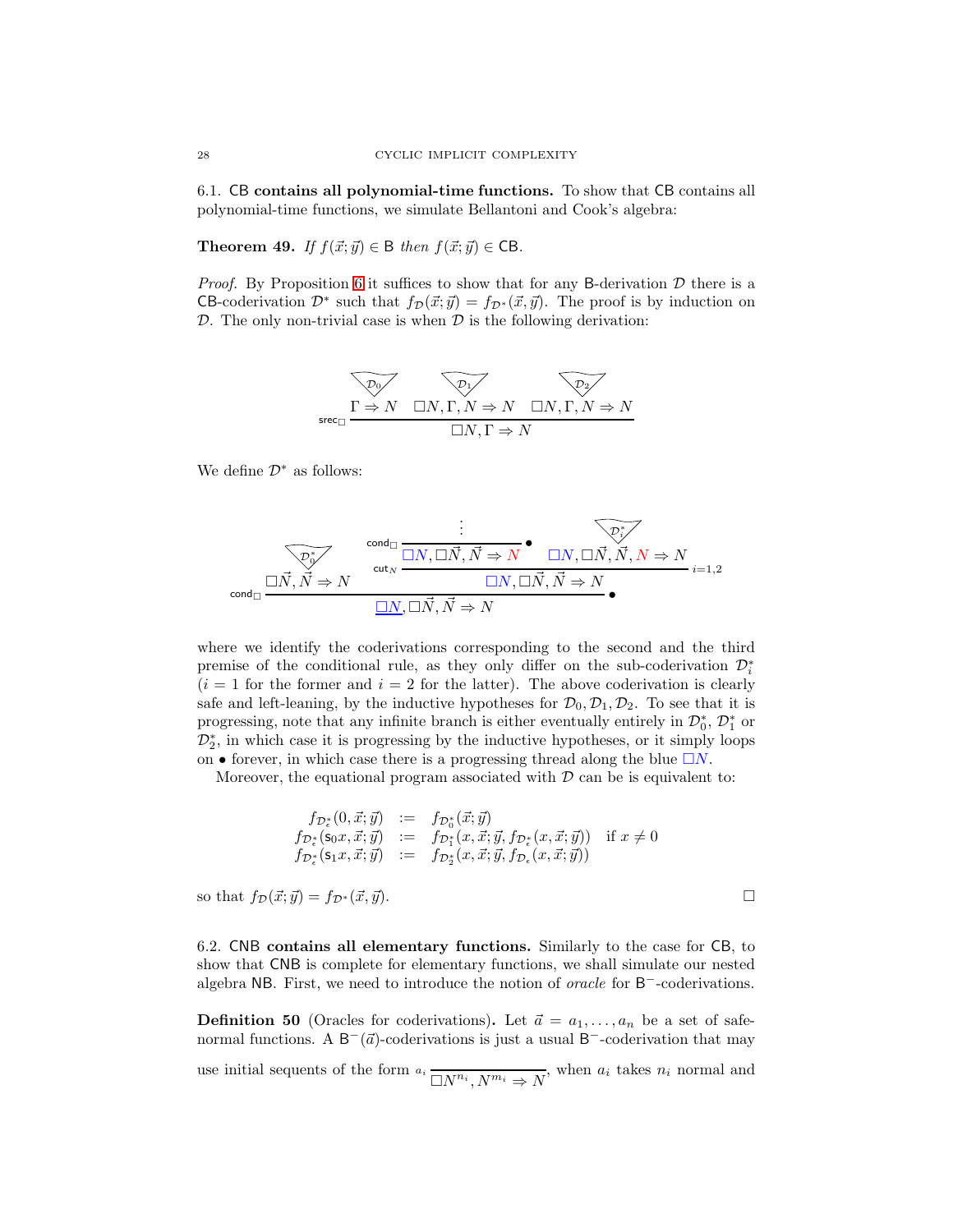### 6.1. CB contains all polynomial-time functions.

To show that CB contains all polynomial-time functions, we simulate Bellantoni and Cook's algebra:

**Theorem 49.** *If $f(\vec{x};\vec{y}) \in \mathsf{B}$ then $f(\vec{x};\vec{y}) \in \mathsf{CB}$.*

*Proof.* By Proposition 6 it suffices to show that for any B-derivation $\mathcal{D}$ there is a CB-coderivation $\mathcal{D}^*$ such that $f_{\mathcal{D}}(\vec{x};\vec{y}) = f_{\mathcal{D}^*}(\vec{x},\vec{y})$. The proof is by induction on $\mathcal{D}$. The only non-trivial case is when $\mathcal{D}$ is the following derivation:

$$
\dfrac{\overset{\mathcal{D}_0}{\Gamma \Rightarrow N} \quad \overset{\mathcal{D}_1}{\Box N, \Gamma, N \Rightarrow N} \quad \overset{\mathcal{D}_2}{\Box N, \Gamma, N \Rightarrow N}}{\Box N, \Gamma \Rightarrow N}\ \mathsf{srec}_\Box
$$

We define $\mathcal{D}^*$ as follows:

$$
\dfrac{\overset{\mathcal{D}_0^*}{\Box \vec{N}, \vec{N} \Rightarrow N} \qquad \dfrac{\dfrac{\vdots}{\Box N, \Box\vec{N}, \vec{N} \Rightarrow N}\ \mathsf{cond}_\Box\ \bullet \qquad \overset{\mathcal{D}_i^*}{\Box N, \Box\vec{N}, \vec{N}, N \Rightarrow N}}{\Box N, \Box \vec{N}, \vec{N} \Rightarrow N}\ \mathsf{cut}_N \ {\scriptstyle i=1,2}}{\underline{\Box N}, \Box\vec{N}, \vec{N} \Rightarrow N}\ \mathsf{cond}_\Box\ \bullet
$$

where we identify the coderivations corresponding to the second and the third premise of the conditional rule, as they only differ on the sub-coderivation $\mathcal{D}_i^*$ ($i = 1$ for the former and $i = 2$ for the latter). The above coderivation is clearly safe and left-leaning, by the inductive hypotheses for $\mathcal{D}_0, \mathcal{D}_1, \mathcal{D}_2$. To see that it is progressing, note that any infinite branch is either eventually entirely in $\mathcal{D}_0^*$, $\mathcal{D}_1^*$ or $\mathcal{D}_2^*$, in which case it is progressing by the inductive hypotheses, or it simply loops on $\bullet$ forever, in which case there is a progressing thread along the blue $\Box N$.

Moreover, the equational program associated with $\mathcal{D}$ can be is equivalent to:

$$
\begin{array}{rcll}
f_{\mathcal{D}_\epsilon^*}(0,\vec{x};\vec{y}) & := & f_{\mathcal{D}_0^*}(\vec{x};\vec{y}) & \\
f_{\mathcal{D}_\epsilon^*}(\mathsf{s}_0 x,\vec{x};\vec{y}) & := & f_{\mathcal{D}_1^*}(x,\vec{x};\vec{y}, f_{\mathcal{D}_\epsilon^*}(x,\vec{x};\vec{y})) & \text{if } x \neq 0 \\
f_{\mathcal{D}_\epsilon^*}(\mathsf{s}_1 x,\vec{x};\vec{y}) & := & f_{\mathcal{D}_2^*}(x,\vec{x};\vec{y}, f_{\mathcal{D}_\epsilon}(x,\vec{x};\vec{y})) &
\end{array}
$$

so that $f_{\mathcal{D}}(\vec{x};\vec{y}) = f_{\mathcal{D}^*}(\vec{x},\vec{y})$. □

### 6.2. CNB contains all elementary functions.

Similarly to the case for CB, to show that CNB is complete for elementary functions, we shall simulate our nested algebra NB. First, we need to introduce the notion of *oracle* for $\mathsf{B}^-$-coderivations.

**Definition 50** (Oracles for coderivations)**.** Let $\vec{a} = a_1, \dots, a_n$ be a set of safe-normal functions. A $\mathsf{B}^-(\vec{a})$-coderivations is just a usual $\mathsf{B}^-$-coderivation that may use initial sequents of the form $\dfrac{}{\Box N^{n_i}, N^{m_i} \Rightarrow N}\ {\scriptstyle a_i}$, when $a_i$ takes $n_i$ normal and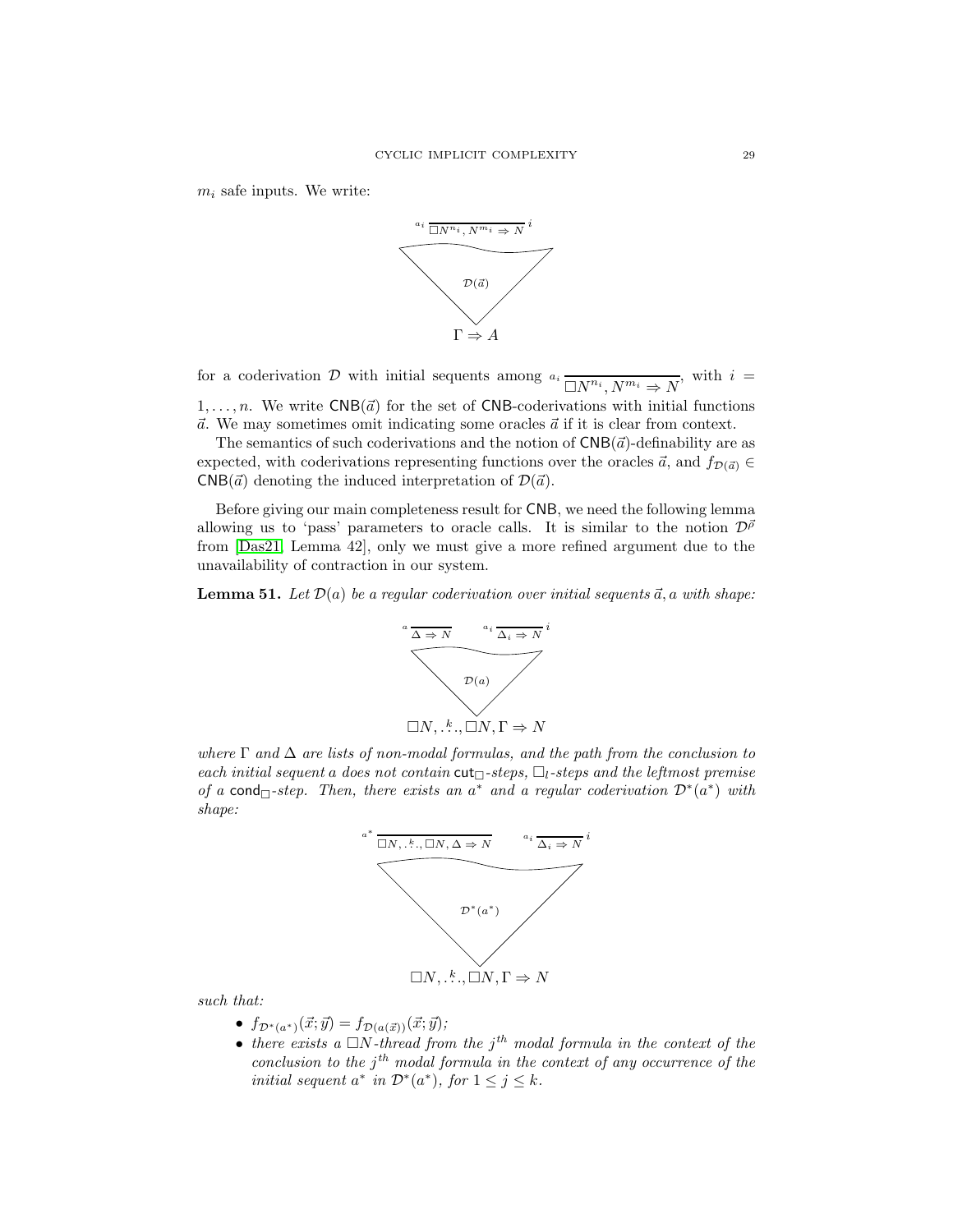$m_i$ safe inputs. We write:

$$
\begin{array}{c}
{}^{a_i}\,\overline{\Box N^{n_i}, N^{m_i} \Rightarrow N}\;{}^{i} \\
\mathcal{D}(\vec{a}) \\
\Gamma \Rightarrow A
\end{array}
$$

for a coderivation $\mathcal{D}$ with initial sequents among ${}^{a_i}\,\overline{\Box N^{n_i}, N^{m_i} \Rightarrow N}$, with $i = 1, \ldots, n$. We write $\mathsf{CNB}(\vec{a})$ for the set of $\mathsf{CNB}$-coderivations with initial functions $\vec{a}$. We may sometimes omit indicating some oracles $\vec{a}$ if it is clear from context.

The semantics of such coderivations and the notion of $\mathsf{CNB}(\vec{a})$-definability are as expected, with coderivations representing functions over the oracles $\vec{a}$, and $f_{\mathcal{D}(\vec{a})} \in \mathsf{CNB}(\vec{a})$ denoting the induced interpretation of $\mathcal{D}(\vec{a})$.

Before giving our main completeness result for $\mathsf{CNB}$, we need the following lemma allowing us to 'pass' parameters to oracle calls. It is similar to the notion $\mathcal{D}^{\vec{\rho}}$ from [Das21, Lemma 42], only we must give a more refined argument due to the unavailability of contraction in our system.

**Lemma 51.** *Let $\mathcal{D}(a)$ be a regular coderivation over initial sequents $\vec{a}, a$ with shape:*

$$
\begin{array}{c}
{}^{a}\,\overline{\Delta \Rightarrow N} \qquad {}^{a_i}\,\overline{\Delta_i \Rightarrow N}\;{}^{i} \\
\mathcal{D}(a) \\
\Box N, \overset{k}{\ldots}, \Box N, \Gamma \Rightarrow N
\end{array}
$$

*where $\Gamma$ and $\Delta$ are lists of non-modal formulas, and the path from the conclusion to each initial sequent $a$ does not contain $\mathsf{cut}_\Box$-steps, $\Box_l$-steps and the leftmost premise of a $\mathsf{cond}_\Box$-step. Then, there exists an $a^*$ and a regular coderivation $\mathcal{D}^*(a^*)$ with shape:*

$$
\begin{array}{c}
{}^{a^*}\,\overline{\Box N, \overset{k}{\ldots}, \Box N, \Delta \Rightarrow N} \qquad {}^{a_i}\,\overline{\Delta_i \Rightarrow N}\;{}^{i} \\
\mathcal{D}^*(a^*) \\
\Box N, \overset{k}{\ldots}, \Box N, \Gamma \Rightarrow N
\end{array}
$$

*such that:*

- $f_{\mathcal{D}^*(a^*)}(\vec{x};\vec{y}) = f_{\mathcal{D}(a(\vec{x}))}(\vec{x};\vec{y})$*;*
- *there exists a $\Box N$-thread from the $j^{th}$ modal formula in the context of the conclusion to the $j^{th}$ modal formula in the context of any occurrence of the initial sequent $a^*$ in $\mathcal{D}^*(a^*)$, for $1 \leq j \leq k$.*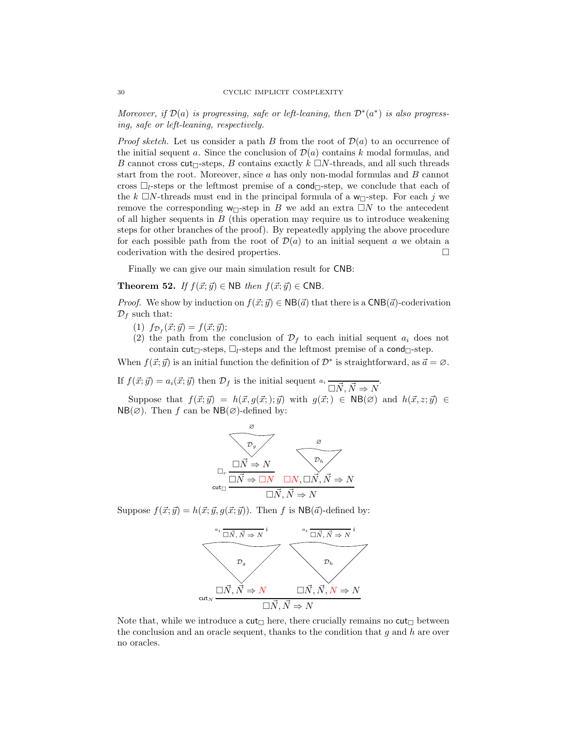*Moreover, if $\mathcal{D}(a)$ is progressing, safe or left-leaning, then $\mathcal{D}^*(a^*)$ is also progressing, safe or left-leaning, respectively.*

*Proof sketch.* Let us consider a path $B$ from the root of $\mathcal{D}(a)$ to an occurrence of the initial sequent $a$. Since the conclusion of $\mathcal{D}(a)$ contains $k$ modal formulas, and $B$ cannot cross $\mathsf{cut}_\Box$-steps, $B$ contains exactly $k$ $\Box N$-threads, and all such threads start from the root. Moreover, since $a$ has only non-modal formulas and $B$ cannot cross $\Box_l$-steps or the leftmost premise of a $\mathsf{cond}_\Box$-step, we conclude that each of the $k$ $\Box N$-threads must end in the principal formula of a $\mathsf{w}_\Box$-step. For each $j$ we remove the corresponding $\mathsf{w}_\Box$-step in $B$ we add an extra $\Box N$ to the antecedent of all higher sequents in $B$ (this operation may require us to introduce weakening steps for other branches of the proof). By repeatedly applying the above procedure for each possible path from the root of $\mathcal{D}(a)$ to an initial sequent $a$ we obtain a coderivation with the desired properties. $\Box$

Finally we can give our main simulation result for $\mathsf{CNB}$:

**Theorem 52.** *If $f(\vec{x};\vec{y}) \in \mathsf{NB}$ then $f(\vec{x};\vec{y}) \in \mathsf{CNB}$.*

*Proof.* We show by induction on $f(\vec{x};\vec{y}) \in \mathsf{NB}(\vec{a})$ that there is a $\mathsf{CNB}(\vec{a})$-coderivation $\mathcal{D}_f$ such that:

1. $f_{\mathcal{D}_f}(\vec{x};\vec{y}) = f(\vec{x};\vec{y})$;
2. the path from the conclusion of $\mathcal{D}_f$ to each initial sequent $a_i$ does not contain $\mathsf{cut}_\Box$-steps, $\Box_l$-steps and the leftmost premise of a $\mathsf{cond}_\Box$-step.

When $f(\vec{x};\vec{y})$ is an initial function the definition of $\mathcal{D}^*$ is straightforward, as $\vec{a} = \varnothing$.

If $f(\vec{x};\vec{y}) = a_i(\vec{x};\vec{y})$ then $\mathcal{D}_f$ is the initial sequent $\dfrac{}{\Box\vec{N}, \vec{N} \Rightarrow N}\, a_i$.

Suppose that $f(\vec{x};\vec{y}) = h(\vec{x}, g(\vec{x};);\vec{y})$ with $g(\vec{x};) \in \mathsf{NB}(\varnothing)$ and $h(\vec{x}, z;\vec{y}) \in \mathsf{NB}(\varnothing)$. Then $f$ can be $\mathsf{NB}(\varnothing)$-defined by:

$$
\dfrac{\dfrac{\dfrac{\varnothing}{\mathcal{D}_g}}{\dfrac{\Box\vec{N} \Rightarrow N}{\Box\vec{N} \Rightarrow \Box N}\,\Box_r} \qquad \dfrac{\dfrac{\varnothing}{\mathcal{D}_h}}{\Box N, \Box\vec{N}, \vec{N} \Rightarrow N}}{\Box\vec{N}, \vec{N} \Rightarrow N}\,\mathsf{cut}_\Box
$$

Suppose $f(\vec{x};\vec{y}) = h(\vec{x};\vec{y}, g(\vec{x};\vec{y}))$. Then $f$ is $\mathsf{NB}(\vec{a})$-defined by:

$$
\dfrac{\dfrac{\dfrac{}{\Box\vec{N}, \vec{N} \Rightarrow N}\,a_i \; i}{\dfrac{\mathcal{D}_g}{\Box\vec{N}, \vec{N} \Rightarrow N}} \qquad \dfrac{\dfrac{}{\Box\vec{N}, \vec{N} \Rightarrow N}\,a_i \; i}{\dfrac{\mathcal{D}_h}{\Box\vec{N}, \vec{N}, N \Rightarrow N}}}{\Box\vec{N}, \vec{N} \Rightarrow N}\,\mathsf{cut}_N
$$

Note that, while we introduce a $\mathsf{cut}_\Box$ here, there crucially remains no $\mathsf{cut}_\Box$ between the conclusion and an oracle sequent, thanks to the condition that $g$ and $h$ are over no oracles.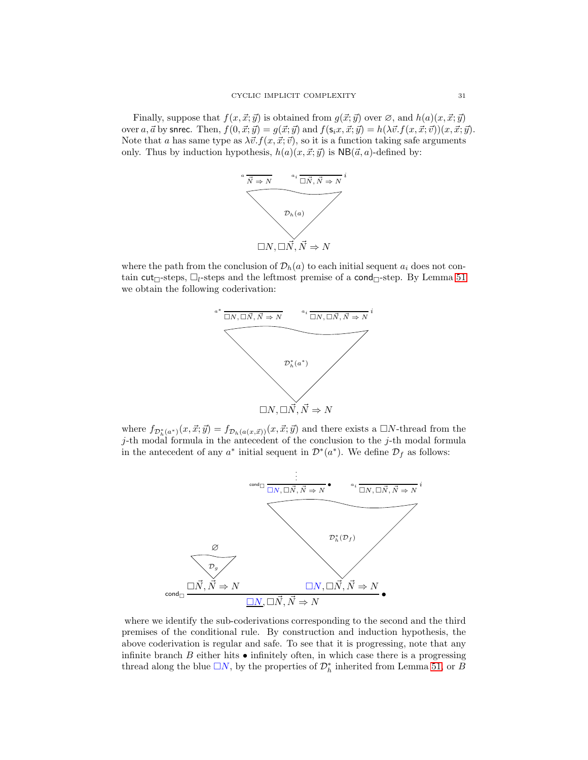Finally, suppose that $f(x,\vec{x};\vec{y})$ is obtained from $g(\vec{x};\vec{y})$ over $\varnothing$, and $h(a)(x,\vec{x};\vec{y})$ over $a, \vec{a}$ by $\mathsf{snrec}$. Then, $f(0,\vec{x};\vec{y}) = g(\vec{x};\vec{y})$ and $f(\mathsf{s}_i x,\vec{x};\vec{y}) = h(\lambda\vec{v}.f(x,\vec{x};\vec{v}))(x,\vec{x};\vec{y})$. Note that $a$ has same type as $\lambda\vec{v}.f(x,\vec{x};\vec{v})$, so it is a function taking safe arguments only. Thus by induction hypothesis, $h(a)(x,\vec{x};\vec{y})$ is $\mathsf{NB}(\vec{a},a)$-defined by:

$$\dfrac{{}^{a}\;\overline{\vec{N}\Rightarrow N} \qquad {}^{a_i}\;\overline{\Box\vec{N},\vec{N}\Rightarrow N}\;{}^{i}}{\mathcal{D}_h(a)} \qquad \Box N, \Box\vec{N}, \vec{N} \Rightarrow N$$

where the path from the conclusion of $\mathcal{D}_h(a)$ to each initial sequent $a_i$ does not contain $\mathsf{cut}_\Box$-steps, $\Box_l$-steps and the leftmost premise of a $\mathsf{cond}_\Box$-step. By Lemma 51 we obtain the following coderivation:

$$\dfrac{{}^{a^*}\;\overline{\Box N,\Box\vec{N},\vec{N}\Rightarrow N} \qquad {}^{a_i}\;\overline{\Box N,\Box\vec{N},\vec{N}\Rightarrow N}\;{}^{i}}{\mathcal{D}_h^*(a^*)} \qquad \Box N, \Box\vec{N}, \vec{N} \Rightarrow N$$

where $f_{\mathcal{D}_h^*(a^*)}(x,\vec{x};\vec{y}) = f_{\mathcal{D}_h(a(x,\vec{x}))}(x,\vec{x};\vec{y})$ and there exists a $\Box N$-thread from the $j$-th modal formula in the antecedent of the conclusion to the $j$-th modal formula in the antecedent of any $a^*$ initial sequent in $\mathcal{D}^*(a^*)$. We define $\mathcal{D}_f$ as follows:

$$\mathsf{cond}_\Box\;\dfrac{\dfrac{\varnothing}{\mathcal{D}_g}\;\;\Box\vec{N},\vec{N}\Rightarrow N \qquad \dfrac{\mathsf{cond}_\Box\;\dfrac{\vdots}{\Box N,\Box\vec{N},\vec{N}\Rightarrow N}\;\bullet \qquad {}^{a_i}\;\overline{\Box N,\Box\vec{N},\vec{N}\Rightarrow N}\;{}^{i}}{\mathcal{D}_h^*(\mathcal{D}_f)}\;\;\Box N,\Box\vec{N},\vec{N}\Rightarrow N}{\underline{\Box N},\Box\vec{N},\vec{N}\Rightarrow N}\;\bullet$$

where we identify the sub-coderivations corresponding to the second and the third premises of the conditional rule. By construction and induction hypothesis, the above coderivation is regular and safe. To see that it is progressing, note that any infinite branch $B$ either hits $\bullet$ infinitely often, in which case there is a progressing thread along the blue $\Box N$, by the properties of $\mathcal{D}_h^*$ inherited from Lemma 51, or $B$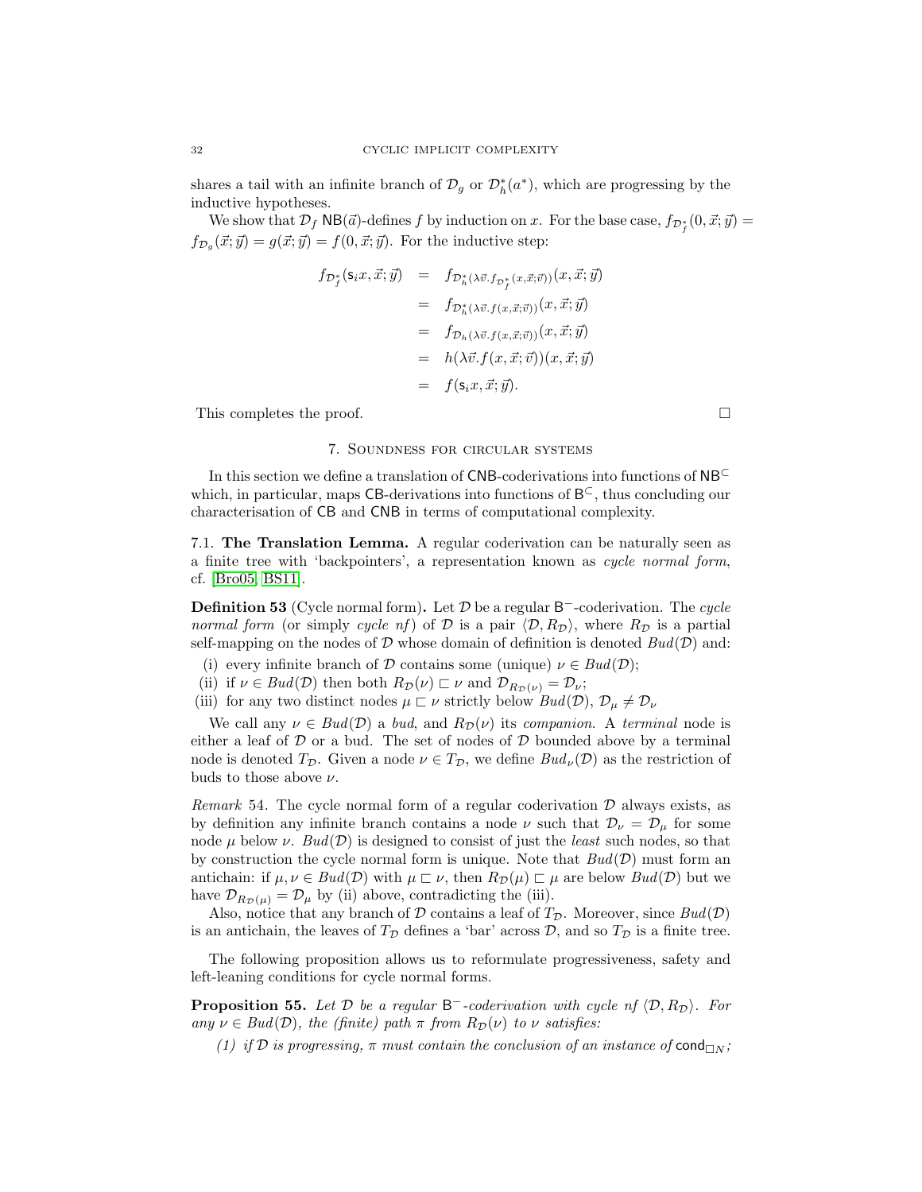shares a tail with an infinite branch of $\mathcal{D}_g$ or $\mathcal{D}^*_h(a^*)$, which are progressing by the inductive hypotheses.

We show that $\mathcal{D}_f$ $\mathsf{NB}(\vec{a})$-defines $f$ by induction on $x$. For the base case, $f_{\mathcal{D}^*_f}(0,\vec{x};\vec{y}) = f_{\mathcal{D}_g}(\vec{x};\vec{y}) = g(\vec{x};\vec{y}) = f(0,\vec{x};\vec{y})$. For the inductive step:

$$
\begin{array}{rcl}
f_{\mathcal{D}^*_f}(\mathsf{s}_i x,\vec{x};\vec{y}) & = & f_{\mathcal{D}^*_h(\lambda\vec{v}.f_{\mathcal{D}^*_f}(x,\vec{x};\vec{v}))}(x,\vec{x};\vec{y}) \\
& = & f_{\mathcal{D}^*_h(\lambda\vec{v}.f(x,\vec{x};\vec{v}))}(x,\vec{x};\vec{y}) \\
& = & f_{\mathcal{D}_h(\lambda\vec{v}.f(x,\vec{x};\vec{v}))}(x,\vec{x};\vec{y}) \\
& = & h(\lambda\vec{v}.f(x,\vec{x};\vec{v}))(x,\vec{x};\vec{y}) \\
& = & f(\mathsf{s}_i x,\vec{x};\vec{y}).
\end{array}
$$

This completes the proof. □

## 7. Soundness for circular systems

In this section we define a translation of $\mathsf{CNB}$-coderivations into functions of $\mathsf{NB}^{\subset}$ which, in particular, maps $\mathsf{CB}$-derivations into functions of $\mathsf{B}^{\subset}$, thus concluding our characterisation of $\mathsf{CB}$ and $\mathsf{CNB}$ in terms of computational complexity.

### 7.1. The Translation Lemma.

A regular coderivation can be naturally seen as a finite tree with 'backpointers', a representation known as *cycle normal form*, cf. [Bro05, BS11].

**Definition 53** (Cycle normal form)**.** Let $\mathcal{D}$ be a regular $\mathsf{B}^-$-coderivation. The *cycle normal form* (or simply *cycle nf*) of $\mathcal{D}$ is a pair $\langle \mathcal{D}, R_{\mathcal{D}}\rangle$, where $R_{\mathcal{D}}$ is a partial self-mapping on the nodes of $\mathcal{D}$ whose domain of definition is denoted $Bud(\mathcal{D})$ and:

(i) every infinite branch of $\mathcal{D}$ contains some (unique) $\nu \in Bud(\mathcal{D})$;
(ii) if $\nu \in Bud(\mathcal{D})$ then both $R_{\mathcal{D}}(\nu) \sqsubset \nu$ and $\mathcal{D}_{R_{\mathcal{D}}(\nu)} = \mathcal{D}_\nu$;
(iii) for any two distinct nodes $\mu \sqsubset \nu$ strictly below $Bud(\mathcal{D})$, $\mathcal{D}_\mu \neq \mathcal{D}_\nu$

We call any $\nu \in Bud(\mathcal{D})$ a *bud*, and $R_{\mathcal{D}}(\nu)$ its *companion*. A *terminal* node is either a leaf of $\mathcal{D}$ or a bud. The set of nodes of $\mathcal{D}$ bounded above by a terminal node is denoted $T_{\mathcal{D}}$. Given a node $\nu \in T_{\mathcal{D}}$, we define $Bud_\nu(\mathcal{D})$ as the restriction of buds to those above $\nu$.

*Remark* 54. The cycle normal form of a regular coderivation $\mathcal{D}$ always exists, as by definition any infinite branch contains a node $\nu$ such that $\mathcal{D}_\nu = \mathcal{D}_\mu$ for some node $\mu$ below $\nu$. $Bud(\mathcal{D})$ is designed to consist of just the *least* such nodes, so that by construction the cycle normal form is unique. Note that $Bud(\mathcal{D})$ must form an antichain: if $\mu, \nu \in Bud(\mathcal{D})$ with $\mu \sqsubset \nu$, then $R_{\mathcal{D}}(\mu) \sqsubset \mu$ are below $Bud(\mathcal{D})$ but we have $\mathcal{D}_{R_{\mathcal{D}}(\mu)} = \mathcal{D}_\mu$ by (ii) above, contradicting the (iii).

Also, notice that any branch of $\mathcal{D}$ contains a leaf of $T_{\mathcal{D}}$. Moreover, since $Bud(\mathcal{D})$ is an antichain, the leaves of $T_{\mathcal{D}}$ defines a 'bar' across $\mathcal{D}$, and so $T_{\mathcal{D}}$ is a finite tree.

The following proposition allows us to reformulate progressiveness, safety and left-leaning conditions for cycle normal forms.

**Proposition 55.** *Let $\mathcal{D}$ be a regular $\mathsf{B}^-$-coderivation with cycle nf $\langle \mathcal{D}, R_{\mathcal{D}}\rangle$. For any $\nu \in Bud(\mathcal{D})$, the (finite) path $\pi$ from $R_{\mathcal{D}}(\nu)$ to $\nu$ satisfies:*

1. *if $\mathcal{D}$ is progressing, $\pi$ must contain the conclusion of an instance of $\mathsf{cond}_{\Box N}$;*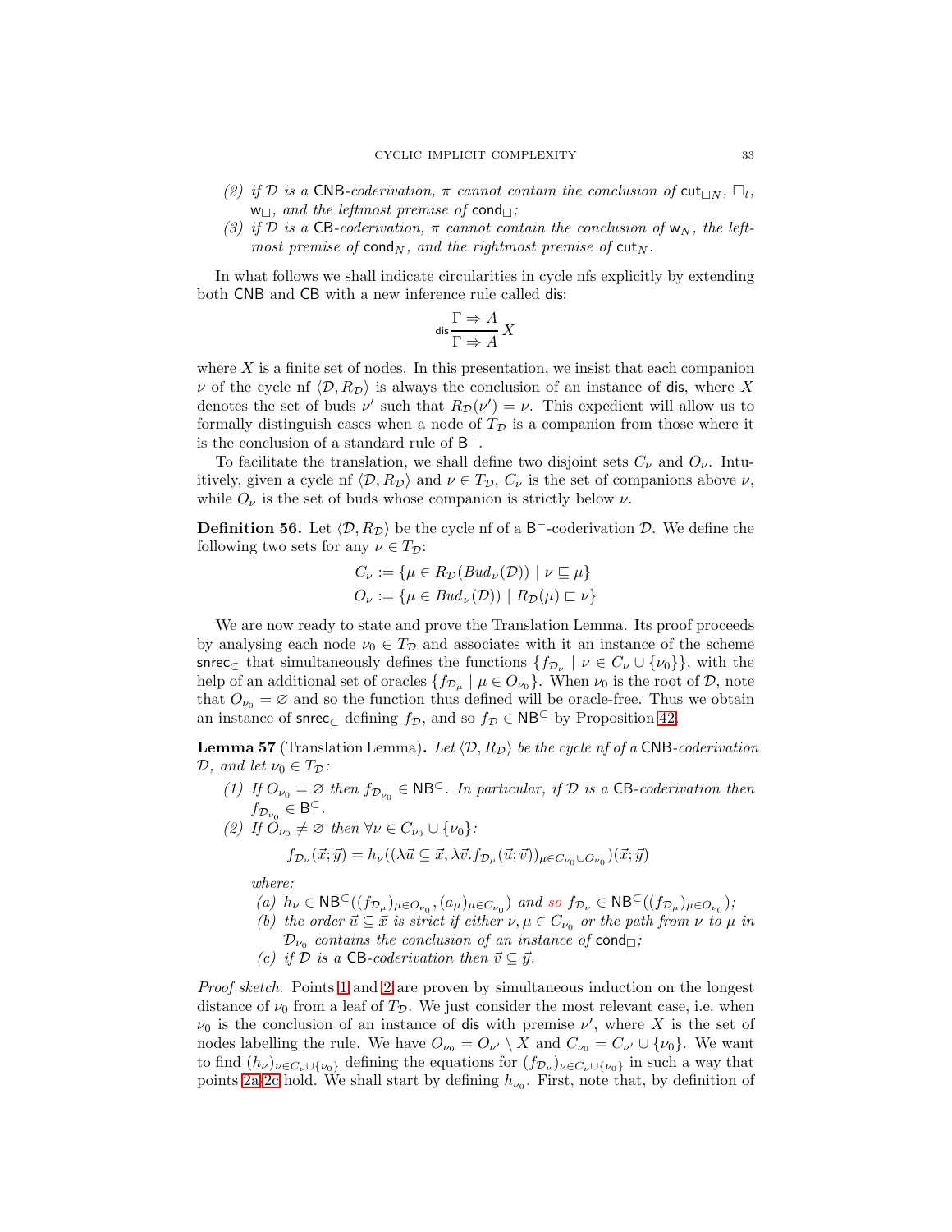(2) *if $\mathcal{D}$ is a* $\mathsf{CNB}$*-coderivation, $\pi$ cannot contain the conclusion of* $\mathsf{cut}_{\Box N}$*,* $\Box_l$*,* $\mathsf{w}_\Box$*, and the leftmost premise of* $\mathsf{cond}_\Box$*;*

(3) *if $\mathcal{D}$ is a* $\mathsf{CB}$*-coderivation, $\pi$ cannot contain the conclusion of* $\mathsf{w}_N$*, the leftmost premise of* $\mathsf{cond}_N$*, and the rightmost premise of* $\mathsf{cut}_N$*.*

In what follows we shall indicate circularities in cycle nfs explicitly by extending both $\mathsf{CNB}$ and $\mathsf{CB}$ with a new inference rule called $\mathsf{dis}$:

$$\mathsf{dis}\,\frac{\Gamma \Rightarrow A}{\Gamma \Rightarrow A}\,X$$

where $X$ is a finite set of nodes. In this presentation, we insist that each companion $\nu$ of the cycle nf $\langle \mathcal{D}, R_\mathcal{D}\rangle$ is always the conclusion of an instance of $\mathsf{dis}$, where $X$ denotes the set of buds $\nu'$ such that $R_\mathcal{D}(\nu') = \nu$. This expedient will allow us to formally distinguish cases when a node of $T_\mathcal{D}$ is a companion from those where it is the conclusion of a standard rule of $\mathsf{B}^-$.

To facilitate the translation, we shall define two disjoint sets $C_\nu$ and $O_\nu$. Intuitively, given a cycle nf $\langle \mathcal{D}, R_\mathcal{D}\rangle$ and $\nu \in T_\mathcal{D}$, $C_\nu$ is the set of companions above $\nu$, while $O_\nu$ is the set of buds whose companion is strictly below $\nu$.

**Definition 56.** Let $\langle \mathcal{D}, R_\mathcal{D}\rangle$ be the cycle nf of a $\mathsf{B}^-$-coderivation $\mathcal{D}$. We define the following two sets for any $\nu \in T_\mathcal{D}$:

$$C_\nu := \{\mu \in R_\mathcal{D}(Bud_\nu(\mathcal{D})) \mid \nu \sqsubseteq \mu\}$$
$$O_\nu := \{\mu \in Bud_\nu(\mathcal{D})) \mid R_\mathcal{D}(\mu) \sqsubset \nu\}$$

We are now ready to state and prove the Translation Lemma. Its proof proceeds by analysing each node $\nu_0 \in T_\mathcal{D}$ and associates with it an instance of the scheme $\mathsf{snrec}_\subset$ that simultaneously defines the functions $\{f_{\mathcal{D}_\nu} \mid \nu \in C_\nu \cup \{\nu_0\}\}$, with the help of an additional set of oracles $\{f_{\mathcal{D}_\mu} \mid \mu \in O_{\nu_0}\}$. When $\nu_0$ is the root of $\mathcal{D}$, note that $O_{\nu_0} = \varnothing$ and so the function thus defined will be oracle-free. Thus we obtain an instance of $\mathsf{snrec}_\subset$ defining $f_\mathcal{D}$, and so $f_\mathcal{D} \in \mathsf{NB}^\subset$ by Proposition 42.

**Lemma 57** (Translation Lemma)**.** *Let $\langle \mathcal{D}, R_\mathcal{D}\rangle$ be the cycle nf of a* $\mathsf{CNB}$*-coderivation $\mathcal{D}$, and let $\nu_0 \in T_\mathcal{D}$:*

(1) *If $O_{\nu_0} = \varnothing$ then $f_{\mathcal{D}_{\nu_0}} \in \mathsf{NB}^\subset$. In particular, if $\mathcal{D}$ is a* $\mathsf{CB}$*-coderivation then $f_{\mathcal{D}_{\nu_0}} \in \mathsf{B}^\subset$.*

(2) *If $O_{\nu_0} \neq \varnothing$ then $\forall \nu \in C_{\nu_0} \cup \{\nu_0\}$:*

$$f_{\mathcal{D}_\nu}(\vec{x};\vec{y}) = h_\nu((\lambda \vec{u} \subseteq \vec{x}, \lambda \vec{v}. f_{\mathcal{D}_\mu}(\vec{u};\vec{v}))_{\mu \in C_{\nu_0} \cup O_{\nu_0}})(\vec{x};\vec{y})$$

*where:*

(a) *$h_\nu \in \mathsf{NB}^\subset((f_{\mathcal{D}_\mu})_{\mu \in O_{\nu_0}}, (a_\mu)_{\mu \in C_{\nu_0}})$ and so $f_{\mathcal{D}_\nu} \in \mathsf{NB}^\subset((f_{\mathcal{D}_\mu})_{\mu \in O_{\nu_0}})$;*

(b) *the order $\vec{u} \subseteq \vec{x}$ is strict if either $\nu, \mu \in C_{\nu_0}$ or the path from $\nu$ to $\mu$ in $\mathcal{D}_{\nu_0}$ contains the conclusion of an instance of* $\mathsf{cond}_\Box$*;*

(c) *if $\mathcal{D}$ is a* $\mathsf{CB}$*-coderivation then $\vec{v} \subseteq \vec{y}$.*

*Proof sketch.* Points 1 and 2 are proven by simultaneous induction on the longest distance of $\nu_0$ from a leaf of $T_\mathcal{D}$. We just consider the most relevant case, i.e. when $\nu_0$ is the conclusion of an instance of $\mathsf{dis}$ with premise $\nu'$, where $X$ is the set of nodes labelling the rule. We have $O_{\nu_0} = O_{\nu'} \setminus X$ and $C_{\nu_0} = C_{\nu'} \cup \{\nu_0\}$. We want to find $(h_\nu)_{\nu \in C_\nu \cup \{\nu_0\}}$ defining the equations for $(f_{\mathcal{D}_\nu})_{\nu \in C_\nu \cup \{\nu_0\}}$ in such a way that points 2a-2c hold. We shall start by defining $h_{\nu_0}$. First, note that, by definition of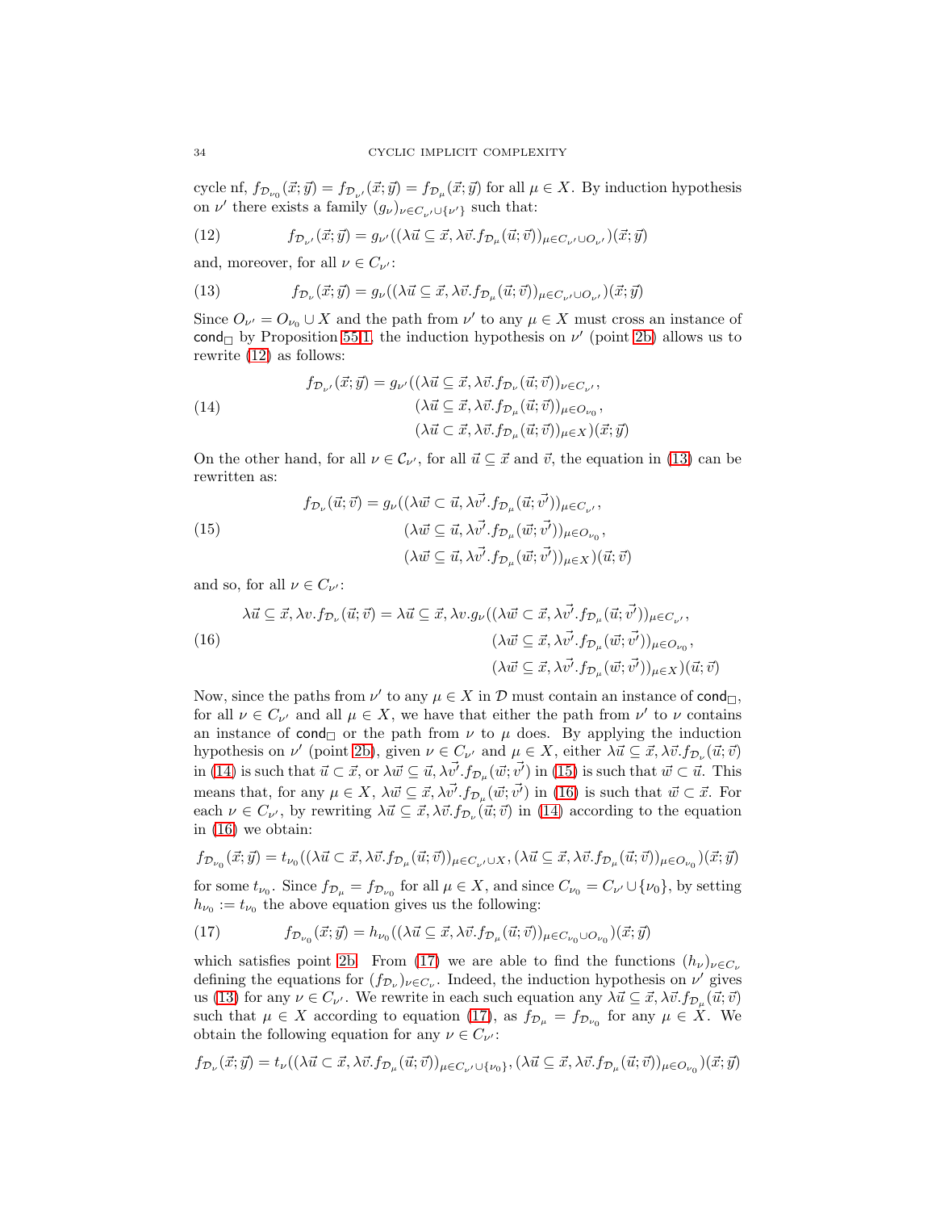cycle nf, $f_{\mathcal{D}_{\nu_0}}(\vec{x};\vec{y}) = f_{\mathcal{D}_{\nu'}}(\vec{x};\vec{y}) = f_{\mathcal{D}_\mu}(\vec{x};\vec{y})$ for all $\mu \in X$. By induction hypothesis on $\nu'$ there exists a family $(g_\nu)_{\nu \in C_{\nu'} \cup \{\nu'\}}$ such that:

$$f_{\mathcal{D}_{\nu'}}(\vec{x};\vec{y}) = g_{\nu'}((\lambda \vec{u} \subseteq \vec{x}, \lambda \vec{v}. f_{\mathcal{D}_\mu}(\vec{u};\vec{v}))_{\mu \in C_{\nu'} \cup O_{\nu'}})(\vec{x};\vec{y}) \tag{12}$$

and, moreover, for all $\nu \in C_{\nu'}$:

$$f_{\mathcal{D}_{\nu}}(\vec{x};\vec{y}) = g_{\nu}((\lambda \vec{u} \subseteq \vec{x}, \lambda \vec{v}. f_{\mathcal{D}_\mu}(\vec{u};\vec{v}))_{\mu \in C_{\nu'} \cup O_{\nu'}})(\vec{x};\vec{y}) \tag{13}$$

Since $O_{\nu'} = O_{\nu_0} \cup X$ and the path from $\nu'$ to any $\mu \in X$ must cross an instance of $\mathsf{cond}_\Box$ by Proposition 55.1, the induction hypothesis on $\nu'$ (point 2b) allows us to rewrite (12) as follows:

$$\begin{aligned} f_{\mathcal{D}_{\nu'}}(\vec{x};\vec{y}) = g_{\nu'}(&(\lambda \vec{u} \subseteq \vec{x}, \lambda \vec{v}. f_{\mathcal{D}_\nu}(\vec{u};\vec{v}))_{\nu \in C_{\nu'}},\\ &(\lambda \vec{u} \subseteq \vec{x}, \lambda \vec{v}. f_{\mathcal{D}_\mu}(\vec{u};\vec{v}))_{\mu \in O_{\nu_0}},\\ &(\lambda \vec{u} \subset \vec{x}, \lambda \vec{v}. f_{\mathcal{D}_\mu}(\vec{u};\vec{v}))_{\mu \in X})(\vec{x};\vec{y}) \end{aligned} \tag{14}$$

On the other hand, for all $\nu \in \mathcal{C}_{\nu'}$, for all $\vec{u} \subseteq \vec{x}$ and $\vec{v}$, the equation in (13) can be rewritten as:

$$\begin{aligned} f_{\mathcal{D}_{\nu}}(\vec{u};\vec{v}) = g_{\nu}(&(\lambda \vec{w} \subset \vec{u}, \lambda \vec{v'}. f_{\mathcal{D}_\mu}(\vec{u};\vec{v'}))_{\mu \in C_{\nu'}},\\ &(\lambda \vec{w} \subseteq \vec{u}, \lambda \vec{v'}. f_{\mathcal{D}_\mu}(\vec{w};\vec{v'}))_{\mu \in O_{\nu_0}},\\ &(\lambda \vec{w} \subseteq \vec{u}, \lambda \vec{v'}. f_{\mathcal{D}_\mu}(\vec{w};\vec{v'}))_{\mu \in X})(\vec{u};\vec{v}) \end{aligned} \tag{15}$$

and so, for all $\nu \in C_{\nu'}$:

$$\begin{aligned} \lambda \vec{u} \subseteq \vec{x}, \lambda v. f_{\mathcal{D}_\nu}(\vec{u};\vec{v}) = \lambda \vec{u} \subseteq \vec{x}, \lambda v. g_{\nu}(&(\lambda \vec{w} \subset \vec{x}, \lambda \vec{v'}. f_{\mathcal{D}_\mu}(\vec{u};\vec{v'}))_{\mu \in C_{\nu'}},\\ &(\lambda \vec{w} \subseteq \vec{x}, \lambda \vec{v'}. f_{\mathcal{D}_\mu}(\vec{w};\vec{v'}))_{\mu \in O_{\nu_0}},\\ &(\lambda \vec{w} \subseteq \vec{x}, \lambda \vec{v'}. f_{\mathcal{D}_\mu}(\vec{w};\vec{v'}))_{\mu \in X})(\vec{u};\vec{v}) \end{aligned} \tag{16}$$

Now, since the paths from $\nu'$ to any $\mu \in X$ in $\mathcal{D}$ must contain an instance of $\mathsf{cond}_\Box$, for all $\nu \in C_{\nu'}$ and all $\mu \in X$, we have that either the path from $\nu'$ to $\nu$ contains an instance of $\mathsf{cond}_\Box$ or the path from $\nu$ to $\mu$ does. By applying the induction hypothesis on $\nu'$ (point 2b), given $\nu \in C_{\nu'}$ and $\mu \in X$, either $\lambda \vec{u} \subseteq \vec{x}, \lambda \vec{v}. f_{\mathcal{D}_\nu}(\vec{u};\vec{v})$ in (14) is such that $\vec{u} \subset \vec{x}$, or $\lambda \vec{w} \subseteq \vec{u}, \lambda \vec{v'}. f_{\mathcal{D}_\mu}(\vec{w};\vec{v'})$ in (15) is such that $\vec{w} \subset \vec{u}$. This means that, for any $\mu \in X$, $\lambda \vec{w} \subseteq \vec{x}, \lambda \vec{v'}. f_{\mathcal{D}_\mu}(\vec{w};\vec{v'})$ in (16) is such that $\vec{w} \subset \vec{x}$. For each $\nu \in C_{\nu'}$, by rewriting $\lambda \vec{u} \subseteq \vec{x}, \lambda \vec{v}. f_{\mathcal{D}_\nu}(\vec{u};\vec{v})$ in (14) according to the equation in (16) we obtain:

$$f_{\mathcal{D}_{\nu_0}}(\vec{x};\vec{y}) = t_{\nu_0}((\lambda \vec{u} \subset \vec{x}, \lambda \vec{v}. f_{\mathcal{D}_\mu}(\vec{u};\vec{v}))_{\mu \in C_{\nu'} \cup X}, (\lambda \vec{u} \subseteq \vec{x}, \lambda \vec{v}. f_{\mathcal{D}_\mu}(\vec{u};\vec{v}))_{\mu \in O_{\nu_0}})(\vec{x};\vec{y})$$

for some $t_{\nu_0}$. Since $f_{\mathcal{D}_\mu} = f_{\mathcal{D}_{\nu_0}}$ for all $\mu \in X$, and since $C_{\nu_0} = C_{\nu'} \cup \{\nu_0\}$, by setting $h_{\nu_0} := t_{\nu_0}$ the above equation gives us the following:

$$f_{\mathcal{D}_{\nu_0}}(\vec{x};\vec{y}) = h_{\nu_0}((\lambda \vec{u} \subseteq \vec{x}, \lambda \vec{v}. f_{\mathcal{D}_\mu}(\vec{u};\vec{v}))_{\mu \in C_{\nu_0} \cup O_{\nu_0}})(\vec{x};\vec{y}) \tag{17}$$

which satisfies point 2b. From (17) we are able to find the functions $(h_\nu)_{\nu \in C_\nu}$ defining the equations for $(f_{\mathcal{D}_\nu})_{\nu \in C_\nu}$. Indeed, the induction hypothesis on $\nu'$ gives us (13) for any $\nu \in C_{\nu'}$. We rewrite in each such equation any $\lambda \vec{u} \subseteq \vec{x}, \lambda \vec{v}. f_{\mathcal{D}_\mu}(\vec{u};\vec{v})$ such that $\mu \in X$ according to equation (17), as $f_{\mathcal{D}_\mu} = f_{\mathcal{D}_{\nu_0}}$ for any $\mu \in X$. We obtain the following equation for any $\nu \in C_{\nu'}$:

$$f_{\mathcal{D}_{\nu}}(\vec{x};\vec{y}) = t_{\nu}((\lambda \vec{u} \subset \vec{x}, \lambda \vec{v}. f_{\mathcal{D}_\mu}(\vec{u};\vec{v}))_{\mu \in C_{\nu'} \cup \{\nu_0\}}, (\lambda \vec{u} \subseteq \vec{x}, \lambda \vec{v}. f_{\mathcal{D}_\mu}(\vec{u};\vec{v}))_{\mu \in O_{\nu_0}})(\vec{x};\vec{y})$$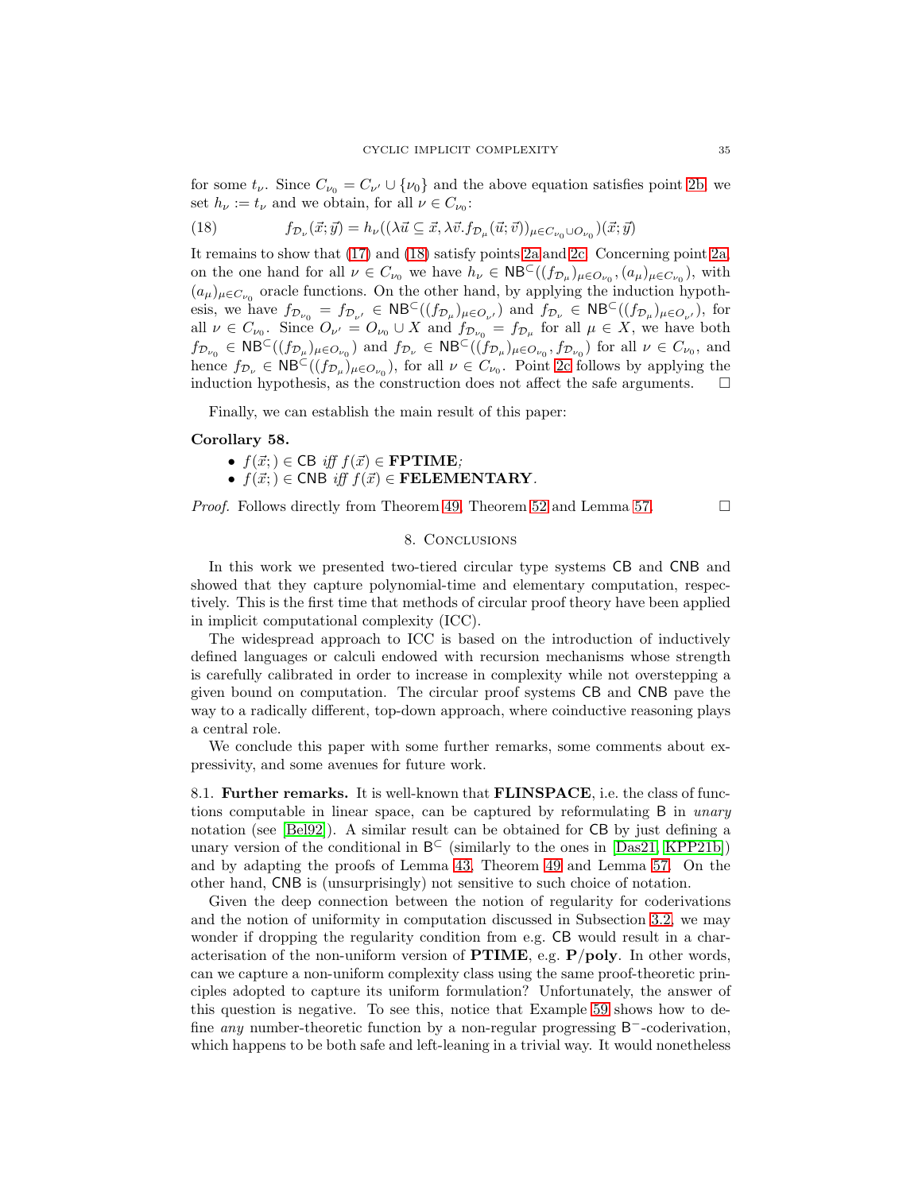for some $t_\nu$. Since $C_{\nu_0} = C_{\nu'} \cup \{\nu_0\}$ and the above equation satisfies point 2b, we set $h_\nu := t_\nu$ and we obtain, for all $\nu \in C_{\nu_0}$:

$$f_{\mathcal{D}_\nu}(\vec{x};\vec{y}) = h_\nu((\lambda\vec{u} \subseteq \vec{x}, \lambda\vec{v}.f_{\mathcal{D}_\mu}(\vec{u};\vec{v}))_{\mu \in C_{\nu_0} \cup O_{\nu_0}})(\vec{x};\vec{y}) \tag{18}$$

It remains to show that (17) and (18) satisfy points 2a and 2c. Concerning point 2a, on the one hand for all $\nu \in C_{\nu_0}$ we have $h_\nu \in \mathsf{NB}^\subset((f_{\mathcal{D}_\mu})_{\mu \in O_{\nu_0}}, (a_\mu)_{\mu \in C_{\nu_0}})$, with $(a_\mu)_{\mu \in C_{\nu_0}}$ oracle functions. On the other hand, by applying the induction hypothesis, we have $f_{\mathcal{D}_{\nu_0}} = f_{\mathcal{D}_{\nu'}} \in \mathsf{NB}^\subset((f_{\mathcal{D}_\mu})_{\mu \in O_{\nu'}})$ and $f_{\mathcal{D}_\nu} \in \mathsf{NB}^\subset((f_{\mathcal{D}_\mu})_{\mu \in O_{\nu'}})$, for all $\nu \in C_{\nu_0}$. Since $O_{\nu'} = O_{\nu_0} \cup X$ and $f_{\mathcal{D}_{\nu_0}} = f_{\mathcal{D}_\mu}$ for all $\mu \in X$, we have both $f_{\mathcal{D}_{\nu_0}} \in \mathsf{NB}^\subset((f_{\mathcal{D}_\mu})_{\mu \in O_{\nu_0}})$ and $f_{\mathcal{D}_\nu} \in \mathsf{NB}^\subset((f_{\mathcal{D}_\mu})_{\mu \in O_{\nu_0}}, f_{\mathcal{D}_{\nu_0}})$ for all $\nu \in C_{\nu_0}$, and hence $f_{\mathcal{D}_\nu} \in \mathsf{NB}^\subset((f_{\mathcal{D}_\mu})_{\mu \in O_{\nu_0}})$, for all $\nu \in C_{\nu_0}$. Point 2c follows by applying the induction hypothesis, as the construction does not affect the safe arguments. □

Finally, we can establish the main result of this paper:

**Corollary 58.**

- $f(\vec{x};) \in \mathsf{CB}$ *iff* $f(\vec{x}) \in$ **FPTIME**;
- $f(\vec{x};) \in \mathsf{CNB}$ *iff* $f(\vec{x}) \in$ **FELEMENTARY**.

*Proof.* Follows directly from Theorem 49, Theorem 52 and Lemma 57. □

## 8. Conclusions

In this work we presented two-tiered circular type systems CB and CNB and showed that they capture polynomial-time and elementary computation, respectively. This is the first time that methods of circular proof theory have been applied in implicit computational complexity (ICC).

The widespread approach to ICC is based on the introduction of inductively defined languages or calculi endowed with recursion mechanisms whose strength is carefully calibrated in order to increase in complexity while not overstepping a given bound on computation. The circular proof systems CB and CNB pave the way to a radically different, top-down approach, where coinductive reasoning plays a central role.

We conclude this paper with some further remarks, some comments about expressivity, and some avenues for future work.

8.1. **Further remarks.** It is well-known that **FLINSPACE**, i.e. the class of functions computable in linear space, can be captured by reformulating B in *unary* notation (see [Bel92]). A similar result can be obtained for CB by just defining a unary version of the conditional in $\mathsf{B}^\subset$ (similarly to the ones in [Das21, KPP21b]) and by adapting the proofs of Lemma 43, Theorem 49 and Lemma 57. On the other hand, CNB is (unsurprisingly) not sensitive to such choice of notation.

Given the deep connection between the notion of regularity for coderivations and the notion of uniformity in computation discussed in Subsection 3.2, we may wonder if dropping the regularity condition from e.g. CB would result in a characterisation of the non-uniform version of **PTIME**, e.g. **P/poly**. In other words, can we capture a non-uniform complexity class using the same proof-theoretic principles adopted to capture its uniform formulation? Unfortunately, the answer of this question is negative. To see this, notice that Example 59 shows how to define *any* number-theoretic function by a non-regular progressing $\mathsf{B}^-$-coderivation, which happens to be both safe and left-leaning in a trivial way. It would nonetheless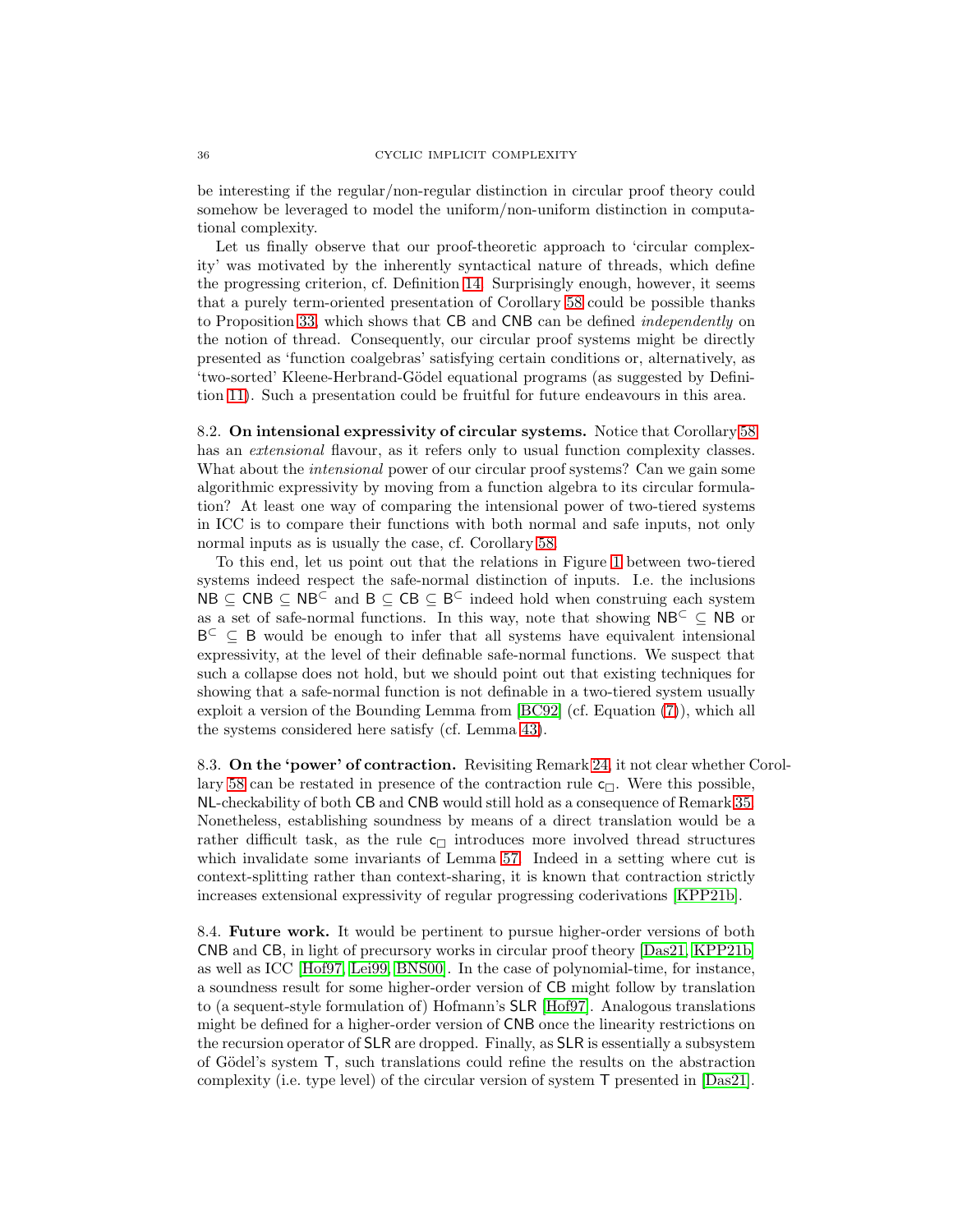be interesting if the regular/non-regular distinction in circular proof theory could somehow be leveraged to model the uniform/non-uniform distinction in computational complexity.

Let us finally observe that our proof-theoretic approach to 'circular complexity' was motivated by the inherently syntactical nature of threads, which define the progressing criterion, cf. Definition 14. Surprisingly enough, however, it seems that a purely term-oriented presentation of Corollary 58 could be possible thanks to Proposition 33, which shows that CB and CNB can be defined *independently* on the notion of thread. Consequently, our circular proof systems might be directly presented as 'function coalgebras' satisfying certain conditions or, alternatively, as 'two-sorted' Kleene-Herbrand-Gödel equational programs (as suggested by Definition 11). Such a presentation could be fruitful for future endeavours in this area.

8.2. **On intensional expressivity of circular systems.** Notice that Corollary 58 has an *extensional* flavour, as it refers only to usual function complexity classes. What about the *intensional* power of our circular proof systems? Can we gain some algorithmic expressivity by moving from a function algebra to its circular formulation? At least one way of comparing the intensional power of two-tiered systems in ICC is to compare their functions with both normal and safe inputs, not only normal inputs as is usually the case, cf. Corollary 58.

To this end, let us point out that the relations in Figure 1 between two-tiered systems indeed respect the safe-normal distinction of inputs. I.e. the inclusions $\mathsf{NB} \subseteq \mathsf{CNB} \subseteq \mathsf{NB}^{\subset}$ and $\mathsf{B} \subseteq \mathsf{CB} \subseteq \mathsf{B}^{\subset}$ indeed hold when construing each system as a set of safe-normal functions. In this way, note that showing $\mathsf{NB}^{\subset} \subseteq \mathsf{NB}$ or $\mathsf{B}^{\subset} \subseteq \mathsf{B}$ would be enough to infer that all systems have equivalent intensional expressivity, at the level of their definable safe-normal functions. We suspect that such a collapse does not hold, but we should point out that existing techniques for showing that a safe-normal function is not definable in a two-tiered system usually exploit a version of the Bounding Lemma from [BC92] (cf. Equation (7)), which all the systems considered here satisfy (cf. Lemma 43).

8.3. **On the 'power' of contraction.** Revisiting Remark 24, it not clear whether Corollary 58 can be restated in presence of the contraction rule $\mathsf{c}_\Box$. Were this possible, $\mathsf{NL}$-checkability of both CB and CNB would still hold as a consequence of Remark 35. Nonetheless, establishing soundness by means of a direct translation would be a rather difficult task, as the rule $\mathsf{c}_\Box$ introduces more involved thread structures which invalidate some invariants of Lemma 57. Indeed in a setting where cut is context-splitting rather than context-sharing, it is known that contraction strictly increases extensional expressivity of regular progressing coderivations [KPP21b].

8.4. **Future work.** It would be pertinent to pursue higher-order versions of both CNB and CB, in light of precursory works in circular proof theory [Das21, KPP21b] as well as ICC [Hof97, Lei99, BNS00]. In the case of polynomial-time, for instance, a soundness result for some higher-order version of CB might follow by translation to (a sequent-style formulation of) Hofmann's SLR [Hof97]. Analogous translations might be defined for a higher-order version of CNB once the linearity restrictions on the recursion operator of SLR are dropped. Finally, as SLR is essentially a subsystem of Gödel's system T, such translations could refine the results on the abstraction complexity (i.e. type level) of the circular version of system T presented in [Das21].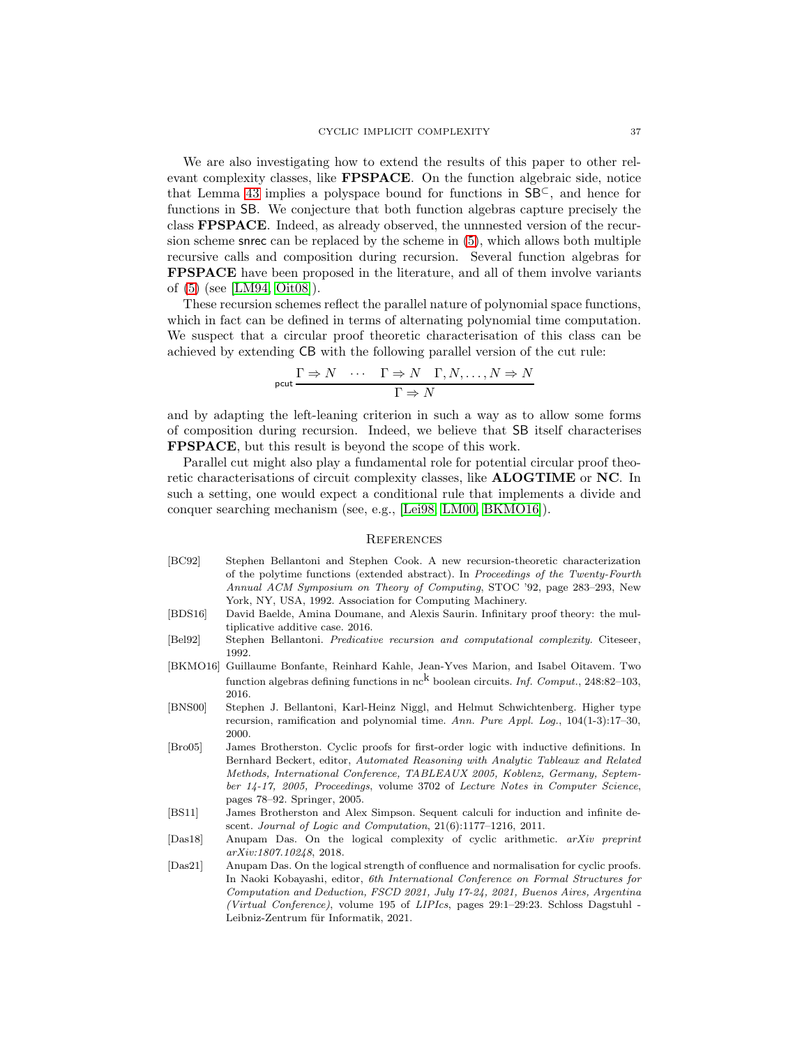We are also investigating how to extend the results of this paper to other relevant complexity classes, like **FPSPACE**. On the function algebraic side, notice that Lemma 43 implies a polyspace bound for functions in $\mathsf{SB}^{\subseteq}$, and hence for functions in $\mathsf{SB}$. We conjecture that both function algebras capture precisely the class **FPSPACE**. Indeed, as already observed, the unnested version of the recursion scheme $\mathsf{snrec}$ can be replaced by the scheme in (5), which allows both multiple recursive calls and composition during recursion. Several function algebras for **FPSPACE** have been proposed in the literature, and all of them involve variants of (5) (see [LM94, Oit08]).

These recursion schemes reflect the parallel nature of polynomial space functions, which in fact can be defined in terms of alternating polynomial time computation. We suspect that a circular proof theoretic characterisation of this class can be achieved by extending $\mathsf{CB}$ with the following parallel version of the cut rule:

$$\mathsf{pcut}\,\frac{\Gamma \Rightarrow N \quad \cdots \quad \Gamma \Rightarrow N \quad \Gamma, N, \ldots, N \Rightarrow N}{\Gamma \Rightarrow N}$$

and by adapting the left-leaning criterion in such a way as to allow some forms of composition during recursion. Indeed, we believe that $\mathsf{SB}$ itself characterises **FPSPACE**, but this result is beyond the scope of this work.

Parallel cut might also play a fundamental role for potential circular proof theoretic characterisations of circuit complexity classes, like **ALOGTIME** or **NC**. In such a setting, one would expect a conditional rule that implements a divide and conquer searching mechanism (see, e.g., [Lei98, LM00, BKMO16]).

## References

- [BC92] Stephen Bellantoni and Stephen Cook. A new recursion-theoretic characterization of the polytime functions (extended abstract). In *Proceedings of the Twenty-Fourth Annual ACM Symposium on Theory of Computing*, STOC '92, page 283–293, New York, NY, USA, 1992. Association for Computing Machinery.
- [BDS16] David Baelde, Amina Doumane, and Alexis Saurin. Infinitary proof theory: the multiplicative additive case. 2016.
- [Bel92] Stephen Bellantoni. *Predicative recursion and computational complexity*. Citeseer, 1992.
- [BKMO16] Guillaume Bonfante, Reinhard Kahle, Jean-Yves Marion, and Isabel Oitavem. Two function algebras defining functions in nc$^{k}$ boolean circuits. *Inf. Comput.*, 248:82–103, 2016.
- [BNS00] Stephen J. Bellantoni, Karl-Heinz Niggl, and Helmut Schwichtenberg. Higher type recursion, ramification and polynomial time. *Ann. Pure Appl. Log.*, 104(1-3):17–30, 2000.
- [Bro05] James Brotherston. Cyclic proofs for first-order logic with inductive definitions. In Bernhard Beckert, editor, *Automated Reasoning with Analytic Tableaux and Related Methods, International Conference, TABLEAUX 2005, Koblenz, Germany, September 14-17, 2005, Proceedings*, volume 3702 of *Lecture Notes in Computer Science*, pages 78–92. Springer, 2005.
- [BS11] James Brotherston and Alex Simpson. Sequent calculi for induction and infinite descent. *Journal of Logic and Computation*, 21(6):1177–1216, 2011.
- [Das18] Anupam Das. On the logical complexity of cyclic arithmetic. *arXiv preprint arXiv:1807.10248*, 2018.
- [Das21] Anupam Das. On the logical strength of confluence and normalisation for cyclic proofs. In Naoki Kobayashi, editor, *6th International Conference on Formal Structures for Computation and Deduction, FSCD 2021, July 17-24, 2021, Buenos Aires, Argentina (Virtual Conference)*, volume 195 of *LIPIcs*, pages 29:1–29:23. Schloss Dagstuhl - Leibniz-Zentrum für Informatik, 2021.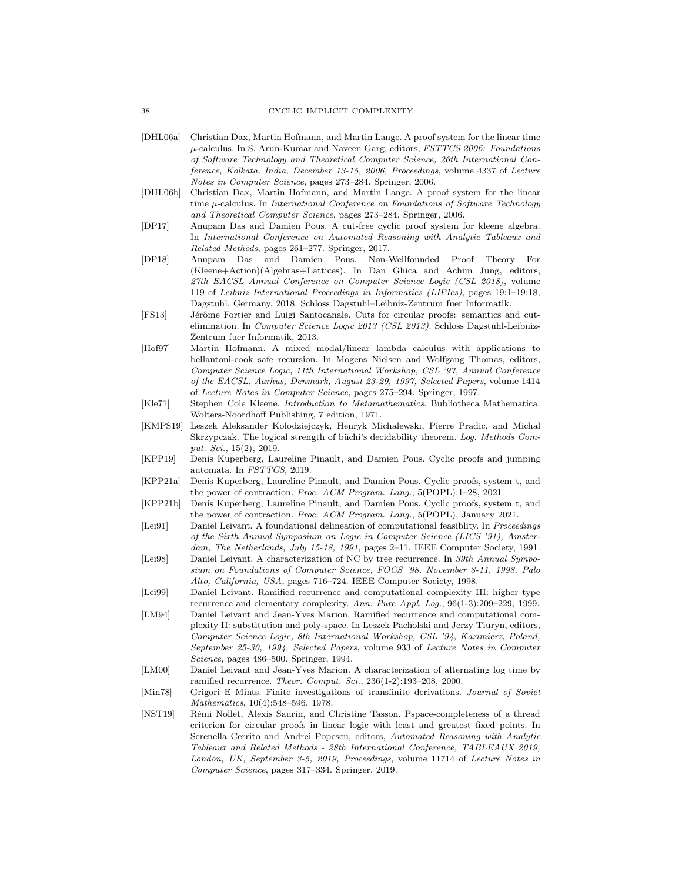- [DHL06a] Christian Dax, Martin Hofmann, and Martin Lange. A proof system for the linear time $\mu$-calculus. In S. Arun-Kumar and Naveen Garg, editors, *FSTTCS 2006: Foundations of Software Technology and Theoretical Computer Science, 26th International Conference, Kolkata, India, December 13-15, 2006, Proceedings*, volume 4337 of *Lecture Notes in Computer Science*, pages 273–284. Springer, 2006.
- [DHL06b] Christian Dax, Martin Hofmann, and Martin Lange. A proof system for the linear time $\mu$-calculus. In *International Conference on Foundations of Software Technology and Theoretical Computer Science*, pages 273–284. Springer, 2006.
- [DP17] Anupam Das and Damien Pous. A cut-free cyclic proof system for kleene algebra. In *International Conference on Automated Reasoning with Analytic Tableaux and Related Methods*, pages 261–277. Springer, 2017.
- [DP18] Anupam Das and Damien Pous. Non-Wellfounded Proof Theory For (Kleene+Action)(Algebras+Lattices). In Dan Ghica and Achim Jung, editors, *27th EACSL Annual Conference on Computer Science Logic (CSL 2018)*, volume 119 of *Leibniz International Proceedings in Informatics (LIPIcs)*, pages 19:1–19:18, Dagstuhl, Germany, 2018. Schloss Dagstuhl–Leibniz-Zentrum fuer Informatik.
- [FS13] Jérôme Fortier and Luigi Santocanale. Cuts for circular proofs: semantics and cut-elimination. In *Computer Science Logic 2013 (CSL 2013)*. Schloss Dagstuhl-Leibniz-Zentrum fuer Informatik, 2013.
- [Hof97] Martin Hofmann. A mixed modal/linear lambda calculus with applications to bellantoni-cook safe recursion. In Mogens Nielsen and Wolfgang Thomas, editors, *Computer Science Logic, 11th International Workshop, CSL '97, Annual Conference of the EACSL, Aarhus, Denmark, August 23-29, 1997, Selected Papers*, volume 1414 of *Lecture Notes in Computer Science*, pages 275–294. Springer, 1997.
- [Kle71] Stephen Cole Kleene. *Introduction to Metamathematics*. Bibliotheca Mathematica. Wolters-Noordhoff Publishing, 7 edition, 1971.
- [KMPS19] Leszek Aleksander Kolodziejczyk, Henryk Michalewski, Pierre Pradic, and Michal Skrzypczak. The logical strength of büchi's decidability theorem. *Log. Methods Comput. Sci.*, 15(2), 2019.
- [KPP19] Denis Kuperberg, Laureline Pinault, and Damien Pous. Cyclic proofs and jumping automata. In *FSTTCS*, 2019.
- [KPP21a] Denis Kuperberg, Laureline Pinault, and Damien Pous. Cyclic proofs, system t, and the power of contraction. *Proc. ACM Program. Lang.*, 5(POPL):1–28, 2021.
- [KPP21b] Denis Kuperberg, Laureline Pinault, and Damien Pous. Cyclic proofs, system t, and the power of contraction. *Proc. ACM Program. Lang.*, 5(POPL), January 2021.
- [Lei91] Daniel Leivant. A foundational delineation of computational feasiblity. In *Proceedings of the Sixth Annual Symposium on Logic in Computer Science (LICS '91), Amsterdam, The Netherlands, July 15-18, 1991*, pages 2–11. IEEE Computer Society, 1991.
- [Lei98] Daniel Leivant. A characterization of NC by tree recurrence. In *39th Annual Symposium on Foundations of Computer Science, FOCS '98, November 8-11, 1998, Palo Alto, California, USA*, pages 716–724. IEEE Computer Society, 1998.
- [Lei99] Daniel Leivant. Ramified recurrence and computational complexity III: higher type recurrence and elementary complexity. *Ann. Pure Appl. Log.*, 96(1-3):209–229, 1999.
- [LM94] Daniel Leivant and Jean-Yves Marion. Ramified recurrence and computational complexity II: substitution and poly-space. In Leszek Pacholski and Jerzy Tiuryn, editors, *Computer Science Logic, 8th International Workshop, CSL '94, Kazimierz, Poland, September 25-30, 1994, Selected Papers*, volume 933 of *Lecture Notes in Computer Science*, pages 486–500. Springer, 1994.
- [LM00] Daniel Leivant and Jean-Yves Marion. A characterization of alternating log time by ramified recurrence. *Theor. Comput. Sci.*, 236(1-2):193–208, 2000.
- [Min78] Grigori E Mints. Finite investigations of transfinite derivations. *Journal of Soviet Mathematics*, 10(4):548–596, 1978.
- [NST19] Rémi Nollet, Alexis Saurin, and Christine Tasson. Pspace-completeness of a thread criterion for circular proofs in linear logic with least and greatest fixed points. In Serenella Cerrito and Andrei Popescu, editors, *Automated Reasoning with Analytic Tableaux and Related Methods - 28th International Conference, TABLEAUX 2019, London, UK, September 3-5, 2019, Proceedings*, volume 11714 of *Lecture Notes in Computer Science*, pages 317–334. Springer, 2019.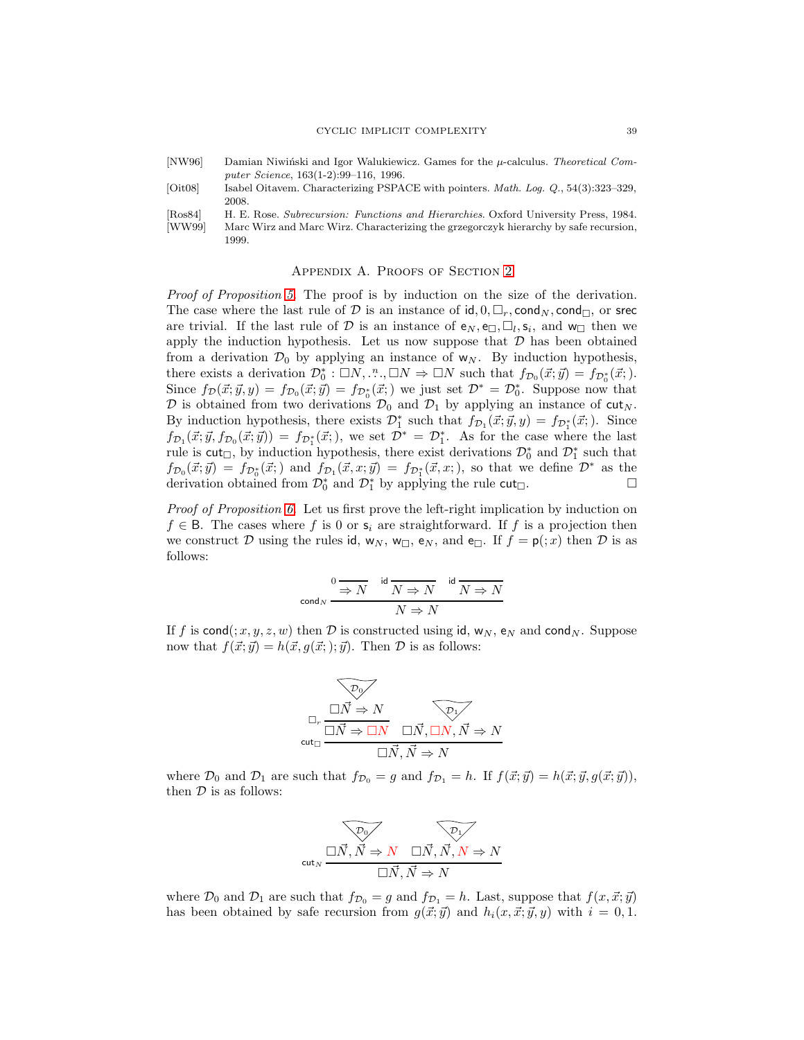[NW96] Damian Niwiński and Igor Walukiewicz. Games for the $\mu$-calculus. *Theoretical Computer Science*, 163(1-2):99–116, 1996.

[Oit08] Isabel Oitavem. Characterizing PSPACE with pointers. *Math. Log. Q.*, 54(3):323–329, 2008.

[Ros84] H. E. Rose. *Subrecursion: Functions and Hierarchies*. Oxford University Press, 1984.

[WW99] Marc Wirz and Marc Wirz. Characterizing the grzegorczyk hierarchy by safe recursion, 1999.

## Appendix A. Proofs of Section 2

*Proof of Proposition 5.* The proof is by induction on the size of the derivation. The case where the last rule of $\mathcal{D}$ is an instance of $\mathsf{id}, 0, \Box_r, \mathsf{cond}_N, \mathsf{cond}_\Box$, or $\mathsf{srec}$ are trivial. If the last rule of $\mathcal{D}$ is an instance of $\mathsf{e}_N, \mathsf{e}_\Box, \Box_l, \mathsf{s}_i$, and $\mathsf{w}_\Box$ then we apply the induction hypothesis. Let us now suppose that $\mathcal{D}$ has been obtained from a derivation $\mathcal{D}_0$ by applying an instance of $\mathsf{w}_N$. By induction hypothesis, there exists a derivation $\mathcal{D}_0^* : \Box N, \overset{n}{\ldots}, \Box N \Rightarrow \Box N$ such that $f_{\mathcal{D}_0}(\vec{x};\vec{y}) = f_{\mathcal{D}_0^*}(\vec{x};)$. Since $f_{\mathcal{D}}(\vec{x};\vec{y},y) = f_{\mathcal{D}_0}(\vec{x};\vec{y}) = f_{\mathcal{D}_0^*}(\vec{x};)$ we just set $\mathcal{D}^* = \mathcal{D}_0^*$. Suppose now that $\mathcal{D}$ is obtained from two derivations $\mathcal{D}_0$ and $\mathcal{D}_1$ by applying an instance of $\mathsf{cut}_N$. By induction hypothesis, there exists $\mathcal{D}_1^*$ such that $f_{\mathcal{D}_1}(\vec{x};\vec{y},y) = f_{\mathcal{D}_1^*}(\vec{x};)$. Since $f_{\mathcal{D}_1}(\vec{x};\vec{y}, f_{\mathcal{D}_0}(\vec{x};\vec{y})) = f_{\mathcal{D}_1^*}(\vec{x};)$, we set $\mathcal{D}^* = \mathcal{D}_1^*$. As for the case where the last rule is $\mathsf{cut}_\Box$, by induction hypothesis, there exist derivations $\mathcal{D}_0^*$ and $\mathcal{D}_1^*$ such that $f_{\mathcal{D}_0}(\vec{x};\vec{y}) = f_{\mathcal{D}_0^*}(\vec{x};)$ and $f_{\mathcal{D}_1}(\vec{x},x;\vec{y}) = f_{\mathcal{D}_1^*}(\vec{x},x;)$, so that we define $\mathcal{D}^*$ as the derivation obtained from $\mathcal{D}_0^*$ and $\mathcal{D}_1^*$ by applying the rule $\mathsf{cut}_\Box$. ◻

*Proof of Proposition 6.* Let us first prove the left-right implication by induction on $f \in \mathsf{B}$. The cases where $f$ is 0 or $\mathsf{s}_i$ are straightforward. If $f$ is a projection then we construct $\mathcal{D}$ using the rules $\mathsf{id}$, $\mathsf{w}_N$, $\mathsf{w}_\Box$, $\mathsf{e}_N$, and $\mathsf{e}_\Box$. If $f = \mathsf{p}(;x)$ then $\mathcal{D}$ is as follows:

$$\dfrac{\overset{0}{\overline{\Rightarrow N}} \quad \overset{\mathsf{id}}{\overline{N \Rightarrow N}} \quad \overset{\mathsf{id}}{\overline{N \Rightarrow N}}}{N \Rightarrow N}\ \mathsf{cond}_N$$

If $f$ is $\mathsf{cond}(;x,y,z,w)$ then $\mathcal{D}$ is constructed using $\mathsf{id}$, $\mathsf{w}_N$, $\mathsf{e}_N$ and $\mathsf{cond}_N$. Suppose now that $f(\vec{x};\vec{y}) = h(\vec{x}, g(\vec{x};);\vec{y})$. Then $\mathcal{D}$ is as follows:

$$\dfrac{\dfrac{\dfrac{\mathcal{D}_0}{\Box\vec{N} \Rightarrow N}}{\Box\vec{N} \Rightarrow \Box N}\ \Box_r \qquad \dfrac{\mathcal{D}_1}{\Box\vec{N}, \Box N, \vec{N} \Rightarrow N}}{\Box\vec{N}, \vec{N} \Rightarrow N}\ \mathsf{cut}_\Box$$

where $\mathcal{D}_0$ and $\mathcal{D}_1$ are such that $f_{\mathcal{D}_0} = g$ and $f_{\mathcal{D}_1} = h$. If $f(\vec{x};\vec{y}) = h(\vec{x};\vec{y}, g(\vec{x};\vec{y}))$, then $\mathcal{D}$ is as follows:

$$\dfrac{\dfrac{\mathcal{D}_0}{\Box\vec{N}, \vec{N} \Rightarrow N} \qquad \dfrac{\mathcal{D}_1}{\Box\vec{N}, \vec{N}, N \Rightarrow N}}{\Box\vec{N}, \vec{N} \Rightarrow N}\ \mathsf{cut}_N$$

where $\mathcal{D}_0$ and $\mathcal{D}_1$ are such that $f_{\mathcal{D}_0} = g$ and $f_{\mathcal{D}_1} = h$. Last, suppose that $f(x, \vec{x};\vec{y})$ has been obtained by safe recursion from $g(\vec{x};\vec{y})$ and $h_i(x, \vec{x};\vec{y}, y)$ with $i = 0, 1$.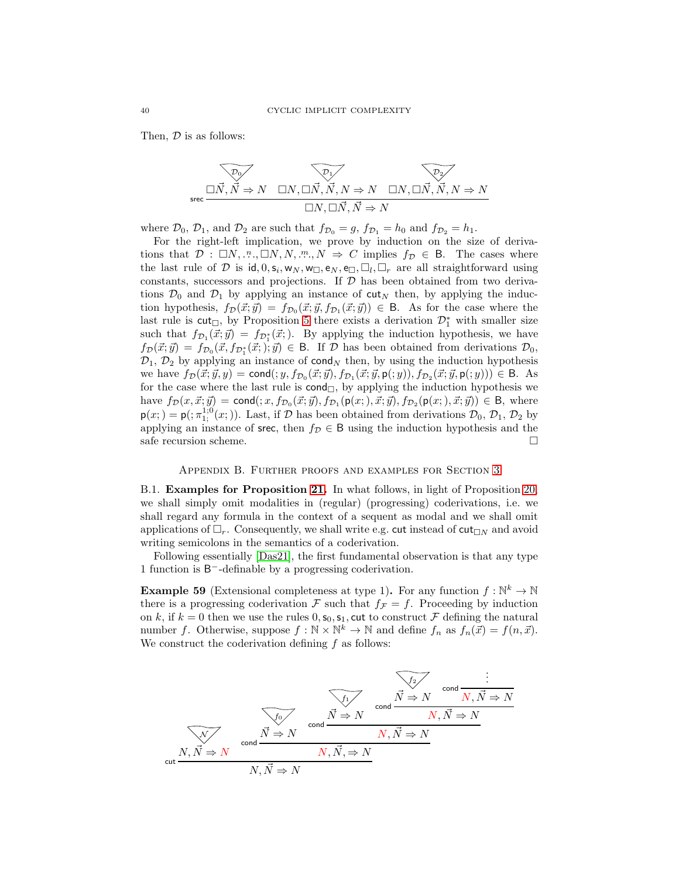Then, $\mathcal{D}$ is as follows:

$$
\mathsf{srec}\ \frac{\overset{\mathcal{D}_0}{\Box\vec{N}, \vec{N} \Rightarrow N} \quad \overset{\mathcal{D}_1}{\Box N, \Box\vec{N}, \vec{N}, N \Rightarrow N} \quad \overset{\mathcal{D}_2}{\Box N, \Box\vec{N}, \vec{N}, N \Rightarrow N}}{\Box N, \Box\vec{N}, \vec{N} \Rightarrow N}
$$

where $\mathcal{D}_0$, $\mathcal{D}_1$, and $\mathcal{D}_2$ are such that $f_{\mathcal{D}_0} = g$, $f_{\mathcal{D}_1} = h_0$ and $f_{\mathcal{D}_2} = h_1$.

For the right-left implication, we prove by induction on the size of derivations that $\mathcal{D} : \Box N, \overset{n}{\ldots}, \Box N, N, \overset{m}{\ldots}, N \Rightarrow C$ implies $f_{\mathcal{D}} \in \mathsf{B}$. The cases where the last rule of $\mathcal{D}$ is $\mathsf{id}, 0, \mathsf{s}_i, \mathsf{w}_N, \mathsf{w}_\Box, \mathsf{e}_N, \mathsf{e}_\Box, \Box_l, \Box_r$ are all straightforward using constants, successors and projections. If $\mathcal{D}$ has been obtained from two derivations $\mathcal{D}_0$ and $\mathcal{D}_1$ by applying an instance of $\mathsf{cut}_N$ then, by applying the induction hypothesis, $f_{\mathcal{D}}(\vec{x};\vec{y}) = f_{\mathcal{D}_0}(\vec{x};\vec{y}, f_{\mathcal{D}_1}(\vec{x};\vec{y})) \in \mathsf{B}$. As for the case where the last rule is $\mathsf{cut}_\Box$, by Proposition 5 there exists a derivation $\mathcal{D}_1^*$ with smaller size such that $f_{\mathcal{D}_1}(\vec{x};\vec{y}) = f_{\mathcal{D}_1^*}(\vec{x};)$. By applying the induction hypothesis, we have $f_{\mathcal{D}}(\vec{x};\vec{y}) = f_{\mathcal{D}_0}(\vec{x}, f_{\mathcal{D}_1^*}(\vec{x};);\vec{y}) \in \mathsf{B}$. If $\mathcal{D}$ has been obtained from derivations $\mathcal{D}_0$, $\mathcal{D}_1$, $\mathcal{D}_2$ by applying an instance of $\mathsf{cond}_N$ then, by using the induction hypothesis we have $f_{\mathcal{D}}(\vec{x};\vec{y}, y) = \mathsf{cond}(;y, f_{\mathcal{D}_0}(\vec{x};\vec{y}), f_{\mathcal{D}_1}(\vec{x};\vec{y}, \mathsf{p}(;y)), f_{\mathcal{D}_2}(\vec{x};\vec{y}, \mathsf{p}(;y))) \in \mathsf{B}$. As for the case where the last rule is $\mathsf{cond}_\Box$, by applying the induction hypothesis we have $f_{\mathcal{D}}(x, \vec{x};\vec{y}) = \mathsf{cond}(;x, f_{\mathcal{D}_0}(\vec{x};\vec{y}), f_{\mathcal{D}_1}(\mathsf{p}(x;), \vec{x};\vec{y}), f_{\mathcal{D}_2}(\mathsf{p}(x;), \vec{x};\vec{y})) \in \mathsf{B}$, where $\mathsf{p}(x;) = \mathsf{p}(;\pi^{1;0}_{1;}(x;))$. Last, if $\mathcal{D}$ has been obtained from derivations $\mathcal{D}_0$, $\mathcal{D}_1$, $\mathcal{D}_2$ by applying an instance of $\mathsf{srec}$, then $f_{\mathcal{D}} \in \mathsf{B}$ using the induction hypothesis and the safe recursion scheme. $\square$

## Appendix B. Further proofs and examples for Section 3

**B.1. Examples for Proposition 21.** In what follows, in light of Proposition 20, we shall simply omit modalities in (regular) (progressing) coderivations, i.e. we shall regard any formula in the context of a sequent as modal and we shall omit applications of $\Box_r$. Consequently, we shall write e.g. $\mathsf{cut}$ instead of $\mathsf{cut}_{\Box N}$ and avoid writing semicolons in the semantics of a coderivation.

Following essentially [Das21], the first fundamental observation is that any type 1 function is $\mathsf{B}^-$-definable by a progressing coderivation.

**Example 59** (Extensional completeness at type 1)**.** For any function $f : \mathbb{N}^k \to \mathbb{N}$ there is a progressing coderivation $\mathcal{F}$ such that $f_{\mathcal{F}} = f$. Proceeding by induction on $k$, if $k = 0$ then we use the rules $0, \mathsf{s}_0, \mathsf{s}_1, \mathsf{cut}$ to construct $\mathcal{F}$ defining the natural number $f$. Otherwise, suppose $f : \mathbb{N} \times \mathbb{N}^k \to \mathbb{N}$ and define $f_n$ as $f_n(\vec{x}) = f(n, \vec{x})$. We construct the coderivation defining $f$ as follows:

$$
\mathsf{cut}\ \frac{\overset{\mathcal{N}}{N, \vec{N} \Rightarrow N} \quad \mathsf{cond}\ \dfrac{\overset{f_0}{\vec{N} \Rightarrow N} \quad \mathsf{cond}\ \dfrac{\overset{f_1}{\vec{N} \Rightarrow N} \quad \mathsf{cond}\ \dfrac{\overset{f_2}{\vec{N} \Rightarrow N} \quad \mathsf{cond}\ \dfrac{\vdots}{N, \vec{N} \Rightarrow N}}{N, \vec{N} \Rightarrow N}}{N, \vec{N} \Rightarrow N}}{N, \vec{N}, \Rightarrow N}}{N, \vec{N} \Rightarrow N}
$$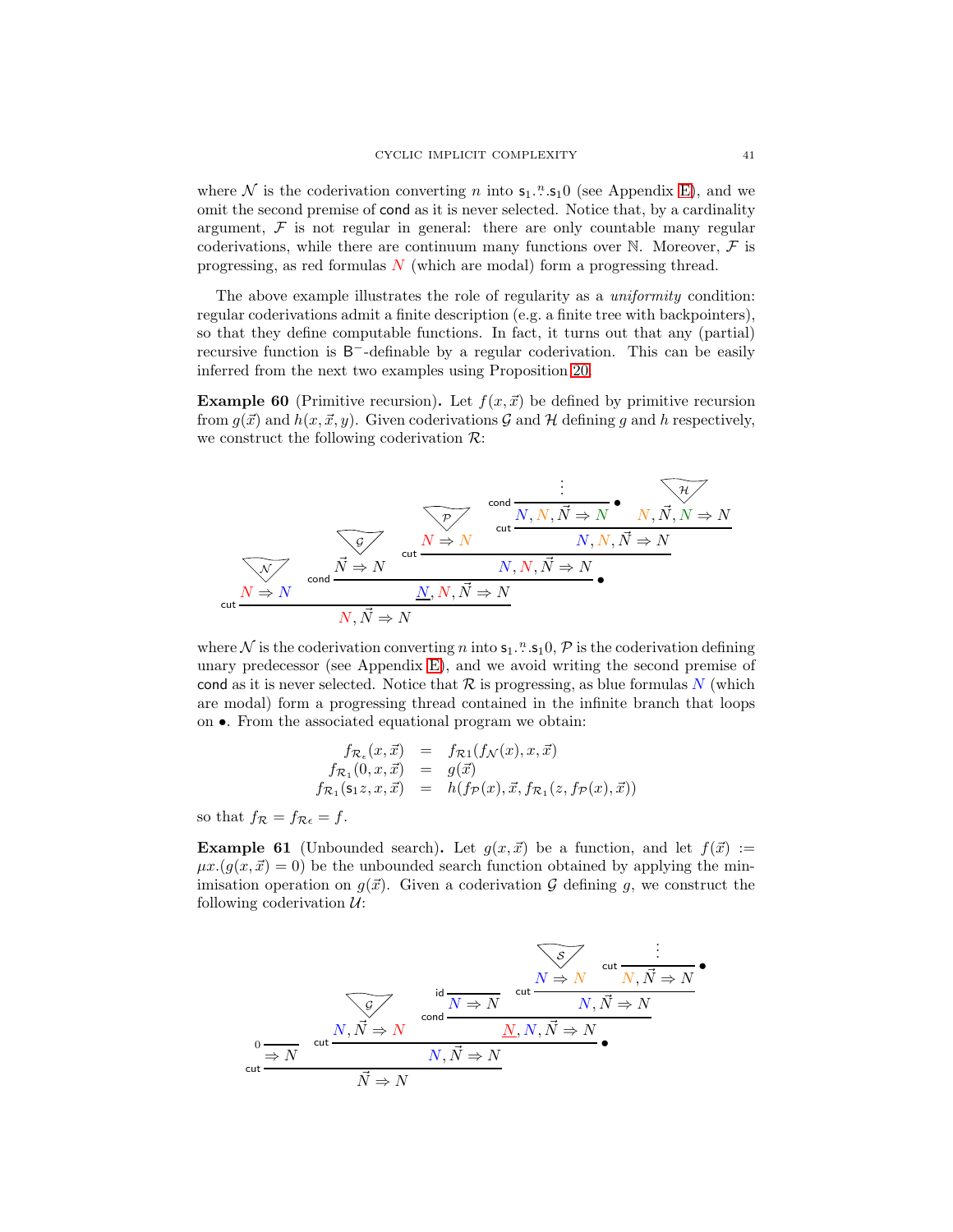where $\mathcal{N}$ is the coderivation converting $n$ into $\mathsf{s}_1.\overset{n}{\cdots}.\mathsf{s}_1 0$ (see Appendix E), and we omit the second premise of $\mathsf{cond}$ as it is never selected. Notice that, by a cardinality argument, $\mathcal{F}$ is not regular in general: there are only countable many regular coderivations, while there are continuum many functions over $\mathbb{N}$. Moreover, $\mathcal{F}$ is progressing, as red formulas $N$ (which are modal) form a progressing thread.

The above example illustrates the role of regularity as a *uniformity* condition: regular coderivations admit a finite description (e.g. a finite tree with backpointers), so that they define computable functions. In fact, it turns out that any (partial) recursive function is $\mathsf{B}^-$-definable by a regular coderivation. This can be easily inferred from the next two examples using Proposition 20.

**Example 60** (Primitive recursion)**.** Let $f(x, \vec{x})$ be defined by primitive recursion from $g(\vec{x})$ and $h(x, \vec{x}, y)$. Given coderivations $\mathcal{G}$ and $\mathcal{H}$ defining $g$ and $h$ respectively, we construct the following coderivation $\mathcal{R}$:

$$
\dfrac{\dfrac{\mathcal{N}}{N \Rightarrow N} \qquad \dfrac{\dfrac{\mathcal{G}}{\vec{N} \Rightarrow N} \qquad \dfrac{\dfrac{\mathcal{P}}{N \Rightarrow N} \qquad \dfrac{\dfrac{\vdots}{N, N, \vec{N} \Rightarrow N}\,\mathsf{cond}\ \bullet \qquad \dfrac{\mathcal{H}}{N, \vec{N}, N \Rightarrow N}}{N, N, \vec{N} \Rightarrow N}\,\mathsf{cut}}{N, N, \vec{N} \Rightarrow N}\,\mathsf{cut}}{\underline{N}, N, \vec{N} \Rightarrow N}\,\mathsf{cond}\ \bullet}{N, \vec{N} \Rightarrow N}\,\mathsf{cut}
$$

where $\mathcal{N}$ is the coderivation converting $n$ into $\mathsf{s}_1.\overset{n}{\cdots}.\mathsf{s}_1 0$, $\mathcal{P}$ is the coderivation defining unary predecessor (see Appendix E), and we avoid writing the second premise of $\mathsf{cond}$ as it is never selected. Notice that $\mathcal{R}$ is progressing, as blue formulas $N$ (which are modal) form a progressing thread contained in the infinite branch that loops on $\bullet$. From the associated equational program we obtain:

$$
\begin{array}{rcl}
f_{\mathcal{R}_\epsilon}(x, \vec{x}) & = & f_{\mathcal{R}1}(f_{\mathcal{N}}(x), x, \vec{x}) \\
f_{\mathcal{R}_1}(0, x, \vec{x}) & = & g(\vec{x}) \\
f_{\mathcal{R}_1}(\mathsf{s}_1 z, x, \vec{x}) & = & h(f_{\mathcal{P}}(x), \vec{x}, f_{\mathcal{R}_1}(z, f_{\mathcal{P}}(x), \vec{x}))
\end{array}
$$

so that $f_{\mathcal{R}} = f_{\mathcal{R}\epsilon} = f$.

**Example 61** (Unbounded search)**.** Let $g(x, \vec{x})$ be a function, and let $f(\vec{x}) := \mu x.(g(x, \vec{x}) = 0)$ be the unbounded search function obtained by applying the minimisation operation on $g(\vec{x})$. Given a coderivation $\mathcal{G}$ defining $g$, we construct the following coderivation $\mathcal{U}$:

$$
\dfrac{\dfrac{}{\Rightarrow N}\,0 \qquad \dfrac{\dfrac{\mathcal{G}}{N, \vec{N} \Rightarrow N} \qquad \dfrac{\dfrac{}{N \Rightarrow N}\,\mathsf{id} \qquad \dfrac{\dfrac{\mathcal{S}}{N \Rightarrow N} \qquad \dfrac{\vdots}{N, \vec{N} \Rightarrow N}\,\mathsf{cut}\ \bullet}{N, \vec{N} \Rightarrow N}\,\mathsf{cut}}{\underline{N}, N, \vec{N} \Rightarrow N}\,\mathsf{cond}}{N, \vec{N} \Rightarrow N}\,\mathsf{cut}\ \bullet}{\vec{N} \Rightarrow N}\,\mathsf{cut}
$$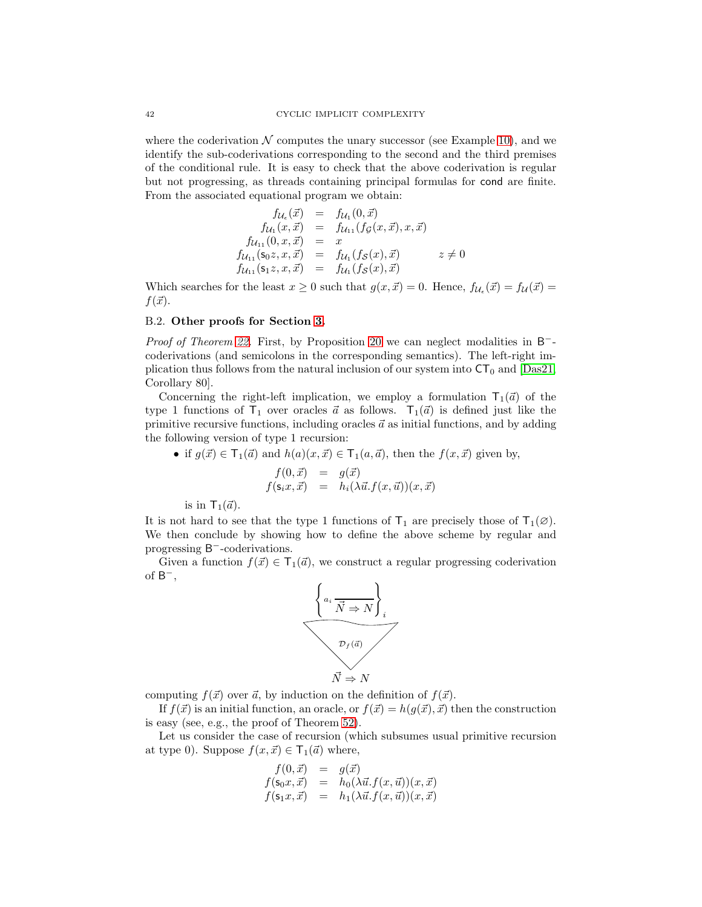where the coderivation $\mathcal{N}$ computes the unary successor (see Example 10), and we identify the sub-coderivations corresponding to the second and the third premises of the conditional rule. It is easy to check that the above coderivation is regular but not progressing, as threads containing principal formulas for $\mathsf{cond}$ are finite. From the associated equational program we obtain:

$$
\begin{array}{rcll}
f_{\mathcal{U}_\epsilon}(\vec{x}) & = & f_{\mathcal{U}_1}(0,\vec{x}) & \\
f_{\mathcal{U}_1}(x,\vec{x}) & = & f_{\mathcal{U}_{11}}(f_{\mathcal{G}}(x,\vec{x}),x,\vec{x}) & \\
f_{\mathcal{U}_{11}}(0,x,\vec{x}) & = & x & \\
f_{\mathcal{U}_{11}}(\mathsf{s}_0 z,x,\vec{x}) & = & f_{\mathcal{U}_1}(f_{\mathcal{S}}(x),\vec{x}) & \quad z \neq 0 \\
f_{\mathcal{U}_{11}}(\mathsf{s}_1 z,x,\vec{x}) & = & f_{\mathcal{U}_1}(f_{\mathcal{S}}(x),\vec{x}) &
\end{array}
$$

Which searches for the least $x \geq 0$ such that $g(x,\vec{x}) = 0$. Hence, $f_{\mathcal{U}_\epsilon}(\vec{x}) = f_{\mathcal{U}}(\vec{x}) = f(\vec{x})$.

### B.2. Other proofs for Section 3.

*Proof of Theorem 22.* First, by Proposition 20 we can neglect modalities in $\mathsf{B}^-$-coderivations (and semicolons in the corresponding semantics). The left-right implication thus follows from the natural inclusion of our system into $\mathsf{CT}_0$ and [Das21, Corollary 80].

Concerning the right-left implication, we employ a formulation $\mathsf{T}_1(\vec{a})$ of the type 1 functions of $\mathsf{T}_1$ over oracles $\vec{a}$ as follows. $\mathsf{T}_1(\vec{a})$ is defined just like the primitive recursive functions, including oracles $\vec{a}$ as initial functions, and by adding the following version of type 1 recursion:

- if $g(\vec{x}) \in \mathsf{T}_1(\vec{a})$ and $h(a)(x,\vec{x}) \in \mathsf{T}_1(a,\vec{a})$, then the $f(x,\vec{x})$ given by,

$$
\begin{array}{rcl}
f(0,\vec{x}) & = & g(\vec{x}) \\
f(\mathsf{s}_i x,\vec{x}) & = & h_i(\lambda \vec{u}.f(x,\vec{u}))(x,\vec{x})
\end{array}
$$

  is in $\mathsf{T}_1(\vec{a})$.

It is not hard to see that the type 1 functions of $\mathsf{T}_1$ are precisely those of $\mathsf{T}_1(\varnothing)$. We then conclude by showing how to define the above scheme by regular and progressing $\mathsf{B}^-$-coderivations.

Given a function $f(\vec{x}) \in \mathsf{T}_1(\vec{a})$, we construct a regular progressing coderivation of $\mathsf{B}^-$,

$$
\left\{ {}^{a_i}\overline{\vec{N} \Rightarrow N} \right\}_i
$$
$$
\mathcal{D}_f(\vec{a})
$$
$$
\vec{N} \Rightarrow N
$$

computing $f(\vec{x})$ over $\vec{a}$, by induction on the definition of $f(\vec{x})$.

If $f(\vec{x})$ is an initial function, an oracle, or $f(\vec{x}) = h(g(\vec{x}),\vec{x})$ then the construction is easy (see, e.g., the proof of Theorem 52).

Let us consider the case of recursion (which subsumes usual primitive recursion at type 0). Suppose $f(x,\vec{x}) \in \mathsf{T}_1(\vec{a})$ where,

$$
\begin{array}{rcl}
f(0,\vec{x}) & = & g(\vec{x}) \\
f(\mathsf{s}_0 x,\vec{x}) & = & h_0(\lambda \vec{u}.f(x,\vec{u}))(x,\vec{x}) \\
f(\mathsf{s}_1 x,\vec{x}) & = & h_1(\lambda \vec{u}.f(x,\vec{u}))(x,\vec{x})
\end{array}
$$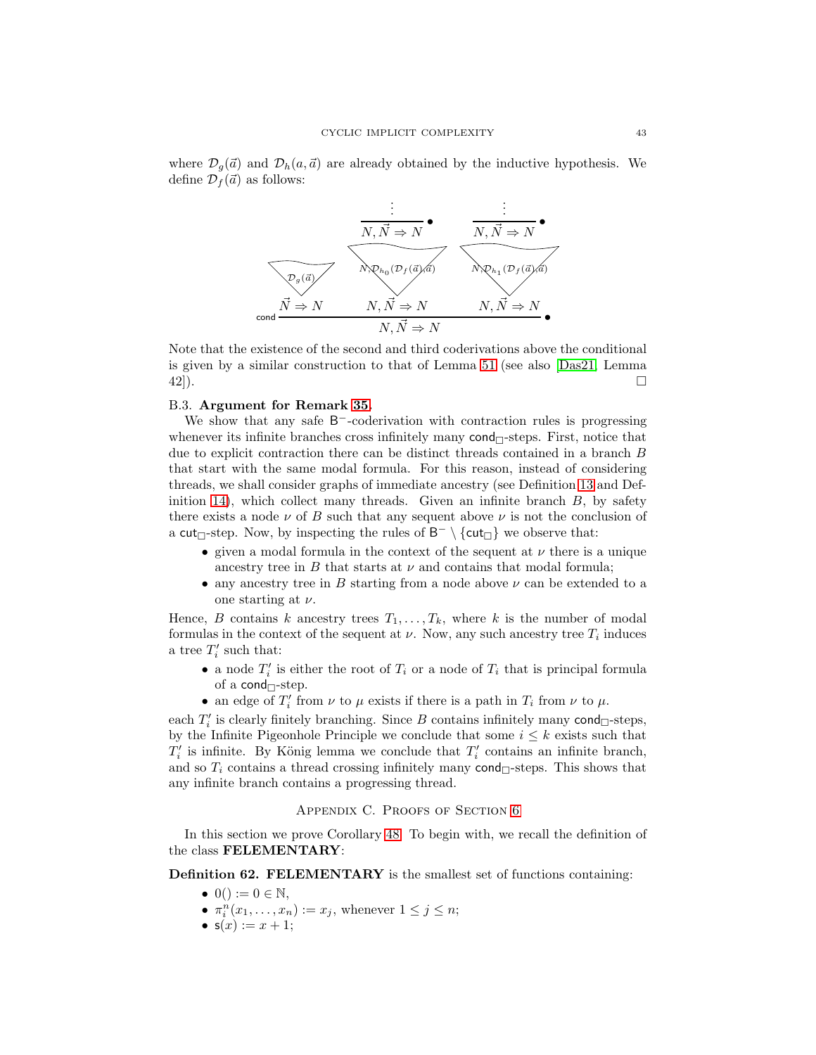where $\mathcal{D}_g(\vec{a})$ and $\mathcal{D}_h(a, \vec{a})$ are already obtained by the inductive hypothesis. We define $\mathcal{D}_f(\vec{a})$ as follows:

$$
\dfrac{\dfrac{\mathcal{D}_g(\vec{a})}{\vec{N} \Rightarrow N} \qquad \dfrac{\dfrac{\vdots}{N, \vec{N} \Rightarrow N}\bullet}{\dfrac{N, \mathcal{D}_{h_0}(\mathcal{D}_f(\vec{a}), \vec{a})}{N, \vec{N} \Rightarrow N}} \qquad \dfrac{\dfrac{\vdots}{N, \vec{N} \Rightarrow N}\bullet}{\dfrac{N, \mathcal{D}_{h_1}(\mathcal{D}_f(\vec{a}), \vec{a})}{N, \vec{N} \Rightarrow N}}}{N, \vec{N} \Rightarrow N}\ \mathsf{cond}\ \bullet
$$

Note that the existence of the second and third coderivations above the conditional is given by a similar construction to that of Lemma 51 (see also [Das21, Lemma 42]). $\square$

B.3. **Argument for Remark 35.**

We show that any safe $\mathsf{B}^-$-coderivation with contraction rules is progressing whenever its infinite branches cross infinitely many $\mathsf{cond}_\Box$-steps. First, notice that due to explicit contraction there can be distinct threads contained in a branch $B$ that start with the same modal formula. For this reason, instead of considering threads, we shall consider graphs of immediate ancestry (see Definition 13 and Definition 14), which collect many threads. Given an infinite branch $B$, by safety there exists a node $\nu$ of $B$ such that any sequent above $\nu$ is not the conclusion of a $\mathsf{cut}_\Box$-step. Now, by inspecting the rules of $\mathsf{B}^- \setminus \{\mathsf{cut}_\Box\}$ we observe that:

- given a modal formula in the context of the sequent at $\nu$ there is a unique ancestry tree in $B$ that starts at $\nu$ and contains that modal formula;
- any ancestry tree in $B$ starting from a node above $\nu$ can be extended to a one starting at $\nu$.

Hence, $B$ contains $k$ ancestry trees $T_1, \dots, T_k$, where $k$ is the number of modal formulas in the context of the sequent at $\nu$. Now, any such ancestry tree $T_i$ induces a tree $T'_i$ such that:

- a node $T'_i$ is either the root of $T_i$ or a node of $T_i$ that is principal formula of a $\mathsf{cond}_\Box$-step.
- an edge of $T'_i$ from $\nu$ to $\mu$ exists if there is a path in $T_i$ from $\nu$ to $\mu$.

each $T'_i$ is clearly finitely branching. Since $B$ contains infinitely many $\mathsf{cond}_\Box$-steps, by the Infinite Pigeonhole Principle we conclude that some $i \leq k$ exists such that $T'_i$ is infinite. By König lemma we conclude that $T'_i$ contains an infinite branch, and so $T_i$ contains a thread crossing infinitely many $\mathsf{cond}_\Box$-steps. This shows that any infinite branch contains a progressing thread.

## Appendix C. Proofs of Section 6

In this section we prove Corollary 48. To begin with, we recall the definition of the class **FELEMENTARY**:

**Definition 62. FELEMENTARY** is the smallest set of functions containing:

- $0() := 0 \in \mathbb{N}$,
- $\pi^n_i(x_1, \dots, x_n) := x_j$, whenever $1 \leq j \leq n$;
- $\mathsf{s}(x) := x + 1$;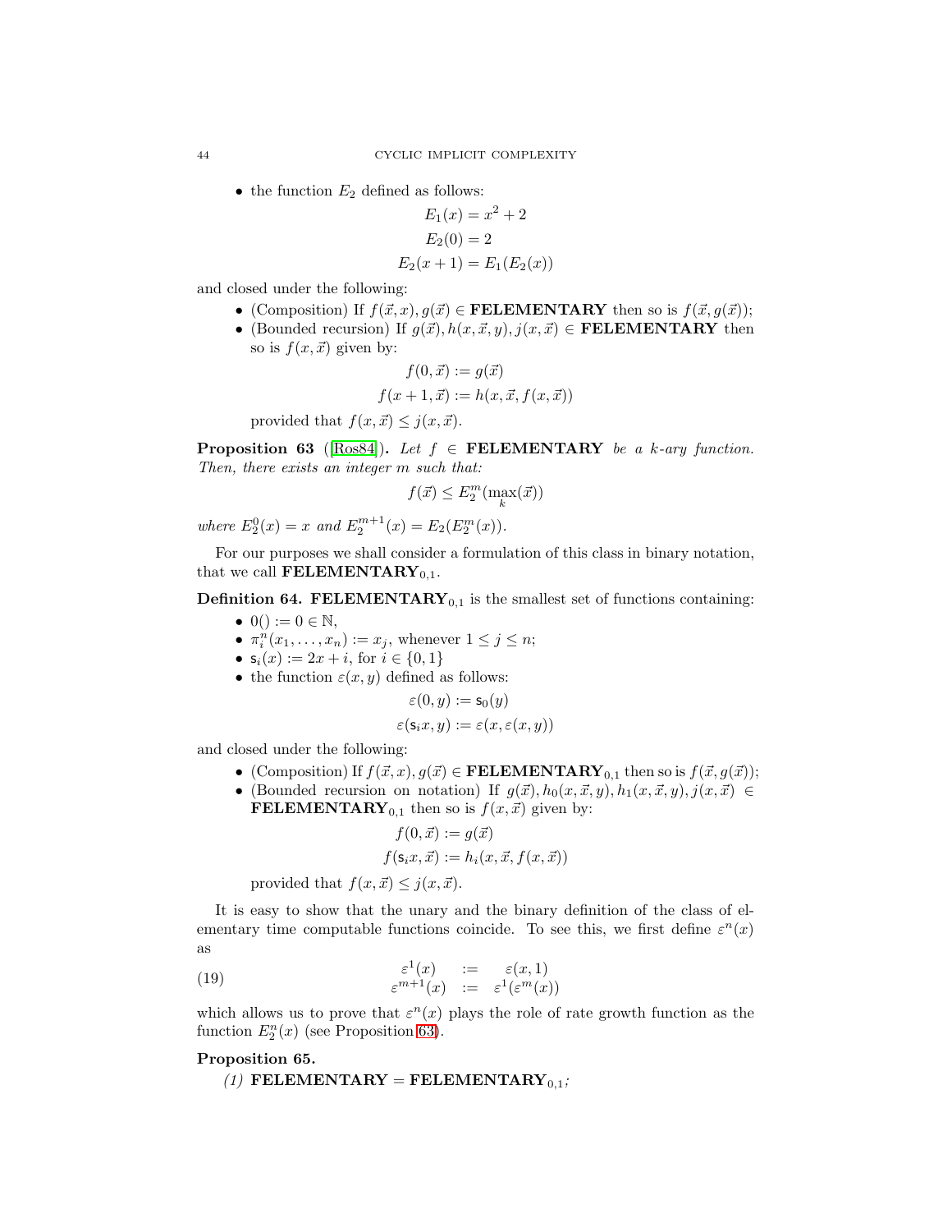- the function $E_2$ defined as follows:

$$E_1(x) = x^2 + 2$$
$$E_2(0) = 2$$
$$E_2(x+1) = E_1(E_2(x))$$

and closed under the following:

- (Composition) If $f(\vec{x}, x), g(\vec{x}) \in \mathbf{FELEMENTARY}$ then so is $f(\vec{x}, g(\vec{x}))$;
- (Bounded recursion) If $g(\vec{x}), h(x, \vec{x}, y), j(x, \vec{x}) \in \mathbf{FELEMENTARY}$ then so is $f(x, \vec{x})$ given by:

$$f(0, \vec{x}) := g(\vec{x})$$
$$f(x+1, \vec{x}) := h(x, \vec{x}, f(x, \vec{x}))$$

  provided that $f(x, \vec{x}) \leq j(x, \vec{x})$.

**Proposition 63** ([Ros84])**.** *Let $f \in \mathbf{FELEMENTARY}$ be a $k$-ary function. Then, there exists an integer $m$ such that:*

$$f(\vec{x}) \leq E_2^m(\max_k(\vec{x}))$$

*where $E_2^0(x) = x$ and $E_2^{m+1}(x) = E_2(E_2^m(x))$.*

For our purposes we shall consider a formulation of this class in binary notation, that we call $\mathbf{FELEMENTARY}_{0,1}$.

**Definition 64.** $\mathbf{FELEMENTARY}_{0,1}$ is the smallest set of functions containing:

- $0() := 0 \in \mathbb{N}$,
- $\pi_i^n(x_1, \ldots, x_n) := x_j$, whenever $1 \leq j \leq n$;
- $\mathsf{s}_i(x) := 2x + i$, for $i \in \{0, 1\}$
- the function $\varepsilon(x, y)$ defined as follows:

$$\varepsilon(0, y) := \mathsf{s}_0(y)$$
$$\varepsilon(\mathsf{s}_i x, y) := \varepsilon(x, \varepsilon(x, y))$$

and closed under the following:

- (Composition) If $f(\vec{x}, x), g(\vec{x}) \in \mathbf{FELEMENTARY}_{0,1}$ then so is $f(\vec{x}, g(\vec{x}))$;
- (Bounded recursion on notation) If $g(\vec{x}), h_0(x, \vec{x}, y), h_1(x, \vec{x}, y), j(x, \vec{x}) \in \mathbf{FELEMENTARY}_{0,1}$ then so is $f(x, \vec{x})$ given by:

$$f(0, \vec{x}) := g(\vec{x})$$
$$f(\mathsf{s}_i x, \vec{x}) := h_i(x, \vec{x}, f(x, \vec{x}))$$

  provided that $f(x, \vec{x}) \leq j(x, \vec{x})$.

It is easy to show that the unary and the binary definition of the class of elementary time computable functions coincide. To see this, we first define $\varepsilon^n(x)$ as

$$\begin{array}{rcl} \varepsilon^1(x) & := & \varepsilon(x, 1) \\ \varepsilon^{m+1}(x) & := & \varepsilon^1(\varepsilon^m(x)) \end{array} \tag{19}$$

which allows us to prove that $\varepsilon^n(x)$ plays the role of rate growth function as the function $E_2^n(x)$ (see Proposition 63).

**Proposition 65.**

*(1)* $\mathbf{FELEMENTARY} = \mathbf{FELEMENTARY}_{0,1}$*;*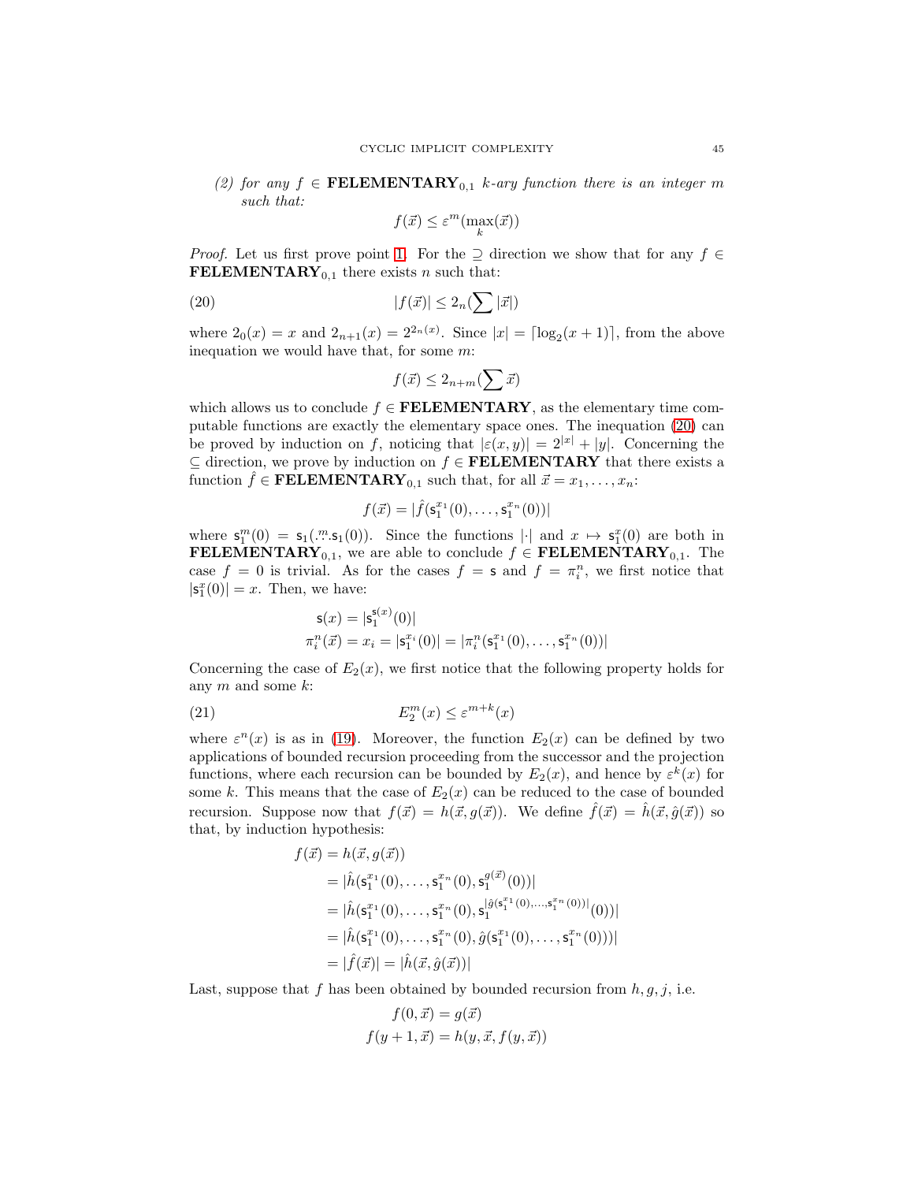*(2) for any $f \in \mathbf{FELEMENTARY}_{0,1}$ $k$-ary function there is an integer $m$ such that:*

$$f(\vec{x}) \leq \varepsilon^m(\max_k(\vec{x}))$$

*Proof.* Let us first prove point 1. For the $\supseteq$ direction we show that for any $f \in \mathbf{FELEMENTARY}_{0,1}$ there exists $n$ such that:

$$|f(\vec{x})| \leq 2_n(\sum |\vec{x}|) \tag{20}$$

where $2_0(x) = x$ and $2_{n+1}(x) = 2^{2_n(x)}$. Since $|x| = \lceil \log_2(x+1) \rceil$, from the above inequation we would have that, for some $m$:

$$f(\vec{x}) \leq 2_{n+m}(\sum \vec{x})$$

which allows us to conclude $f \in \mathbf{FELEMENTARY}$, as the elementary time computable functions are exactly the elementary space ones. The inequation (20) can be proved by induction on $f$, noticing that $|\varepsilon(x,y)| = 2^{|x|} + |y|$. Concerning the $\subseteq$ direction, we prove by induction on $f \in \mathbf{FELEMENTARY}$ that there exists a function $\hat{f} \in \mathbf{FELEMENTARY}_{0,1}$ such that, for all $\vec{x} = x_1, \dots, x_n$:

$$f(\vec{x}) = |\hat{f}(\mathsf{s}_1^{x_1}(0), \dots, \mathsf{s}_1^{x_n}(0))|$$

where $\mathsf{s}_1^m(0) = \mathsf{s}_1(\overset{m}{\dots}\mathsf{s}_1(0))$. Since the functions $|\cdot|$ and $x \mapsto \mathsf{s}_1^x(0)$ are both in $\mathbf{FELEMENTARY}_{0,1}$, we are able to conclude $f \in \mathbf{FELEMENTARY}_{0,1}$. The case $f = 0$ is trivial. As for the cases $f = \mathsf{s}$ and $f = \pi_i^n$, we first notice that $|\mathsf{s}_1^x(0)| = x$. Then, we have:

$$\begin{aligned}
\mathsf{s}(x) &= |\mathsf{s}_1^{\mathsf{s}(x)}(0)| \\
\pi_i^n(\vec{x}) &= x_i = |\mathsf{s}_1^{x_i}(0)| = |\pi_i^n(\mathsf{s}_1^{x_1}(0), \dots, \mathsf{s}_1^{x_n}(0))|
\end{aligned}$$

Concerning the case of $E_2(x)$, we first notice that the following property holds for any $m$ and some $k$:

$$E_2^m(x) \leq \varepsilon^{m+k}(x) \tag{21}$$

where $\varepsilon^n(x)$ is as in (19). Moreover, the function $E_2(x)$ can be defined by two applications of bounded recursion proceeding from the successor and the projection functions, where each recursion can be bounded by $E_2(x)$, and hence by $\varepsilon^k(x)$ for some $k$. This means that the case of $E_2(x)$ can be reduced to the case of bounded recursion. Suppose now that $f(\vec{x}) = h(\vec{x}, g(\vec{x}))$. We define $\hat{f}(\vec{x}) = \hat{h}(\vec{x}, \hat{g}(\vec{x}))$ so that, by induction hypothesis:

$$\begin{aligned}
f(\vec{x}) &= h(\vec{x}, g(\vec{x})) \\
&= |\hat{h}(\mathsf{s}_1^{x_1}(0), \dots, \mathsf{s}_1^{x_n}(0), \mathsf{s}_1^{g(\vec{x})}(0))| \\
&= |\hat{h}(\mathsf{s}_1^{x_1}(0), \dots, \mathsf{s}_1^{x_n}(0), \mathsf{s}_1^{|\hat{g}(\mathsf{s}_1^{x_1}(0), \dots, \mathsf{s}_1^{x_n}(0))|}(0))| \\
&= |\hat{h}(\mathsf{s}_1^{x_1}(0), \dots, \mathsf{s}_1^{x_n}(0), \hat{g}(\mathsf{s}_1^{x_1}(0), \dots, \mathsf{s}_1^{x_n}(0)))| \\
&= |\hat{f}(\vec{x})| = |\hat{h}(\vec{x}, \hat{g}(\vec{x}))|
\end{aligned}$$

Last, suppose that $f$ has been obtained by bounded recursion from $h, g, j$, i.e.

$$\begin{aligned}
f(0, \vec{x}) &= g(\vec{x}) \\
f(y+1, \vec{x}) &= h(y, \vec{x}, f(y, \vec{x}))
\end{aligned}$$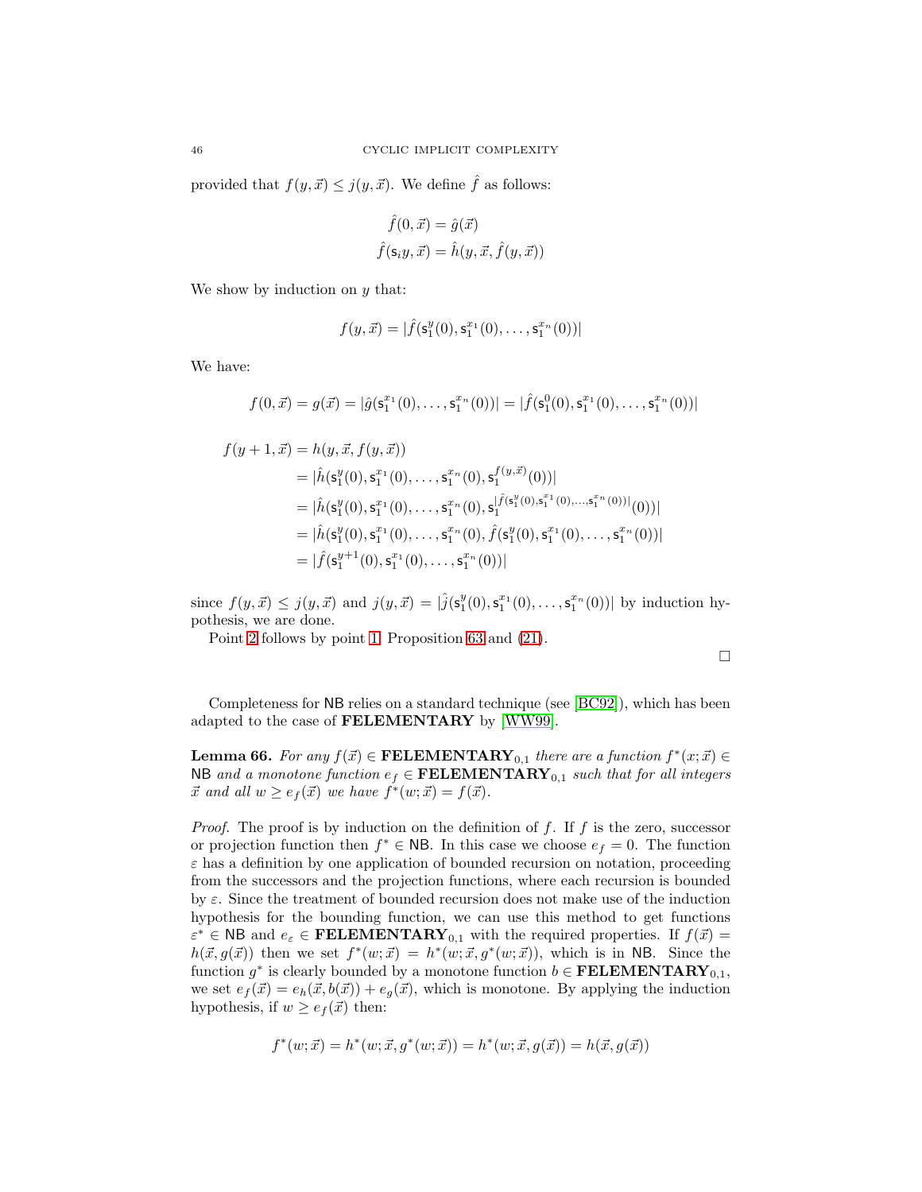provided that $f(y, \vec{x}) \leq j(y, \vec{x})$. We define $\hat{f}$ as follows:

$$\hat{f}(0, \vec{x}) = \hat{g}(\vec{x})$$
$$\hat{f}(\mathsf{s}_i y, \vec{x}) = \hat{h}(y, \vec{x}, \hat{f}(y, \vec{x}))$$

We show by induction on $y$ that:

$$f(y, \vec{x}) = |\hat{f}(\mathsf{s}_1^y(0), \mathsf{s}_1^{x_1}(0), \dots, \mathsf{s}_1^{x_n}(0))|$$

We have:

$$f(0, \vec{x}) = g(\vec{x}) = |\hat{g}(\mathsf{s}_1^{x_1}(0), \dots, \mathsf{s}_1^{x_n}(0))| = |\hat{f}(\mathsf{s}_1^0(0), \mathsf{s}_1^{x_1}(0), \dots, \mathsf{s}_1^{x_n}(0))|$$

$$\begin{aligned}
f(y+1, \vec{x}) &= h(y, \vec{x}, f(y, \vec{x})) \\
&= |\hat{h}(\mathsf{s}_1^y(0), \mathsf{s}_1^{x_1}(0), \dots, \mathsf{s}_1^{x_n}(0), \mathsf{s}_1^{f(y,\vec{x})}(0))| \\
&= |\hat{h}(\mathsf{s}_1^y(0), \mathsf{s}_1^{x_1}(0), \dots, \mathsf{s}_1^{x_n}(0), \mathsf{s}_1^{|\hat{f}(\mathsf{s}_1^y(0), \mathsf{s}_1^{x_1}(0), \dots, \mathsf{s}_1^{x_n}(0))|}(0))| \\
&= |\hat{h}(\mathsf{s}_1^y(0), \mathsf{s}_1^{x_1}(0), \dots, \mathsf{s}_1^{x_n}(0), \hat{f}(\mathsf{s}_1^y(0), \mathsf{s}_1^{x_1}(0), \dots, \mathsf{s}_1^{x_n}(0))| \\
&= |\hat{f}(\mathsf{s}_1^{y+1}(0), \mathsf{s}_1^{x_1}(0), \dots, \mathsf{s}_1^{x_n}(0))|
\end{aligned}$$

since $f(y, \vec{x}) \leq j(y, \vec{x})$ and $j(y, \vec{x}) = |\hat{j}(\mathsf{s}_1^y(0), \mathsf{s}_1^{x_1}(0), \dots, \mathsf{s}_1^{x_n}(0))|$ by induction hypothesis, we are done.

Point 2 follows by point 1, Proposition 63 and (21).

□

Completeness for $\mathsf{NB}$ relies on a standard technique (see [BC92]), which has been adapted to the case of **FELEMENTARY** by [WW99].

**Lemma 66.** *For any $f(\vec{x}) \in \mathbf{FELEMENTARY}_{0,1}$ there are a function $f^*(x; \vec{x}) \in \mathsf{NB}$ and a monotone function $e_f \in \mathbf{FELEMENTARY}_{0,1}$ such that for all integers $\vec{x}$ and all $w \geq e_f(\vec{x})$ we have $f^*(w; \vec{x}) = f(\vec{x})$.*

*Proof.* The proof is by induction on the definition of $f$. If $f$ is the zero, successor or projection function then $f^* \in \mathsf{NB}$. In this case we choose $e_f = 0$. The function $\varepsilon$ has a definition by one application of bounded recursion on notation, proceeding from the successors and the projection functions, where each recursion is bounded by $\varepsilon$. Since the treatment of bounded recursion does not make use of the induction hypothesis for the bounding function, we can use this method to get functions $\varepsilon^* \in \mathsf{NB}$ and $e_\varepsilon \in \mathbf{FELEMENTARY}_{0,1}$ with the required properties. If $f(\vec{x}) = h(\vec{x}, g(\vec{x}))$ then we set $f^*(w; \vec{x}) = h^*(w; \vec{x}, g^*(w; \vec{x}))$, which is in $\mathsf{NB}$. Since the function $g^*$ is clearly bounded by a monotone function $b \in \mathbf{FELEMENTARY}_{0,1}$, we set $e_f(\vec{x}) = e_h(\vec{x}, b(\vec{x})) + e_g(\vec{x})$, which is monotone. By applying the induction hypothesis, if $w \geq e_f(\vec{x})$ then:

$$f^*(w; \vec{x}) = h^*(w; \vec{x}, g^*(w; \vec{x})) = h^*(w; \vec{x}, g(\vec{x})) = h(\vec{x}, g(\vec{x}))$$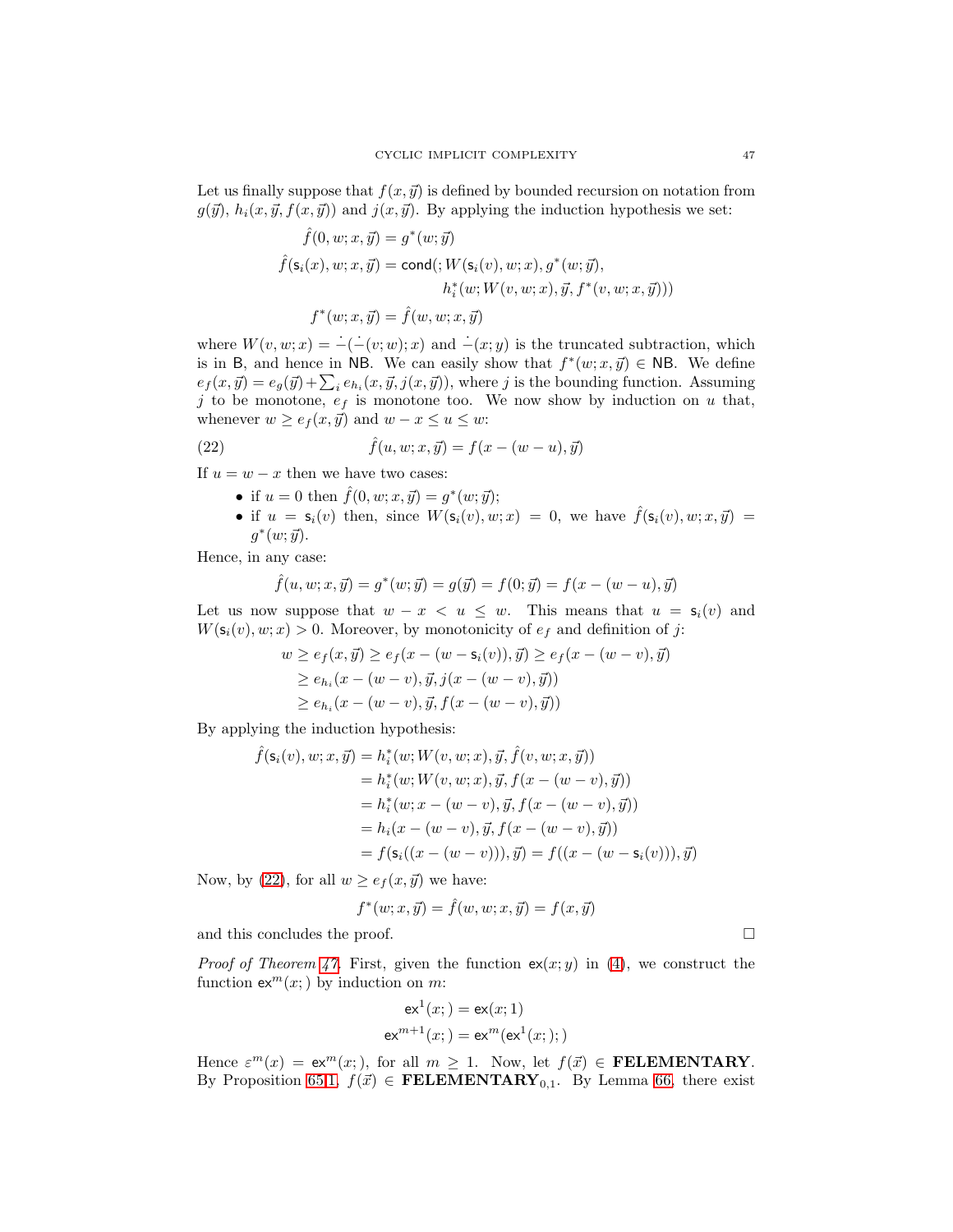Let us finally suppose that $f(x, \vec{y})$ is defined by bounded recursion on notation from $g(\vec{y})$, $h_i(x, \vec{y}, f(x, \vec{y}))$ and $j(x, \vec{y})$. By applying the induction hypothesis we set:

$$
\begin{aligned}
\hat{f}(0, w; x, \vec{y}) &= g^*(w; \vec{y}) \\
\hat{f}(\mathsf{s}_i(x), w; x, \vec{y}) &= \mathsf{cond}(; W(\mathsf{s}_i(v), w; x), g^*(w; \vec{y}), \\
&\qquad\qquad h_i^*(w; W(v, w; x), \vec{y}, f^*(v, w; x, \vec{y}))) \\
f^*(w; x, \vec{y}) &= \hat{f}(w, w; x, \vec{y})
\end{aligned}
$$

where $W(v, w; x) = \dot{-}(\dot{-}(v; w); x)$ and $\dot{-}(x; y)$ is the truncated subtraction, which is in $\mathsf{B}$, and hence in $\mathsf{NB}$. We can easily show that $f^*(w; x, \vec{y}) \in \mathsf{NB}$. We define $e_f(x, \vec{y}) = e_g(\vec{y}) + \sum_i e_{h_i}(x, \vec{y}, j(x, \vec{y}))$, where $j$ is the bounding function. Assuming $j$ to be monotone, $e_f$ is monotone too. We now show by induction on $u$ that, whenever $w \geq e_f(x, \vec{y})$ and $w - x \leq u \leq w$:

$$
\hat{f}(u, w; x, \vec{y}) = f(x - (w - u), \vec{y}) \tag{22}
$$

If $u = w - x$ then we have two cases:

- if $u = 0$ then $\hat{f}(0, w; x, \vec{y}) = g^*(w; \vec{y})$;
- if $u = \mathsf{s}_i(v)$ then, since $W(\mathsf{s}_i(v), w; x) = 0$, we have $\hat{f}(\mathsf{s}_i(v), w; x, \vec{y}) = g^*(w; \vec{y})$.

Hence, in any case:

$$
\hat{f}(u, w; x, \vec{y}) = g^*(w; \vec{y}) = g(\vec{y}) = f(0; \vec{y}) = f(x - (w - u), \vec{y})
$$

Let us now suppose that $w - x < u \leq w$. This means that $u = \mathsf{s}_i(v)$ and $W(\mathsf{s}_i(v), w; x) > 0$. Moreover, by monotonicity of $e_f$ and definition of $j$:

$$
\begin{aligned}
w \geq e_f(x, \vec{y}) &\geq e_f(x - (w - \mathsf{s}_i(v)), \vec{y}) \geq e_f(x - (w - v), \vec{y}) \\
&\geq e_{h_i}(x - (w - v), \vec{y}, j(x - (w - v), \vec{y})) \\
&\geq e_{h_i}(x - (w - v), \vec{y}, f(x - (w - v), \vec{y}))
\end{aligned}
$$

By applying the induction hypothesis:

$$
\begin{aligned}
\hat{f}(\mathsf{s}_i(v), w; x, \vec{y}) &= h_i^*(w; W(v, w; x), \vec{y}, \hat{f}(v, w; x, \vec{y})) \\
&= h_i^*(w; W(v, w; x), \vec{y}, f(x - (w - v), \vec{y})) \\
&= h_i^*(w; x - (w - v), \vec{y}, f(x - (w - v), \vec{y})) \\
&= h_i(x - (w - v), \vec{y}, f(x - (w - v), \vec{y})) \\
&= f(\mathsf{s}_i((x - (w - v))), \vec{y}) = f((x - (w - \mathsf{s}_i(v))), \vec{y})
\end{aligned}
$$

Now, by (22), for all $w \geq e_f(x, \vec{y})$ we have:

$$
f^*(w; x, \vec{y}) = \hat{f}(w, w; x, \vec{y}) = f(x, \vec{y})
$$

and this concludes the proof. $\square$

*Proof of Theorem 47.* First, given the function $\mathsf{ex}(x; y)$ in (4), we construct the function $\mathsf{ex}^m(x;)$ by induction on $m$:

$$
\begin{aligned}
\mathsf{ex}^1(x;) &= \mathsf{ex}(x; 1) \\
\mathsf{ex}^{m+1}(x;) &= \mathsf{ex}^m(\mathsf{ex}^1(x;);)
\end{aligned}
$$

Hence $\varepsilon^m(x) = \mathsf{ex}^m(x;)$, for all $m \geq 1$. Now, let $f(\vec{x}) \in \mathbf{FELEMENTARY}$. By Proposition 65.1, $f(\vec{x}) \in \mathbf{FELEMENTARY}_{0,1}$. By Lemma 66, there exist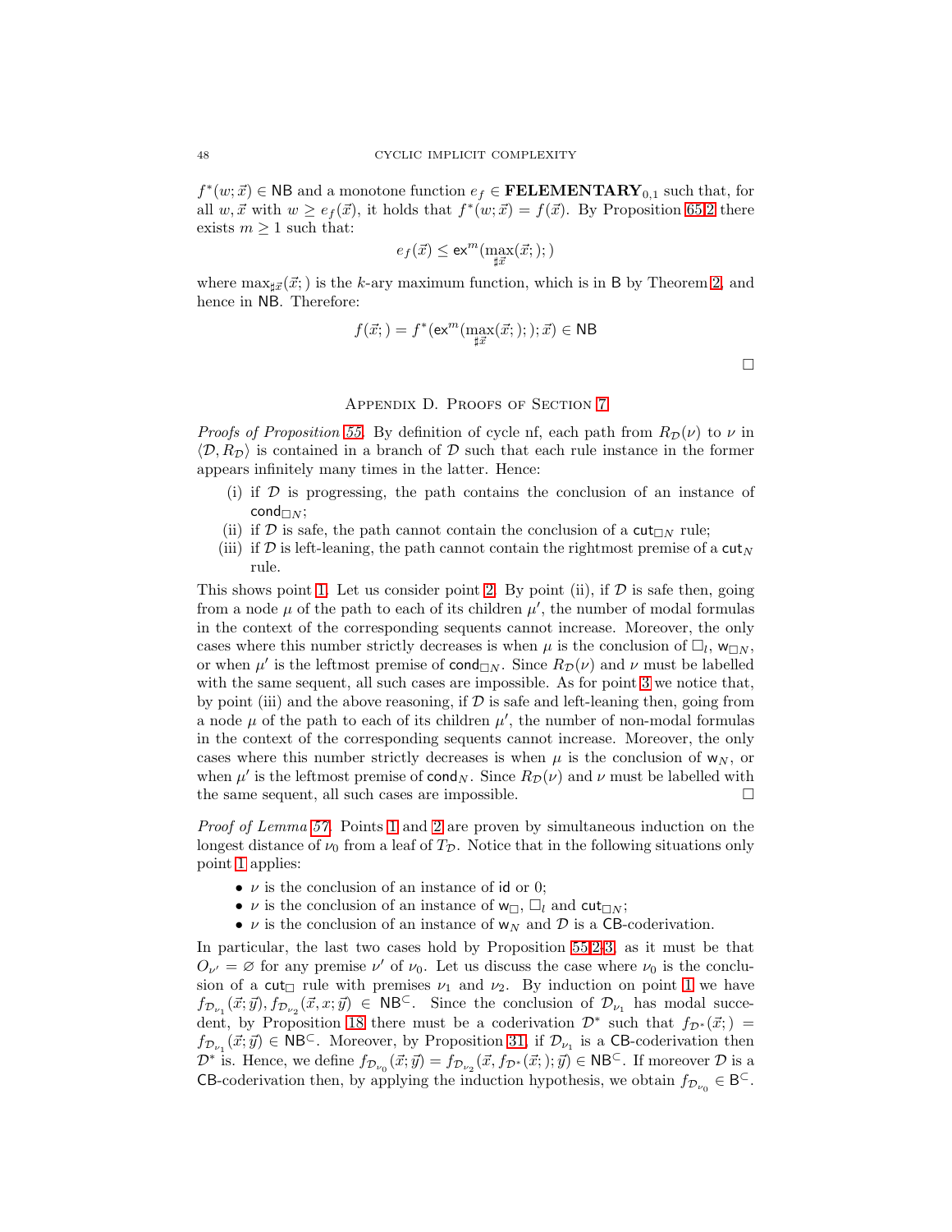$f^*(w;\vec{x}) \in \mathsf{NB}$ and a monotone function $e_f \in \mathbf{FELEMENTARY}_{0,1}$ such that, for all $w, \vec{x}$ with $w \geq e_f(\vec{x})$, it holds that $f^*(w;\vec{x}) = f(\vec{x})$. By Proposition 65.2 there exists $m \geq 1$ such that:

$$e_f(\vec{x}) \leq \mathsf{ex}^m(\max_{\sharp\vec{x}}(\vec{x};);)$$

where $\max_{\sharp\vec{x}}(\vec{x};)$ is the $k$-ary maximum function, which is in $\mathsf{B}$ by Theorem 2, and hence in $\mathsf{NB}$. Therefore:

$$f(\vec{x};) = f^*(\mathsf{ex}^m(\max_{\sharp\vec{x}}(\vec{x};);); \vec{x}) \in \mathsf{NB}$$

□

## Appendix D. Proofs of Section 7

*Proofs of Proposition 55.* By definition of cycle nf, each path from $R_{\mathcal{D}}(\nu)$ to $\nu$ in $\langle \mathcal{D}, R_{\mathcal{D}} \rangle$ is contained in a branch of $\mathcal{D}$ such that each rule instance in the former appears infinitely many times in the latter. Hence:

(i) if $\mathcal{D}$ is progressing, the path contains the conclusion of an instance of $\mathsf{cond}_{\Box N}$;
(ii) if $\mathcal{D}$ is safe, the path cannot contain the conclusion of a $\mathsf{cut}_{\Box N}$ rule;
(iii) if $\mathcal{D}$ is left-leaning, the path cannot contain the rightmost premise of a $\mathsf{cut}_N$ rule.

This shows point 1. Let us consider point 2. By point (ii), if $\mathcal{D}$ is safe then, going from a node $\mu$ of the path to each of its children $\mu'$, the number of modal formulas in the context of the corresponding sequents cannot increase. Moreover, the only cases where this number strictly decreases is when $\mu$ is the conclusion of $\Box_l$, $\mathsf{w}_{\Box N}$, or when $\mu'$ is the leftmost premise of $\mathsf{cond}_{\Box N}$. Since $R_{\mathcal{D}}(\nu)$ and $\nu$ must be labelled with the same sequent, all such cases are impossible. As for point 3 we notice that, by point (iii) and the above reasoning, if $\mathcal{D}$ is safe and left-leaning then, going from a node $\mu$ of the path to each of its children $\mu'$, the number of non-modal formulas in the context of the corresponding sequents cannot increase. Moreover, the only cases where this number strictly decreases is when $\mu$ is the conclusion of $\mathsf{w}_N$, or when $\mu'$ is the leftmost premise of $\mathsf{cond}_N$. Since $R_{\mathcal{D}}(\nu)$ and $\nu$ must be labelled with the same sequent, all such cases are impossible. □

*Proof of Lemma 57.* Points 1 and 2 are proven by simultaneous induction on the longest distance of $\nu_0$ from a leaf of $T_{\mathcal{D}}$. Notice that in the following situations only point 1 applies:

- $\nu$ is the conclusion of an instance of $\mathsf{id}$ or $0$;
- $\nu$ is the conclusion of an instance of $\mathsf{w}_\Box$, $\Box_l$ and $\mathsf{cut}_{\Box N}$;
- $\nu$ is the conclusion of an instance of $\mathsf{w}_N$ and $\mathcal{D}$ is a $\mathsf{CB}$-coderivation.

In particular, the last two cases hold by Proposition 55.2-3, as it must be that $O_{\nu'} = \varnothing$ for any premise $\nu'$ of $\nu_0$. Let us discuss the case where $\nu_0$ is the conclusion of a $\mathsf{cut}_\Box$ rule with premises $\nu_1$ and $\nu_2$. By induction on point 1 we have $f_{\mathcal{D}_{\nu_1}}(\vec{x};\vec{y}), f_{\mathcal{D}_{\nu_2}}(\vec{x},x;\vec{y}) \in \mathsf{NB}^{\subset}$. Since the conclusion of $\mathcal{D}_{\nu_1}$ has modal succedent, by Proposition 18 there must be a coderivation $\mathcal{D}^*$ such that $f_{\mathcal{D}^*}(\vec{x};) = f_{\mathcal{D}_{\nu_1}}(\vec{x};\vec{y}) \in \mathsf{NB}^{\subset}$. Moreover, by Proposition 31, if $\mathcal{D}_{\nu_1}$ is a $\mathsf{CB}$-coderivation then $\mathcal{D}^*$ is. Hence, we define $f_{\mathcal{D}_{\nu_0}}(\vec{x};\vec{y}) = f_{\mathcal{D}_{\nu_2}}(\vec{x}, f_{\mathcal{D}^*}(\vec{x};);\vec{y}) \in \mathsf{NB}^{\subset}$. If moreover $\mathcal{D}$ is a $\mathsf{CB}$-coderivation then, by applying the induction hypothesis, we obtain $f_{\mathcal{D}_{\nu_0}} \in \mathsf{B}^{\subset}$.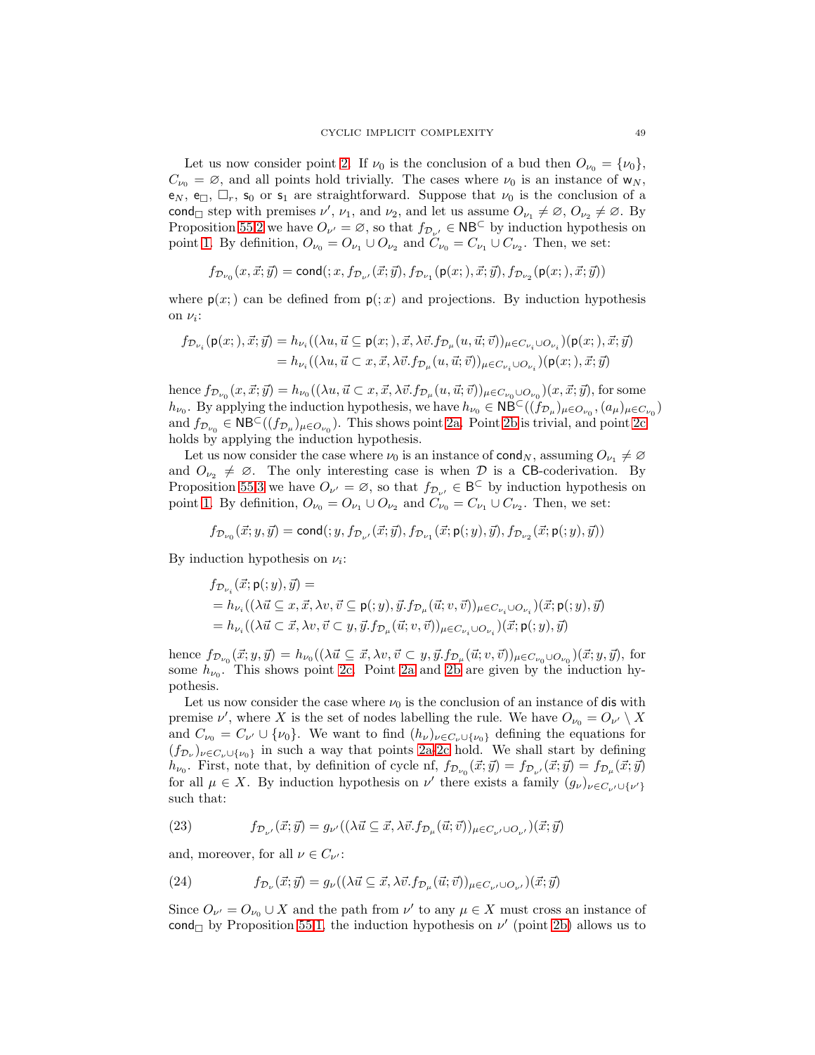Let us now consider point 2. If $\nu_0$ is the conclusion of a bud then $O_{\nu_0} = \{\nu_0\}$, $C_{\nu_0} = \varnothing$, and all points hold trivially. The cases where $\nu_0$ is an instance of $\mathsf{w}_N$, $\mathsf{e}_N$, $\mathsf{e}_\square$, $\square_r$, $\mathsf{s}_0$ or $\mathsf{s}_1$ are straightforward. Suppose that $\nu_0$ is the conclusion of a $\mathsf{cond}_\square$ step with premises $\nu'$, $\nu_1$, and $\nu_2$, and let us assume $O_{\nu_1} \neq \varnothing$, $O_{\nu_2} \neq \varnothing$. By Proposition 55.2 we have $O_{\nu'} = \varnothing$, so that $f_{\mathcal{D}_{\nu'}} \in \mathsf{NB}^{\subset}$ by induction hypothesis on point 1. By definition, $O_{\nu_0} = O_{\nu_1} \cup O_{\nu_2}$ and $C_{\nu_0} = C_{\nu_1} \cup C_{\nu_2}$. Then, we set:

$$f_{\mathcal{D}_{\nu_0}}(x, \vec{x}; \vec{y}) = \mathsf{cond}(; x, f_{\mathcal{D}_{\nu'}}(\vec{x}; \vec{y}), f_{\mathcal{D}_{\nu_1}}(\mathsf{p}(x;), \vec{x}; \vec{y}), f_{\mathcal{D}_{\nu_2}}(\mathsf{p}(x;), \vec{x}; \vec{y}))$$

where $\mathsf{p}(x;)$ can be defined from $\mathsf{p}(;x)$ and projections. By induction hypothesis on $\nu_i$:

$$\begin{aligned} f_{\mathcal{D}_{\nu_i}}(\mathsf{p}(x;), \vec{x}; \vec{y}) &= h_{\nu_i}((\lambda u, \vec{u} \subseteq \mathsf{p}(x;), \vec{x}, \lambda \vec{v}. f_{\mathcal{D}_\mu}(u, \vec{u}; \vec{v}))_{\mu \in C_{\nu_i} \cup O_{\nu_i}})(\mathsf{p}(x;), \vec{x}; \vec{y}) \\ &= h_{\nu_i}((\lambda u, \vec{u} \subset x, \vec{x}, \lambda \vec{v}. f_{\mathcal{D}_\mu}(u, \vec{u}; \vec{v}))_{\mu \in C_{\nu_i} \cup O_{\nu_i}})(\mathsf{p}(x;), \vec{x}; \vec{y}) \end{aligned}$$

hence $f_{\mathcal{D}_{\nu_0}}(x, \vec{x}; \vec{y}) = h_{\nu_0}((\lambda u, \vec{u} \subset x, \vec{x}, \lambda \vec{v}. f_{\mathcal{D}_\mu}(u, \vec{u}; \vec{v}))_{\mu \in C_{\nu_0} \cup O_{\nu_0}})(x, \vec{x}; \vec{y})$, for some $h_{\nu_0}$. By applying the induction hypothesis, we have $h_{\nu_0} \in \mathsf{NB}^{\subset}((f_{\mathcal{D}_\mu})_{\mu \in O_{\nu_0}}, (a_\mu)_{\mu \in C_{\nu_0}})$ and $f_{\mathcal{D}_{\nu_0}} \in \mathsf{NB}^{\subset}((f_{\mathcal{D}_\mu})_{\mu \in O_{\nu_0}})$. This shows point 2a. Point 2b is trivial, and point 2c holds by applying the induction hypothesis.

Let us now consider the case where $\nu_0$ is an instance of $\mathsf{cond}_N$, assuming $O_{\nu_1} \neq \varnothing$ and $O_{\nu_2} \neq \varnothing$. The only interesting case is when $\mathcal{D}$ is a $\mathsf{CB}$-coderivation. By Proposition 55.3 we have $O_{\nu'} = \varnothing$, so that $f_{\mathcal{D}_{\nu'}} \in \mathsf{B}^{\subset}$ by induction hypothesis on point 1. By definition, $O_{\nu_0} = O_{\nu_1} \cup O_{\nu_2}$ and $C_{\nu_0} = C_{\nu_1} \cup C_{\nu_2}$. Then, we set:

$$f_{\mathcal{D}_{\nu_0}}(\vec{x}; y, \vec{y}) = \mathsf{cond}(; y, f_{\mathcal{D}_{\nu'}}(\vec{x}; \vec{y}), f_{\mathcal{D}_{\nu_1}}(\vec{x}; \mathsf{p}(;y), \vec{y}), f_{\mathcal{D}_{\nu_2}}(\vec{x}; \mathsf{p}(;y), \vec{y}))$$

By induction hypothesis on $\nu_i$:

$$\begin{aligned} &f_{\mathcal{D}_{\nu_i}}(\vec{x}; \mathsf{p}(;y), \vec{y}) = \\ &= h_{\nu_i}((\lambda \vec{u} \subseteq x, \vec{x}, \lambda v, \vec{v} \subseteq \mathsf{p}(;y), \vec{y}. f_{\mathcal{D}_\mu}(\vec{u}; v, \vec{v}))_{\mu \in C_{\nu_i} \cup O_{\nu_i}})(\vec{x}; \mathsf{p}(;y), \vec{y}) \\ &= h_{\nu_i}((\lambda \vec{u} \subset \vec{x}, \lambda v, \vec{v} \subset y, \vec{y}. f_{\mathcal{D}_\mu}(\vec{u}; v, \vec{v}))_{\mu \in C_{\nu_i} \cup O_{\nu_i}})(\vec{x}; \mathsf{p}(;y), \vec{y}) \end{aligned}$$

hence $f_{\mathcal{D}_{\nu_0}}(\vec{x}; y, \vec{y}) = h_{\nu_0}((\lambda \vec{u} \subseteq \vec{x}, \lambda v, \vec{v} \subset y, \vec{y}. f_{\mathcal{D}_\mu}(\vec{u}; v, \vec{v}))_{\mu \in C_{\nu_0} \cup O_{\nu_0}})(\vec{x}; y, \vec{y})$, for some $h_{\nu_0}$. This shows point 2c. Point 2a and 2b are given by the induction hypothesis.

Let us now consider the case where $\nu_0$ is the conclusion of an instance of $\mathsf{dis}$ with premise $\nu'$, where $X$ is the set of nodes labelling the rule. We have $O_{\nu_0} = O_{\nu'} \setminus X$ and $C_{\nu_0} = C_{\nu'} \cup \{\nu_0\}$. We want to find $(h_\nu)_{\nu \in C_\nu \cup \{\nu_0\}}$ defining the equations for $(f_{\mathcal{D}_\nu})_{\nu \in C_\nu \cup \{\nu_0\}}$ in such a way that points 2a-2c hold. We shall start by defining $h_{\nu_0}$. First, note that, by definition of cycle nf, $f_{\mathcal{D}_{\nu_0}}(\vec{x}; \vec{y}) = f_{\mathcal{D}_{\nu'}}(\vec{x}; \vec{y}) = f_{\mathcal{D}_\mu}(\vec{x}; \vec{y})$ for all $\mu \in X$. By induction hypothesis on $\nu'$ there exists a family $(g_\nu)_{\nu \in C_{\nu'} \cup \{\nu'\}}$ such that:

$$f_{\mathcal{D}_{\nu'}}(\vec{x}; \vec{y}) = g_{\nu'}((\lambda \vec{u} \subseteq \vec{x}, \lambda \vec{v}. f_{\mathcal{D}_\mu}(\vec{u}; \vec{v}))_{\mu \in C_{\nu'} \cup O_{\nu'}})(\vec{x}; \vec{y}) \tag{23}$$

and, moreover, for all $\nu \in C_{\nu'}$:

$$f_{\mathcal{D}_\nu}(\vec{x}; \vec{y}) = g_\nu((\lambda \vec{u} \subseteq \vec{x}, \lambda \vec{v}. f_{\mathcal{D}_\mu}(\vec{u}; \vec{v}))_{\mu \in C_{\nu'} \cup O_{\nu'}})(\vec{x}; \vec{y}) \tag{24}$$

Since $O_{\nu'} = O_{\nu_0} \cup X$ and the path from $\nu'$ to any $\mu \in X$ must cross an instance of $\mathsf{cond}_\square$ by Proposition 55.1, the induction hypothesis on $\nu'$ (point 2b) allows us to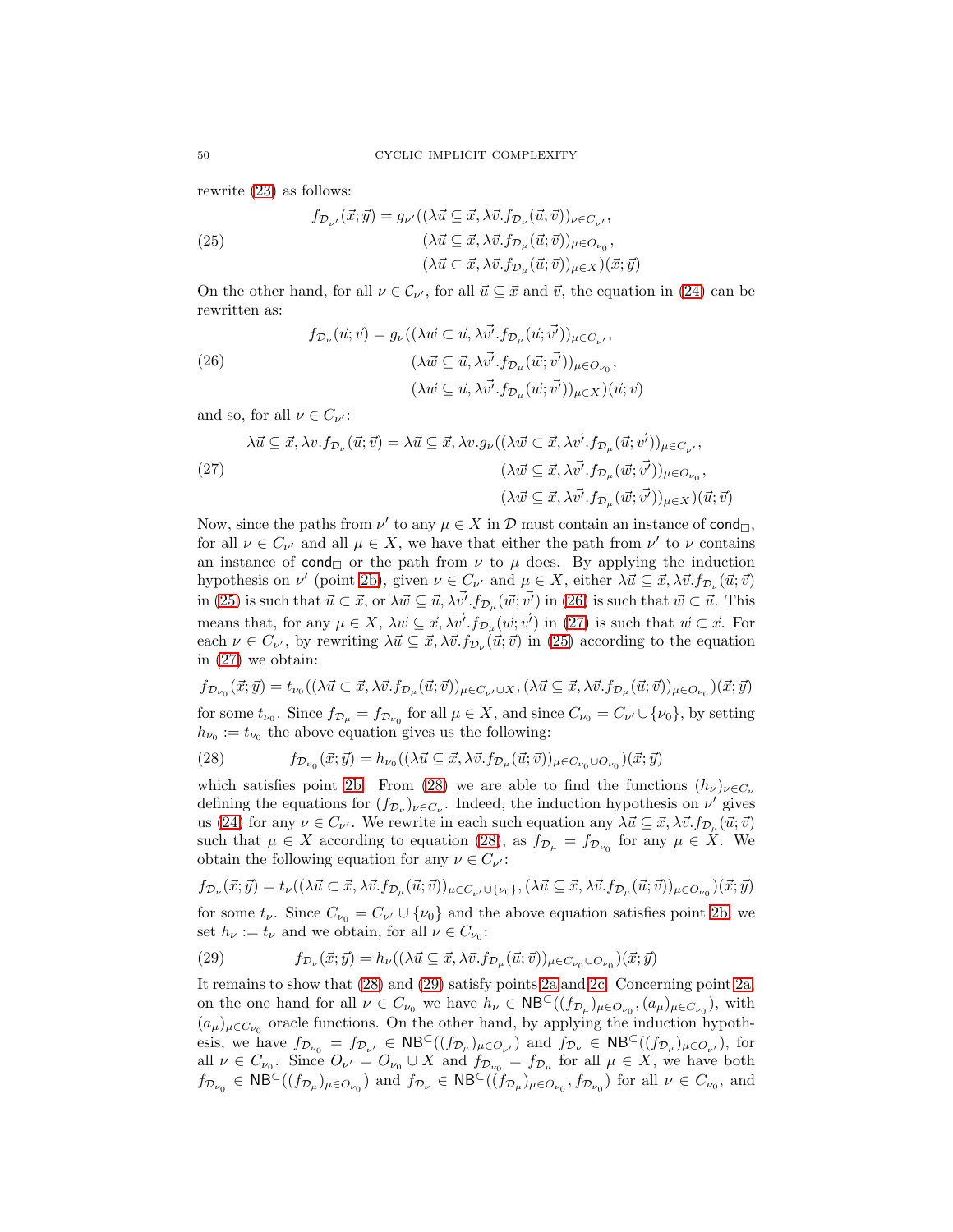rewrite (23) as follows:

$$
f_{\mathcal{D}_{\nu'}}(\vec{x};\vec{y}) = g_{\nu'}((\lambda\vec{u} \subseteq \vec{x}, \lambda\vec{v}.f_{\mathcal{D}_{\nu}}(\vec{u};\vec{v}))_{\nu \in C_{\nu'}},
(\lambda\vec{u} \subseteq \vec{x}, \lambda\vec{v}.f_{\mathcal{D}_{\mu}}(\vec{u};\vec{v}))_{\mu \in O_{\nu_0}},
(\lambda\vec{u} \subset \vec{x}, \lambda\vec{v}.f_{\mathcal{D}_{\mu}}(\vec{u};\vec{v}))_{\mu \in X})(\vec{x};\vec{y}) \tag{25}
$$

On the other hand, for all $\nu \in \mathcal{C}_{\nu'}$, for all $\vec{u} \subseteq \vec{x}$ and $\vec{v}$, the equation in (24) can be rewritten as:

$$
f_{\mathcal{D}_{\nu}}(\vec{u};\vec{v}) = g_{\nu}((\lambda\vec{w} \subset \vec{u}, \lambda\vec{v'}.f_{\mathcal{D}_{\mu}}(\vec{u};\vec{v'}))_{\mu \in C_{\nu'}},
(\lambda\vec{w} \subseteq \vec{u}, \lambda\vec{v'}.f_{\mathcal{D}_{\mu}}(\vec{w};\vec{v'}))_{\mu \in O_{\nu_0}},
(\lambda\vec{w} \subseteq \vec{u}, \lambda\vec{v'}.f_{\mathcal{D}_{\mu}}(\vec{w};\vec{v'}))_{\mu \in X})(\vec{u};\vec{v}) \tag{26}
$$

and so, for all $\nu \in C_{\nu'}$:

$$
\lambda\vec{u} \subseteq \vec{x}, \lambda v.f_{\mathcal{D}_{\nu}}(\vec{u};\vec{v}) = \lambda\vec{u} \subseteq \vec{x}, \lambda v.g_{\nu}((\lambda\vec{w} \subset \vec{x}, \lambda\vec{v'}.f_{\mathcal{D}_{\mu}}(\vec{u};\vec{v'}))_{\mu \in C_{\nu'}},
(\lambda\vec{w} \subseteq \vec{x}, \lambda\vec{v'}.f_{\mathcal{D}_{\mu}}(\vec{w};\vec{v'}))_{\mu \in O_{\nu_0}},
(\lambda\vec{w} \subseteq \vec{x}, \lambda\vec{v'}.f_{\mathcal{D}_{\mu}}(\vec{w};\vec{v'}))_{\mu \in X})(\vec{u};\vec{v}) \tag{27}
$$

Now, since the paths from $\nu'$ to any $\mu \in X$ in $\mathcal{D}$ must contain an instance of $\mathsf{cond}_{\Box}$, for all $\nu \in C_{\nu'}$ and all $\mu \in X$, we have that either the path from $\nu'$ to $\nu$ contains an instance of $\mathsf{cond}_{\Box}$ or the path from $\nu$ to $\mu$ does. By applying the induction hypothesis on $\nu'$ (point 2b), given $\nu \in C_{\nu'}$ and $\mu \in X$, either $\lambda\vec{u} \subseteq \vec{x}, \lambda\vec{v}.f_{\mathcal{D}_{\nu}}(\vec{u};\vec{v})$ in (25) is such that $\vec{u} \subset \vec{x}$, or $\lambda\vec{w} \subseteq \vec{u}, \lambda\vec{v'}.f_{\mathcal{D}_{\mu}}(\vec{w};\vec{v'})$ in (26) is such that $\vec{w} \subset \vec{u}$. This means that, for any $\mu \in X$, $\lambda\vec{w} \subseteq \vec{x}, \lambda\vec{v'}.f_{\mathcal{D}_{\mu}}(\vec{w};\vec{v'})$ in (27) is such that $\vec{w} \subset \vec{x}$. For each $\nu \in C_{\nu'}$, by rewriting $\lambda\vec{u} \subseteq \vec{x}, \lambda\vec{v}.f_{\mathcal{D}_{\nu}}(\vec{u};\vec{v})$ in (25) according to the equation in (27) we obtain:

$$
f_{\mathcal{D}_{\nu_0}}(\vec{x};\vec{y}) = t_{\nu_0}((\lambda\vec{u} \subset \vec{x}, \lambda\vec{v}.f_{\mathcal{D}_{\mu}}(\vec{u};\vec{v}))_{\mu \in C_{\nu'} \cup X}, (\lambda\vec{u} \subseteq \vec{x}, \lambda\vec{v}.f_{\mathcal{D}_{\mu}}(\vec{u};\vec{v}))_{\mu \in O_{\nu_0}})(\vec{x};\vec{y})
$$

for some $t_{\nu_0}$. Since $f_{\mathcal{D}_{\mu}} = f_{\mathcal{D}_{\nu_0}}$ for all $\mu \in X$, and since $C_{\nu_0} = C_{\nu'} \cup \{\nu_0\}$, by setting $h_{\nu_0} := t_{\nu_0}$ the above equation gives us the following:

$$
f_{\mathcal{D}_{\nu_0}}(\vec{x};\vec{y}) = h_{\nu_0}((\lambda\vec{u} \subseteq \vec{x}, \lambda\vec{v}.f_{\mathcal{D}_{\mu}}(\vec{u};\vec{v}))_{\mu \in C_{\nu_0} \cup O_{\nu_0}})(\vec{x};\vec{y}) \tag{28}
$$

which satisfies point 2b. From (28) we are able to find the functions $(h_{\nu})_{\nu \in C_{\nu}}$ defining the equations for $(f_{\mathcal{D}_{\nu}})_{\nu \in C_{\nu}}$. Indeed, the induction hypothesis on $\nu'$ gives us (24) for any $\nu \in C_{\nu'}$. We rewrite in each such equation any $\lambda\vec{u} \subseteq \vec{x}, \lambda\vec{v}.f_{\mathcal{D}_{\mu}}(\vec{u};\vec{v})$ such that $\mu \in X$ according to equation (28), as $f_{\mathcal{D}_{\mu}} = f_{\mathcal{D}_{\nu_0}}$ for any $\mu \in X$. We obtain the following equation for any $\nu \in C_{\nu'}$:

$$
f_{\mathcal{D}_{\nu}}(\vec{x};\vec{y}) = t_{\nu}((\lambda\vec{u} \subset \vec{x}, \lambda\vec{v}.f_{\mathcal{D}_{\mu}}(\vec{u};\vec{v}))_{\mu \in C_{\nu'} \cup \{\nu_0\}}, (\lambda\vec{u} \subseteq \vec{x}, \lambda\vec{v}.f_{\mathcal{D}_{\mu}}(\vec{u};\vec{v}))_{\mu \in O_{\nu_0}})(\vec{x};\vec{y})
$$

for some $t_{\nu}$. Since $C_{\nu_0} = C_{\nu'} \cup \{\nu_0\}$ and the above equation satisfies point 2b, we set $h_{\nu} := t_{\nu}$ and we obtain, for all $\nu \in C_{\nu_0}$:

$$
f_{\mathcal{D}_{\nu}}(\vec{x};\vec{y}) = h_{\nu}((\lambda\vec{u} \subseteq \vec{x}, \lambda\vec{v}.f_{\mathcal{D}_{\mu}}(\vec{u};\vec{v}))_{\mu \in C_{\nu_0} \cup O_{\nu_0}})(\vec{x};\vec{y}) \tag{29}
$$

It remains to show that (28) and (29) satisfy points 2a and 2c. Concerning point 2a, on the one hand for all $\nu \in C_{\nu_0}$ we have $h_{\nu} \in \mathsf{NB}^{\subset}((f_{\mathcal{D}_{\mu}})_{\mu \in O_{\nu_0}}, (a_{\mu})_{\mu \in C_{\nu_0}})$, with $(a_{\mu})_{\mu \in C_{\nu_0}}$ oracle functions. On the other hand, by applying the induction hypothesis, we have $f_{\mathcal{D}_{\nu_0}} = f_{\mathcal{D}_{\nu'}} \in \mathsf{NB}^{\subset}((f_{\mathcal{D}_{\mu}})_{\mu \in O_{\nu'}})$ and $f_{\mathcal{D}_{\nu}} \in \mathsf{NB}^{\subset}((f_{\mathcal{D}_{\mu}})_{\mu \in O_{\nu'}})$, for all $\nu \in C_{\nu_0}$. Since $O_{\nu'} = O_{\nu_0} \cup X$ and $f_{\mathcal{D}_{\nu_0}} = f_{\mathcal{D}_{\mu}}$ for all $\mu \in X$, we have both $f_{\mathcal{D}_{\nu_0}} \in \mathsf{NB}^{\subset}((f_{\mathcal{D}_{\mu}})_{\mu \in O_{\nu_0}})$ and $f_{\mathcal{D}_{\nu}} \in \mathsf{NB}^{\subset}((f_{\mathcal{D}_{\mu}})_{\mu \in O_{\nu_0}}, f_{\mathcal{D}_{\nu_0}})$ for all $\nu \in C_{\nu_0}$, and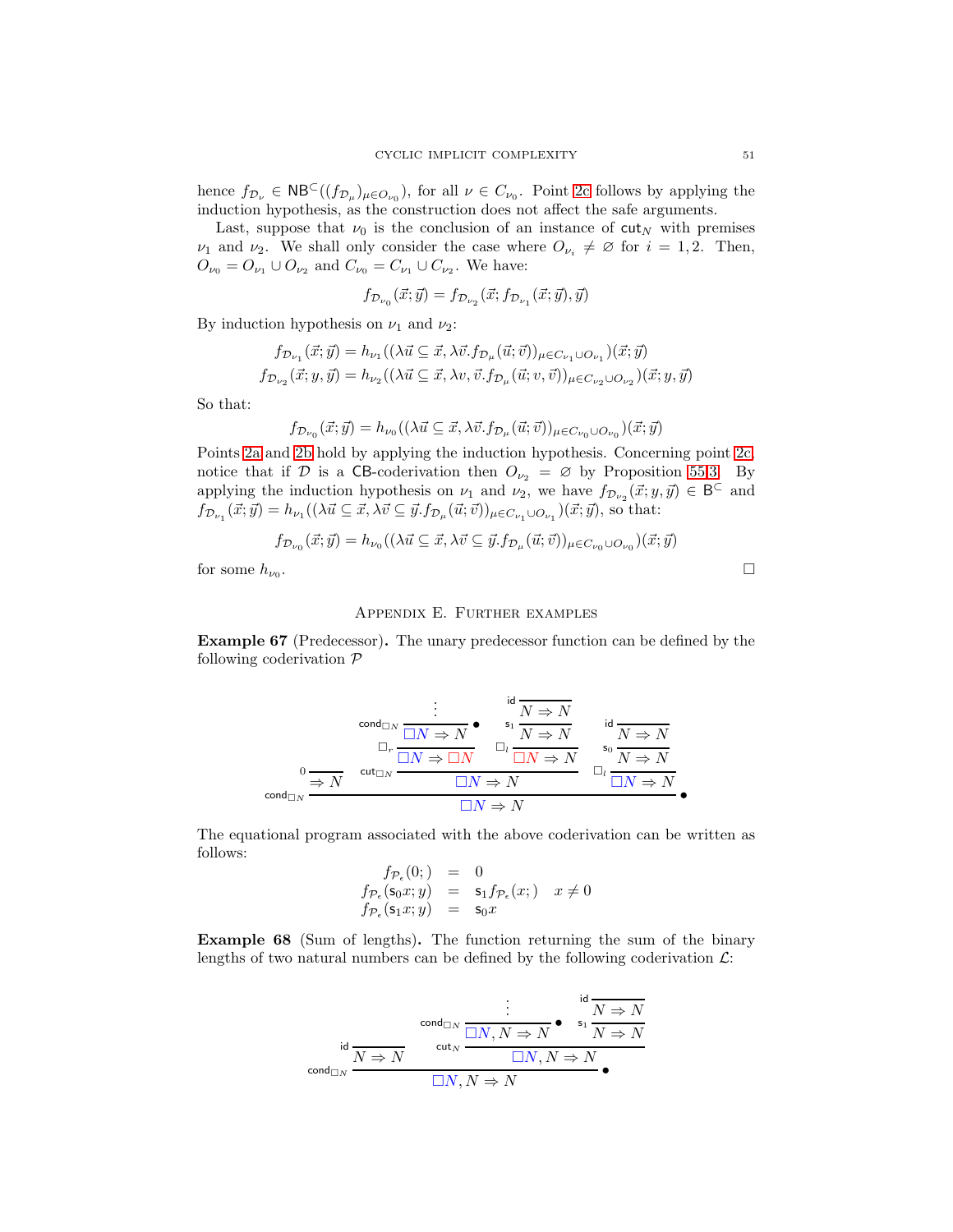hence $f_{\mathcal{D}_\nu} \in \mathsf{NB}^{\subseteq}((f_{\mathcal{D}_\mu})_{\mu \in O_{\nu_0}})$, for all $\nu \in C_{\nu_0}$. Point 2c follows by applying the induction hypothesis, as the construction does not affect the safe arguments.

Last, suppose that $\nu_0$ is the conclusion of an instance of $\mathsf{cut}_N$ with premises $\nu_1$ and $\nu_2$. We shall only consider the case where $O_{\nu_i} \neq \varnothing$ for $i = 1, 2$. Then, $O_{\nu_0} = O_{\nu_1} \cup O_{\nu_2}$ and $C_{\nu_0} = C_{\nu_1} \cup C_{\nu_2}$. We have:

$$f_{\mathcal{D}_{\nu_0}}(\vec{x}; \vec{y}) = f_{\mathcal{D}_{\nu_2}}(\vec{x}; f_{\mathcal{D}_{\nu_1}}(\vec{x}; \vec{y}), \vec{y})$$

By induction hypothesis on $\nu_1$ and $\nu_2$:

$$f_{\mathcal{D}_{\nu_1}}(\vec{x}; \vec{y}) = h_{\nu_1}((\lambda \vec{u} \subseteq \vec{x}, \lambda \vec{v}. f_{\mathcal{D}_\mu}(\vec{u}; \vec{v}))_{\mu \in C_{\nu_1} \cup O_{\nu_1}})(\vec{x}; \vec{y})$$
$$f_{\mathcal{D}_{\nu_2}}(\vec{x}; y, \vec{y}) = h_{\nu_2}((\lambda \vec{u} \subseteq \vec{x}, \lambda v, \vec{v}. f_{\mathcal{D}_\mu}(\vec{u}; v, \vec{v}))_{\mu \in C_{\nu_2} \cup O_{\nu_2}})(\vec{x}; y, \vec{y})$$

So that:

$$f_{\mathcal{D}_{\nu_0}}(\vec{x}; \vec{y}) = h_{\nu_0}((\lambda \vec{u} \subseteq \vec{x}, \lambda \vec{v}. f_{\mathcal{D}_\mu}(\vec{u}; \vec{v}))_{\mu \in C_{\nu_0} \cup O_{\nu_0}})(\vec{x}; \vec{y})$$

Points 2a and 2b hold by applying the induction hypothesis. Concerning point 2c, notice that if $\mathcal{D}$ is a $\mathsf{CB}$-coderivation then $O_{\nu_2} = \varnothing$ by Proposition 55.3. By applying the induction hypothesis on $\nu_1$ and $\nu_2$, we have $f_{\mathcal{D}_{\nu_2}}(\vec{x}; y, \vec{y}) \in \mathsf{B}^{\subseteq}$ and $f_{\mathcal{D}_{\nu_1}}(\vec{x}; \vec{y}) = h_{\nu_1}((\lambda \vec{u} \subseteq \vec{x}, \lambda \vec{v} \subseteq \vec{y}. f_{\mathcal{D}_\mu}(\vec{u}; \vec{v}))_{\mu \in C_{\nu_1} \cup O_{\nu_1}})(\vec{x}; \vec{y})$, so that:

$$f_{\mathcal{D}_{\nu_0}}(\vec{x}; \vec{y}) = h_{\nu_0}((\lambda \vec{u} \subseteq \vec{x}, \lambda \vec{v} \subseteq \vec{y}. f_{\mathcal{D}_\mu}(\vec{u}; \vec{v}))_{\mu \in C_{\nu_0} \cup O_{\nu_0}})(\vec{x}; \vec{y})$$

for some $h_{\nu_0}$. □

## Appendix E. Further examples

**Example 67** (Predecessor)**.** The unary predecessor function can be defined by the following coderivation $\mathcal{P}$

$$
\dfrac{
  \overset{0}{\dfrac{}{\Rightarrow N}}
  \qquad
  \overset{\mathsf{cut}_{\Box N}}{\dfrac{
    \overset{\Box_r}{\dfrac{
      \overset{\mathsf{cond}_{\Box N}}{\dfrac{\vdots}{\Box N \Rightarrow N}} \bullet
    }{\Box N \Rightarrow \Box N}}
    \qquad
    \overset{\Box_l}{\dfrac{
      \overset{\mathsf{s}_1}{\dfrac{\overset{\mathsf{id}}{\dfrac{}{N \Rightarrow N}}}{N \Rightarrow N}}
    }{\Box N \Rightarrow N}}
  }{\Box N \Rightarrow N}}
  \qquad
  \overset{\Box_l}{\dfrac{
    \overset{\mathsf{s}_0}{\dfrac{\overset{\mathsf{id}}{\dfrac{}{N \Rightarrow N}}}{N \Rightarrow N}}
  }{\Box N \Rightarrow N}}
}{\Box N \Rightarrow N}\ \mathsf{cond}_{\Box N}\ \bullet
$$

The equational program associated with the above coderivation can be written as follows:

$$
\begin{array}{rcll}
f_{\mathcal{P}_\epsilon}(0;) & = & 0 & \\
f_{\mathcal{P}_\epsilon}(\mathsf{s}_0 x; y) & = & \mathsf{s}_1 f_{\mathcal{P}_\epsilon}(x;) & x \neq 0 \\
f_{\mathcal{P}_\epsilon}(\mathsf{s}_1 x; y) & = & \mathsf{s}_0 x &
\end{array}
$$

**Example 68** (Sum of lengths)**.** The function returning the sum of the binary lengths of two natural numbers can be defined by the following coderivation $\mathcal{L}$:

$$
\dfrac{
  \overset{\mathsf{id}}{\dfrac{}{N \Rightarrow N}}
  \qquad
  \overset{\mathsf{cut}_N}{\dfrac{
    \overset{\mathsf{cond}_{\Box N}}{\dfrac{\vdots}{\Box N, N \Rightarrow N}} \bullet
    \qquad
    \overset{\mathsf{s}_1}{\dfrac{\overset{\mathsf{id}}{\dfrac{}{N \Rightarrow N}}}{N \Rightarrow N}}
  }{\Box N, N \Rightarrow N}}
}{\Box N, N \Rightarrow N}\ \mathsf{cond}_{\Box N}\ \bullet
$$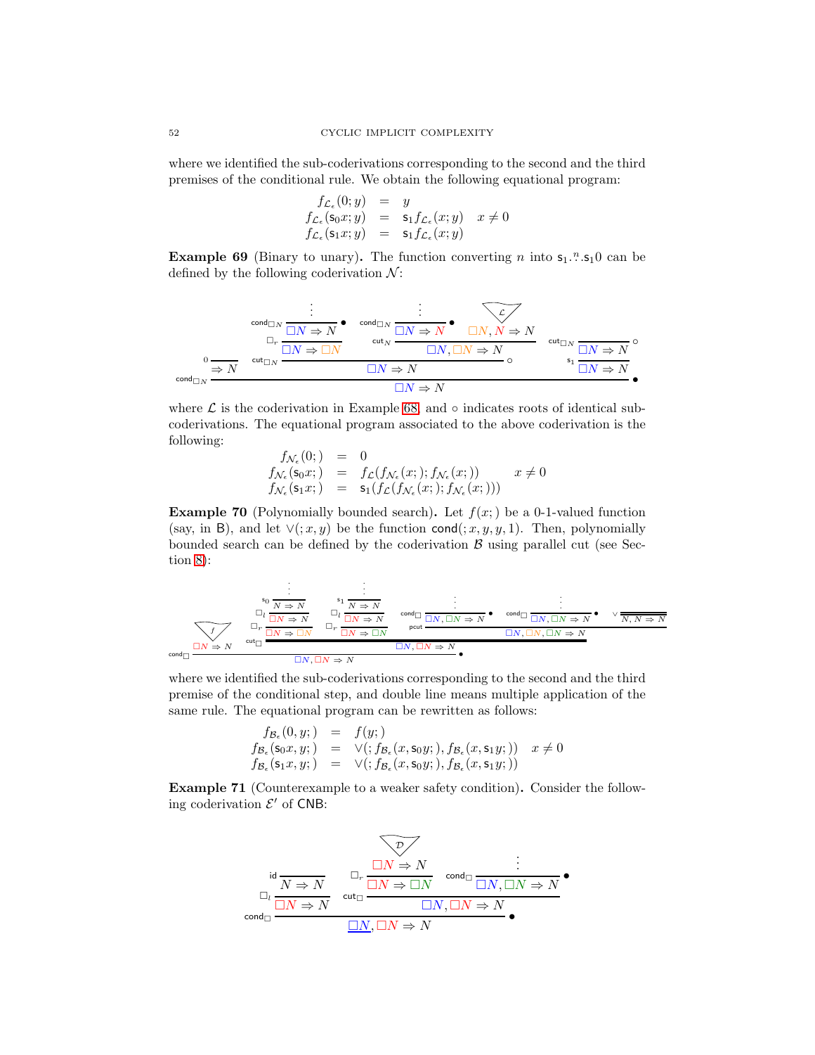where we identified the sub-coderivations corresponding to the second and the third premises of the conditional rule. We obtain the following equational program:

$$
\begin{array}{rcll}
f_{\mathcal{L}_\epsilon}(0;y) &=& y & \\
f_{\mathcal{L}_\epsilon}(\mathsf{s}_0 x;y) &=& \mathsf{s}_1 f_{\mathcal{L}_\epsilon}(x;y) & x \neq 0 \\
f_{\mathcal{L}_\epsilon}(\mathsf{s}_1 x;y) &=& \mathsf{s}_1 f_{\mathcal{L}_\epsilon}(x;y) &
\end{array}
$$

**Example 69** (Binary to unary)**.** The function converting $n$ into $\mathsf{s}_1 \overset{n}{\dots} \mathsf{s}_1 0$ can be defined by the following coderivation $\mathcal{N}$:

$$
\dfrac{\dfrac{}{\Rightarrow N}0 \qquad \dfrac{\dfrac{\dfrac{\vdots}{\Box N \Rightarrow N}\mathsf{cond}_{\Box N}\bullet}{\Box N \Rightarrow \Box N}\Box_r \qquad \dfrac{\dfrac{\vdots}{\Box N \Rightarrow N}\mathsf{cond}_{\Box N}\bullet \qquad \overset{\mathcal{L}}{\Box N, N \Rightarrow N}}{\Box N, \Box N \Rightarrow N}\mathsf{cut}_N}{\Box N \Rightarrow N}\mathsf{cut}_{\Box N}\circ \qquad \dfrac{\dfrac{}{\Box N \Rightarrow N}\mathsf{cut}_{\Box N}\circ}{\Box N \Rightarrow N}\mathsf{s}_1}{\Box N \Rightarrow N}\mathsf{cond}_{\Box N}\bullet
$$

where $\mathcal{L}$ is the coderivation in Example 68, and $\circ$ indicates roots of identical sub-coderivations. The equational program associated to the above coderivation is the following:

$$
\begin{array}{rcll}
f_{\mathcal{N}_\epsilon}(0;) &=& 0 & \\
f_{\mathcal{N}_\epsilon}(\mathsf{s}_0 x;) &=& f_{\mathcal{L}}(f_{\mathcal{N}_\epsilon}(x;); f_{\mathcal{N}_\epsilon}(x;)) & x \neq 0 \\
f_{\mathcal{N}_\epsilon}(\mathsf{s}_1 x;) &=& \mathsf{s}_1(f_{\mathcal{L}}(f_{\mathcal{N}_\epsilon}(x;); f_{\mathcal{N}_\epsilon}(x;))) &
\end{array}
$$

**Example 70** (Polynomially bounded search)**.** Let $f(x;)$ be a 0-1-valued function (say, in $\mathsf{B}$), and let $\vee(;x,y)$ be the function $\mathsf{cond}(;x,y,y,1)$. Then, polynomially bounded search can be defined by the coderivation $\mathcal{B}$ using parallel cut (see Section 8):

$$
\dfrac{\overset{f}{\Box N \Rightarrow N} \qquad \dfrac{\dfrac{\dfrac{\dfrac{\vdots}{N \Rightarrow N}\mathsf{s}_0}{\Box N \Rightarrow N}\Box_l}{\Box N \Rightarrow \Box N}\Box_r \quad \dfrac{\dfrac{\dfrac{\vdots}{N \Rightarrow N}\mathsf{s}_1}{\Box N \Rightarrow N}\Box_l}{\Box N \Rightarrow \Box N}\Box_r \quad \dfrac{\dfrac{\dfrac{\vdots}{\Box N, \Box N \Rightarrow N}\mathsf{cond}_\Box\bullet \quad \dfrac{\vdots}{\Box N, \Box N \Rightarrow N}\mathsf{cond}_\Box\bullet \quad \dfrac{}{N, N \Rightarrow N}\vee}{\Box N, \Box N, \Box N \Rightarrow N}\mathsf{pcut}}{}}{\Box N, \Box N \Rightarrow N}\mathsf{cut}_\Box}{\Box N, \Box N \Rightarrow N}\mathsf{cond}_\Box\bullet
$$

where we identified the sub-coderivations corresponding to the second and the third premise of the conditional step, and double line means multiple application of the same rule. The equational program can be rewritten as follows:

$$
\begin{array}{rcll}
f_{\mathcal{B}_\epsilon}(0,y;) &=& f(y;) & \\
f_{\mathcal{B}_\epsilon}(\mathsf{s}_0 x,y;) &=& \vee(;f_{\mathcal{B}_\epsilon}(x,\mathsf{s}_0 y;), f_{\mathcal{B}_\epsilon}(x,\mathsf{s}_1 y;)) & x \neq 0 \\
f_{\mathcal{B}_\epsilon}(\mathsf{s}_1 x,y;) &=& \vee(;f_{\mathcal{B}_\epsilon}(x,\mathsf{s}_0 y;), f_{\mathcal{B}_\epsilon}(x,\mathsf{s}_1 y;)) &
\end{array}
$$

**Example 71** (Counterexample to a weaker safety condition)**.** Consider the following coderivation $\mathcal{E}'$ of $\mathsf{CNB}$:

$$
\dfrac{\dfrac{\dfrac{}{N \Rightarrow N}\mathsf{id}}{\Box N \Rightarrow N}\Box_l \qquad \dfrac{\dfrac{\overset{\mathcal{D}}{\Box N \Rightarrow N}}{\Box N \Rightarrow \Box N}\Box_r \qquad \dfrac{\vdots}{\Box N, \Box N \Rightarrow N}\mathsf{cond}_\Box\bullet}{\Box N, \Box N \Rightarrow N}\mathsf{cut}_\Box}{\underline{\Box N}, \Box N \Rightarrow N}\mathsf{cond}_\Box\bullet
$$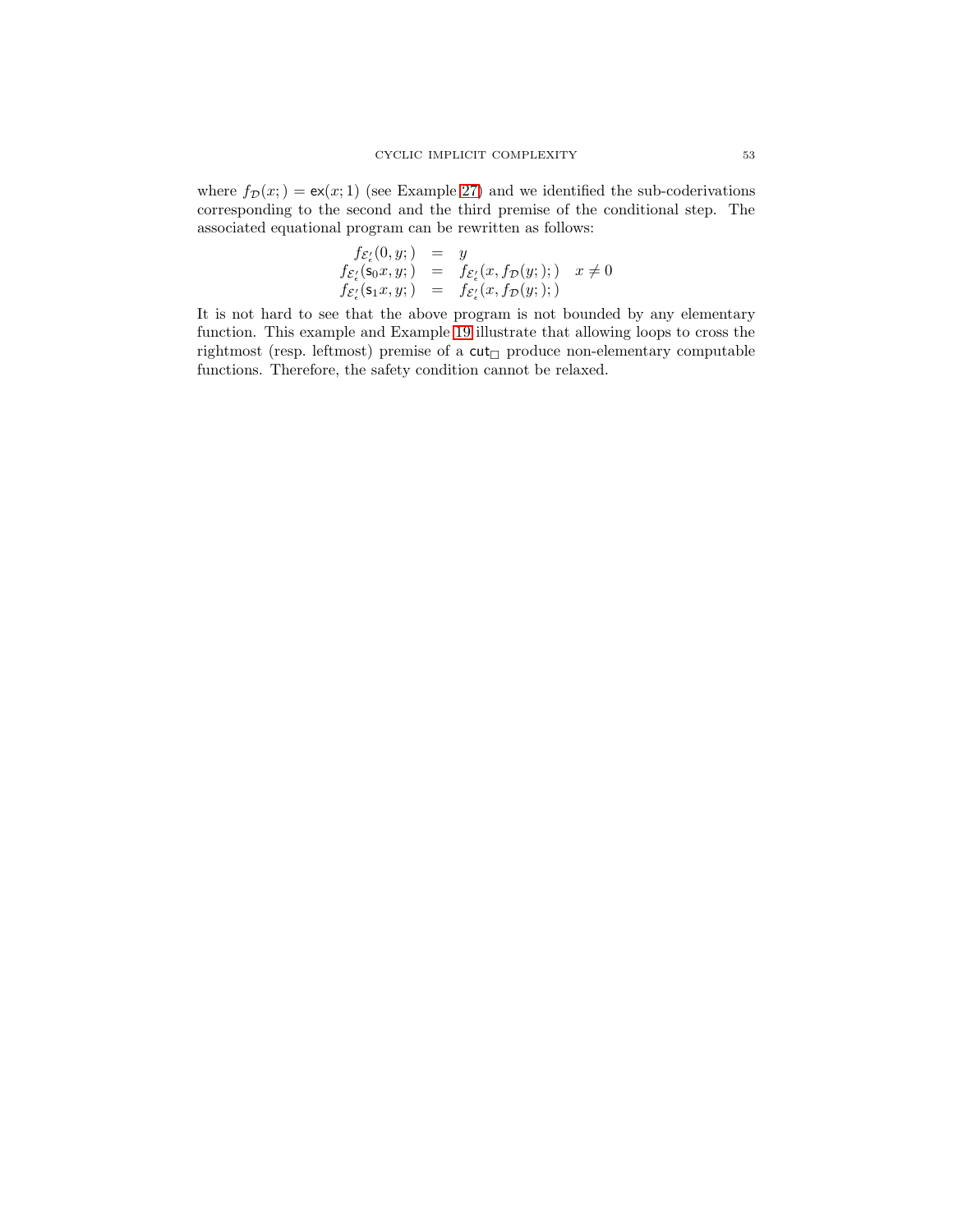where $f_{\mathcal{D}}(x;) = \mathsf{ex}(x; 1)$ (see Example 27) and we identified the sub-coderivations corresponding to the second and the third premise of the conditional step. The associated equational program can be rewritten as follows:

$$
\begin{array}{rcll}
f_{\mathcal{E}'_\epsilon}(0, y;) & = & y & \\
f_{\mathcal{E}'_\epsilon}(\mathsf{s}_0 x, y;) & = & f_{\mathcal{E}'_\epsilon}(x, f_{\mathcal{D}}(y;);) & x \neq 0 \\
f_{\mathcal{E}'_\epsilon}(\mathsf{s}_1 x, y;) & = & f_{\mathcal{E}'_\epsilon}(x, f_{\mathcal{D}}(y;);) &
\end{array}
$$

It is not hard to see that the above program is not bounded by any elementary function. This example and Example 19 illustrate that allowing loops to cross the rightmost (resp. leftmost) premise of a $\mathsf{cut}_\Box$ produce non-elementary computable functions. Therefore, the safety condition cannot be relaxed.